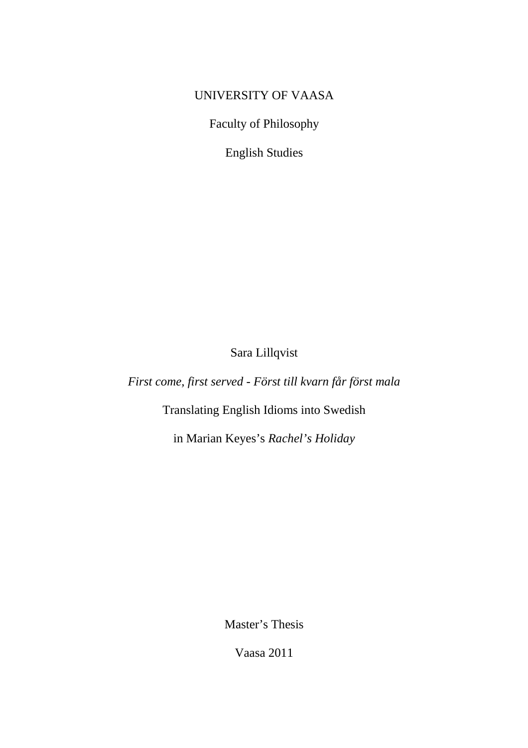UNIVERSITY OF VAASA

Faculty of Philosophy

English Studies

Sara Lillqvist

*First come, first served - Först till kvarn får först mala*

Translating English Idioms into Swedish

in Marian Keyes's *Rachel's Holiday*

Master's Thesis

Vaasa 2011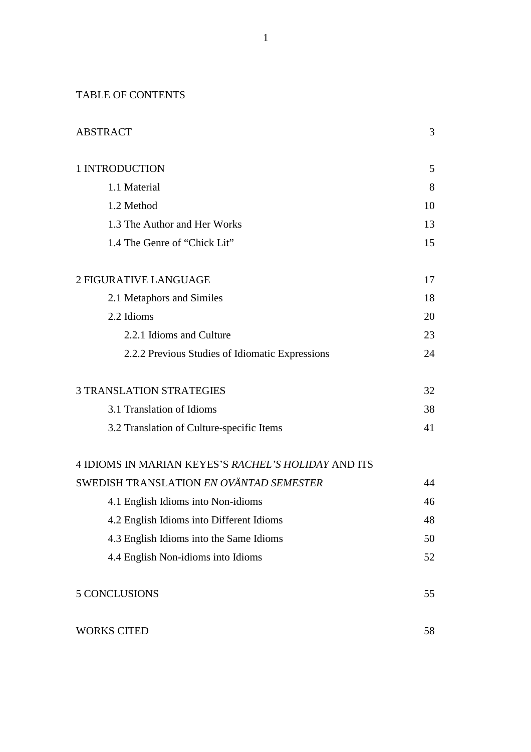# TABLE OF CONTENTS

| | |
|---|---|
| ABSTRACT | 3 |
| 1 INTRODUCTION | 5 |
| 1.1 Material | 8 |
| 1.2 Method | 10 |
| 1.3 The Author and Her Works | 13 |
| 1.4 The Genre of “Chick Lit” | 15 |
| 2 FIGURATIVE LANGUAGE | 17 |
| 2.1 Metaphors and Similes | 18 |
| 2.2 Idioms | 20 |
| 2.2.1 Idioms and Culture | 23 |
| 2.2.2 Previous Studies of Idiomatic Expressions | 24 |
| 3 TRANSLATION STRATEGIES | 32 |
| 3.1 Translation of Idioms | 38 |
| 3.2 Translation of Culture-specific Items | 41 |
| 4 IDIOMS IN MARIAN KEYES’S *RACHEL’S HOLIDAY* AND ITS SWEDISH TRANSLATION *EN OVÄNTAD SEMESTER* | 44 |
| 4.1 English Idioms into Non-idioms | 46 |
| 4.2 English Idioms into Different Idioms | 48 |
| 4.3 English Idioms into the Same Idioms | 50 |
| 4.4 English Non-idioms into Idioms | 52 |
| 5 CONCLUSIONS | 55 |
| WORKS CITED | 58 |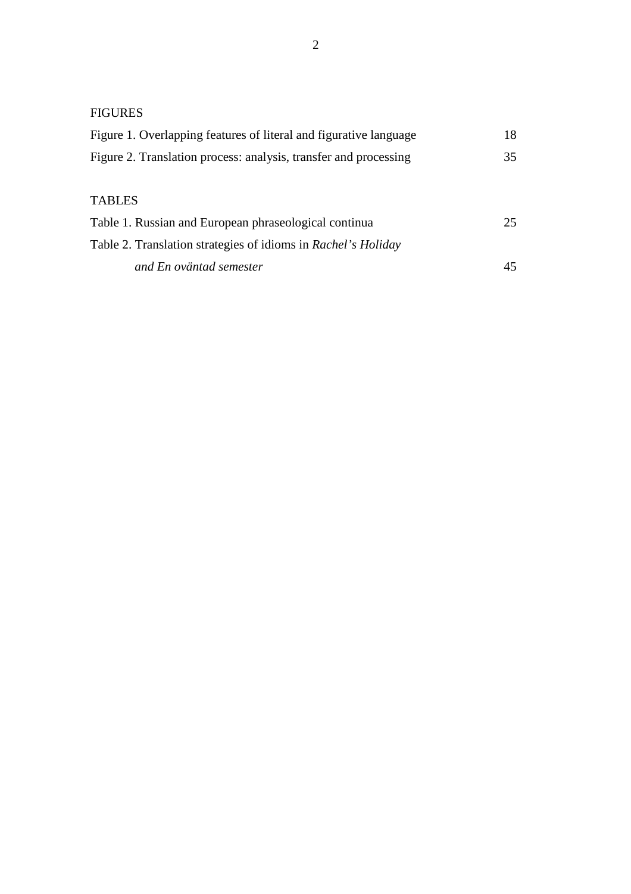FIGURES

| | |
|---|---|
| Figure 1. Overlapping features of literal and figurative language | 18 |
| Figure 2. Translation process: analysis, transfer and processing | 35 |

TABLES

| | |
|---|---|
| Table 1. Russian and European phraseological continua | 25 |
| Table 2. Translation strategies of idioms in *Rachel's Holiday and En oväntad semester* | 45 |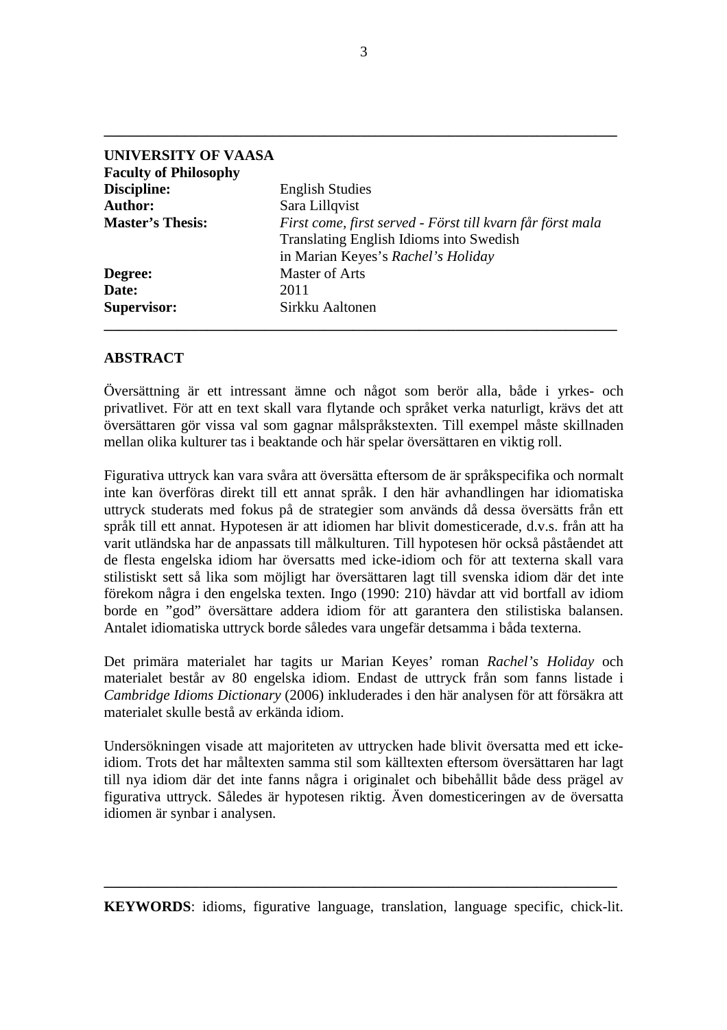**UNIVERSITY OF VAASA**
**Faculty of Philosophy**

| | |
|---|---|
| **Discipline:** | English Studies |
| **Author:** | Sara Lillqvist |
| **Master's Thesis:** | *First come, first served - Först till kvarn får först mala* Translating English Idioms into Swedish in Marian Keyes's *Rachel's Holiday* |
| **Degree:** | Master of Arts |
| **Date:** | 2011 |
| **Supervisor:** | Sirkku Aaltonen |

## ABSTRACT

Översättning är ett intressant ämne och något som berör alla, både i yrkes- och privatlivet. För att en text skall vara flytande och språket verka naturligt, krävs det att översättaren gör vissa val som gagnar målspråkstexten. Till exempel måste skillnaden mellan olika kulturer tas i beaktande och här spelar översättaren en viktig roll.

Figurativa uttryck kan vara svåra att översätta eftersom de är språkspecifika och normalt inte kan överföras direkt till ett annat språk. I den här avhandlingen har idiomatiska uttryck studerats med fokus på de strategier som används då dessa översätts från ett språk till ett annat. Hypotesen är att idiomen har blivit domesticerade, d.v.s. från att ha varit utländska har de anpassats till målkulturen. Till hypotesen hör också påståendet att de flesta engelska idiom har översatts med icke-idiom och för att texterna skall vara stilistiskt sett så lika som möjligt har översättaren lagt till svenska idiom där det inte förekom några i den engelska texten. Ingo (1990: 210) hävdar att vid bortfall av idiom borde en "god" översättare addera idiom för att garantera den stilistiska balansen. Antalet idiomatiska uttryck borde således vara ungefär detsamma i båda texterna.

Det primära materialet har tagits ur Marian Keyes' roman *Rachel's Holiday* och materialet består av 80 engelska idiom. Endast de uttryck från som fanns listade i *Cambridge Idioms Dictionary* (2006) inkluderades i den här analysen för att försäkra att materialet skulle bestå av erkända idiom.

Undersökningen visade att majoriteten av uttrycken hade blivit översatta med ett icke-idiom. Trots det har måltexten samma stil som källtexten eftersom översättaren har lagt till nya idiom där det inte fanns några i originalet och bibehållit både dess prägel av figurativa uttryck. Således är hypotesen riktig. Även domesticeringen av de översatta idiomen är synbar i analysen.

**KEYWORDS**: idioms, figurative language, translation, language specific, chick-lit.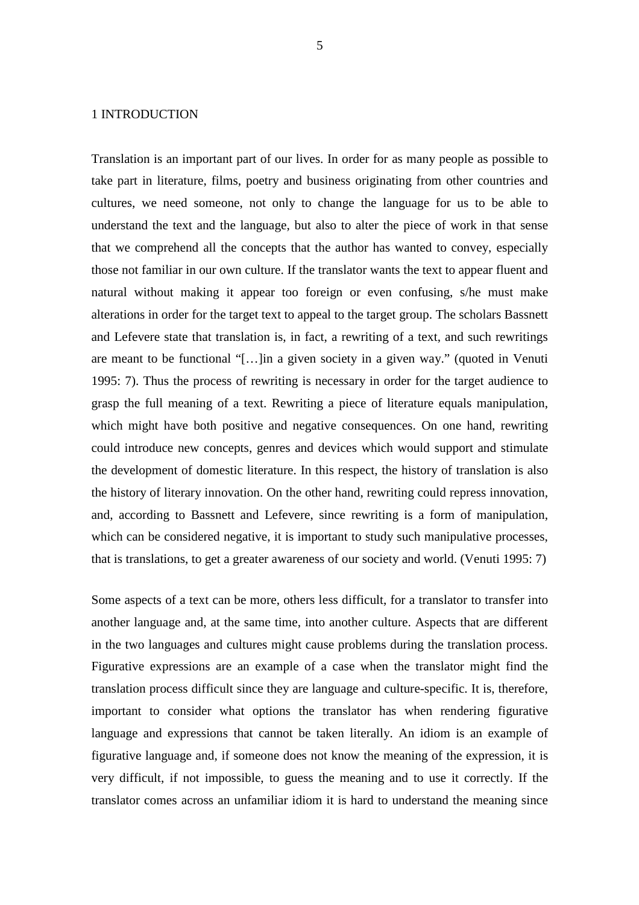# 1 INTRODUCTION

Translation is an important part of our lives. In order for as many people as possible to take part in literature, films, poetry and business originating from other countries and cultures, we need someone, not only to change the language for us to be able to understand the text and the language, but also to alter the piece of work in that sense that we comprehend all the concepts that the author has wanted to convey, especially those not familiar in our own culture. If the translator wants the text to appear fluent and natural without making it appear too foreign or even confusing, s/he must make alterations in order for the target text to appeal to the target group. The scholars Bassnett and Lefevere state that translation is, in fact, a rewriting of a text, and such rewritings are meant to be functional "[…]in a given society in a given way." (quoted in Venuti 1995: 7). Thus the process of rewriting is necessary in order for the target audience to grasp the full meaning of a text. Rewriting a piece of literature equals manipulation, which might have both positive and negative consequences. On one hand, rewriting could introduce new concepts, genres and devices which would support and stimulate the development of domestic literature. In this respect, the history of translation is also the history of literary innovation. On the other hand, rewriting could repress innovation, and, according to Bassnett and Lefevere, since rewriting is a form of manipulation, which can be considered negative, it is important to study such manipulative processes, that is translations, to get a greater awareness of our society and world. (Venuti 1995: 7)

Some aspects of a text can be more, others less difficult, for a translator to transfer into another language and, at the same time, into another culture. Aspects that are different in the two languages and cultures might cause problems during the translation process. Figurative expressions are an example of a case when the translator might find the translation process difficult since they are language and culture-specific. It is, therefore, important to consider what options the translator has when rendering figurative language and expressions that cannot be taken literally. An idiom is an example of figurative language and, if someone does not know the meaning of the expression, it is very difficult, if not impossible, to guess the meaning and to use it correctly. If the translator comes across an unfamiliar idiom it is hard to understand the meaning since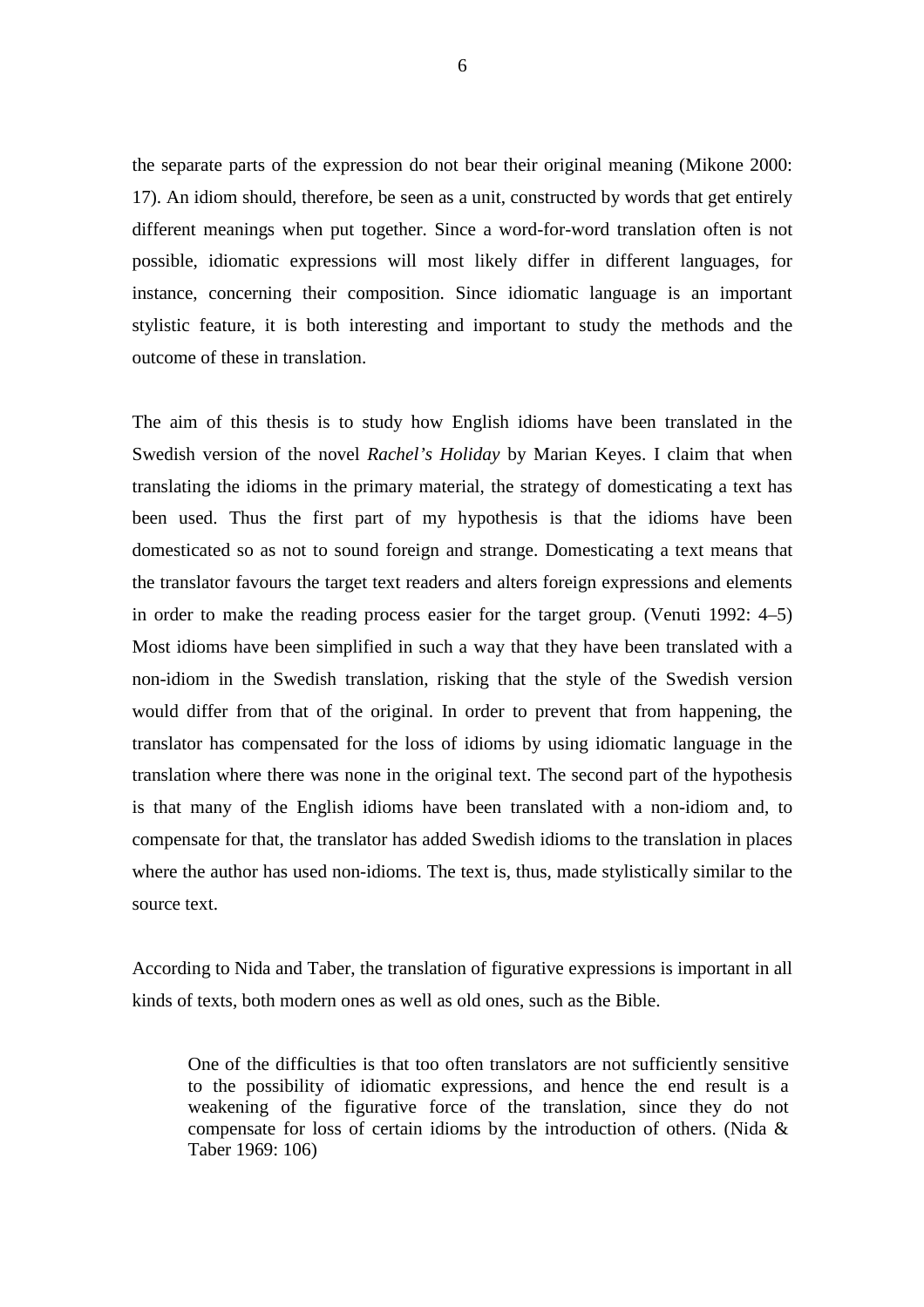the separate parts of the expression do not bear their original meaning (Mikone 2000: 17). An idiom should, therefore, be seen as a unit, constructed by words that get entirely different meanings when put together. Since a word-for-word translation often is not possible, idiomatic expressions will most likely differ in different languages, for instance, concerning their composition. Since idiomatic language is an important stylistic feature, it is both interesting and important to study the methods and the outcome of these in translation.

The aim of this thesis is to study how English idioms have been translated in the Swedish version of the novel *Rachel's Holiday* by Marian Keyes. I claim that when translating the idioms in the primary material, the strategy of domesticating a text has been used. Thus the first part of my hypothesis is that the idioms have been domesticated so as not to sound foreign and strange. Domesticating a text means that the translator favours the target text readers and alters foreign expressions and elements in order to make the reading process easier for the target group. (Venuti 1992: 4–5) Most idioms have been simplified in such a way that they have been translated with a non-idiom in the Swedish translation, risking that the style of the Swedish version would differ from that of the original. In order to prevent that from happening, the translator has compensated for the loss of idioms by using idiomatic language in the translation where there was none in the original text. The second part of the hypothesis is that many of the English idioms have been translated with a non-idiom and, to compensate for that, the translator has added Swedish idioms to the translation in places where the author has used non-idioms. The text is, thus, made stylistically similar to the source text.

According to Nida and Taber, the translation of figurative expressions is important in all kinds of texts, both modern ones as well as old ones, such as the Bible.

> One of the difficulties is that too often translators are not sufficiently sensitive to the possibility of idiomatic expressions, and hence the end result is a weakening of the figurative force of the translation, since they do not compensate for loss of certain idioms by the introduction of others. (Nida & Taber 1969: 106)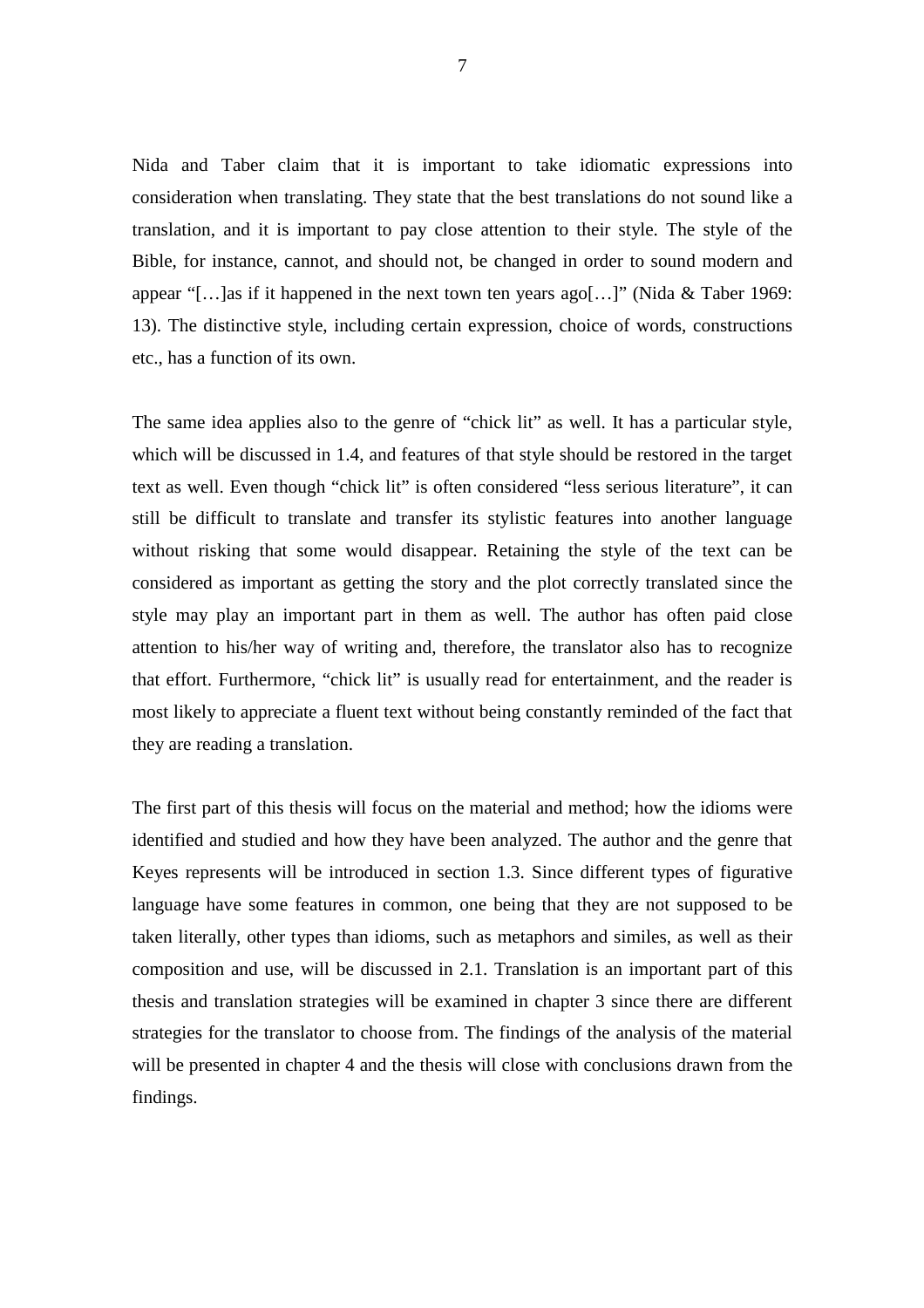Nida and Taber claim that it is important to take idiomatic expressions into consideration when translating. They state that the best translations do not sound like a translation, and it is important to pay close attention to their style. The style of the Bible, for instance, cannot, and should not, be changed in order to sound modern and appear "[…]as if it happened in the next town ten years ago[…]" (Nida & Taber 1969: 13). The distinctive style, including certain expression, choice of words, constructions etc., has a function of its own.

The same idea applies also to the genre of "chick lit" as well. It has a particular style, which will be discussed in 1.4, and features of that style should be restored in the target text as well. Even though "chick lit" is often considered "less serious literature", it can still be difficult to translate and transfer its stylistic features into another language without risking that some would disappear. Retaining the style of the text can be considered as important as getting the story and the plot correctly translated since the style may play an important part in them as well. The author has often paid close attention to his/her way of writing and, therefore, the translator also has to recognize that effort. Furthermore, "chick lit" is usually read for entertainment, and the reader is most likely to appreciate a fluent text without being constantly reminded of the fact that they are reading a translation.

The first part of this thesis will focus on the material and method; how the idioms were identified and studied and how they have been analyzed. The author and the genre that Keyes represents will be introduced in section 1.3. Since different types of figurative language have some features in common, one being that they are not supposed to be taken literally, other types than idioms, such as metaphors and similes, as well as their composition and use, will be discussed in 2.1. Translation is an important part of this thesis and translation strategies will be examined in chapter 3 since there are different strategies for the translator to choose from. The findings of the analysis of the material will be presented in chapter 4 and the thesis will close with conclusions drawn from the findings.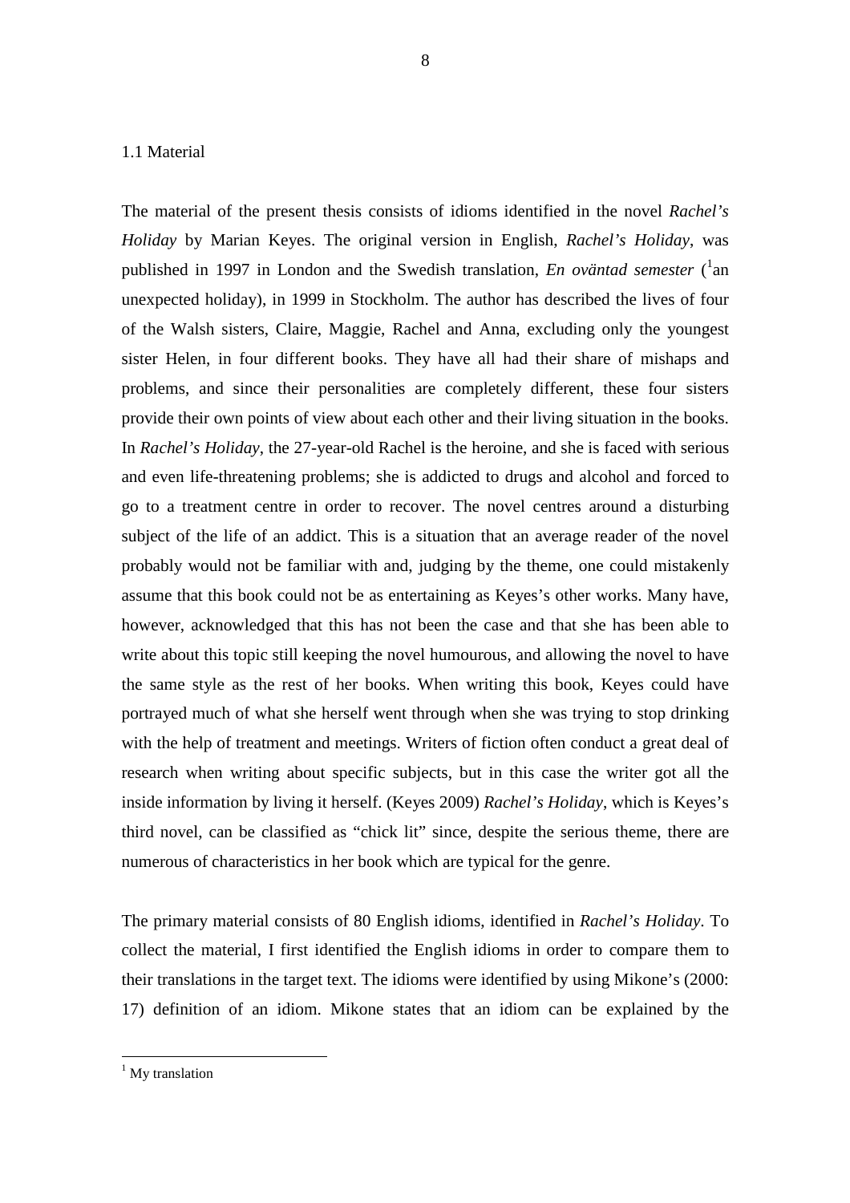## 1.1 Material

The material of the present thesis consists of idioms identified in the novel *Rachel's Holiday* by Marian Keyes. The original version in English, *Rachel's Holiday*, was published in 1997 in London and the Swedish translation, *En oväntad semester* ([1]an unexpected holiday), in 1999 in Stockholm. The author has described the lives of four of the Walsh sisters, Claire, Maggie, Rachel and Anna, excluding only the youngest sister Helen, in four different books. They have all had their share of mishaps and problems, and since their personalities are completely different, these four sisters provide their own points of view about each other and their living situation in the books. In *Rachel's Holiday*, the 27-year-old Rachel is the heroine, and she is faced with serious and even life-threatening problems; she is addicted to drugs and alcohol and forced to go to a treatment centre in order to recover. The novel centres around a disturbing subject of the life of an addict. This is a situation that an average reader of the novel probably would not be familiar with and, judging by the theme, one could mistakenly assume that this book could not be as entertaining as Keyes's other works. Many have, however, acknowledged that this has not been the case and that she has been able to write about this topic still keeping the novel humourous, and allowing the novel to have the same style as the rest of her books. When writing this book, Keyes could have portrayed much of what she herself went through when she was trying to stop drinking with the help of treatment and meetings. Writers of fiction often conduct a great deal of research when writing about specific subjects, but in this case the writer got all the inside information by living it herself. (Keyes 2009) *Rachel's Holiday*, which is Keyes's third novel, can be classified as "chick lit" since, despite the serious theme, there are numerous of characteristics in her book which are typical for the genre.

The primary material consists of 80 English idioms, identified in *Rachel's Holiday*. To collect the material, I first identified the English idioms in order to compare them to their translations in the target text. The idioms were identified by using Mikone's (2000: 17) definition of an idiom. Mikone states that an idiom can be explained by the

---

[1] My translation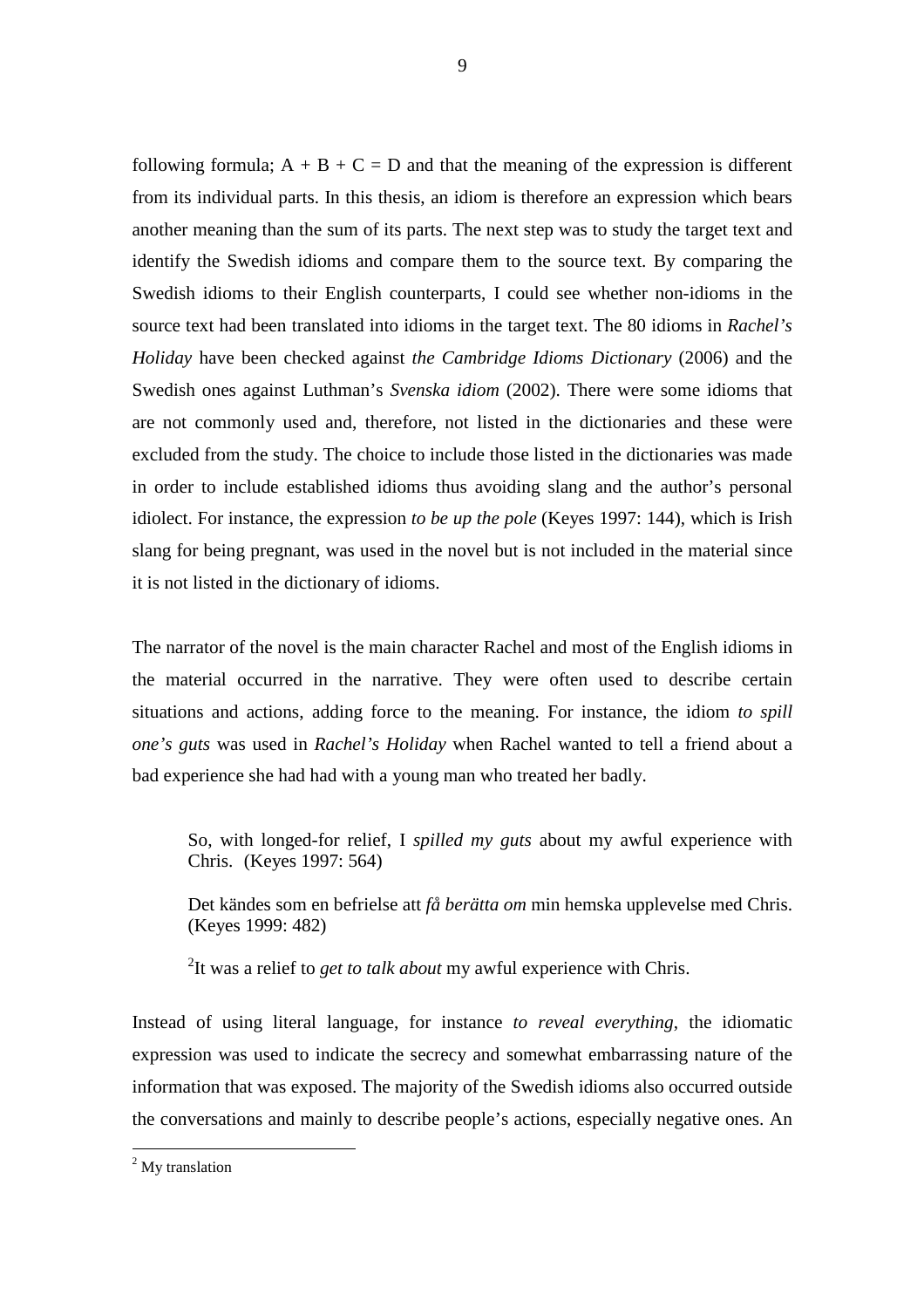following formula; $A + B + C = D$ and that the meaning of the expression is different from its individual parts. In this thesis, an idiom is therefore an expression which bears another meaning than the sum of its parts. The next step was to study the target text and identify the Swedish idioms and compare them to the source text. By comparing the Swedish idioms to their English counterparts, I could see whether non-idioms in the source text had been translated into idioms in the target text. The 80 idioms in *Rachel's Holiday* have been checked against *the Cambridge Idioms Dictionary* (2006) and the Swedish ones against Luthman's *Svenska idiom* (2002). There were some idioms that are not commonly used and, therefore, not listed in the dictionaries and these were excluded from the study. The choice to include those listed in the dictionaries was made in order to include established idioms thus avoiding slang and the author's personal idiolect. For instance, the expression *to be up the pole* (Keyes 1997: 144), which is Irish slang for being pregnant, was used in the novel but is not included in the material since it is not listed in the dictionary of idioms.

The narrator of the novel is the main character Rachel and most of the English idioms in the material occurred in the narrative. They were often used to describe certain situations and actions, adding force to the meaning. For instance, the idiom *to spill one's guts* was used in *Rachel's Holiday* when Rachel wanted to tell a friend about a bad experience she had had with a young man who treated her badly.

> So, with longed-for relief, I *spilled my guts* about my awful experience with Chris. (Keyes 1997: 564)
>
> Det kändes som en befrielse att *få berätta om* min hemska upplevelse med Chris. (Keyes 1999: 482)
>
> [2]It was a relief to *get to talk about* my awful experience with Chris.

Instead of using literal language, for instance *to reveal everything*, the idiomatic expression was used to indicate the secrecy and somewhat embarrassing nature of the information that was exposed. The majority of the Swedish idioms also occurred outside the conversations and mainly to describe people's actions, especially negative ones. An

[2] My translation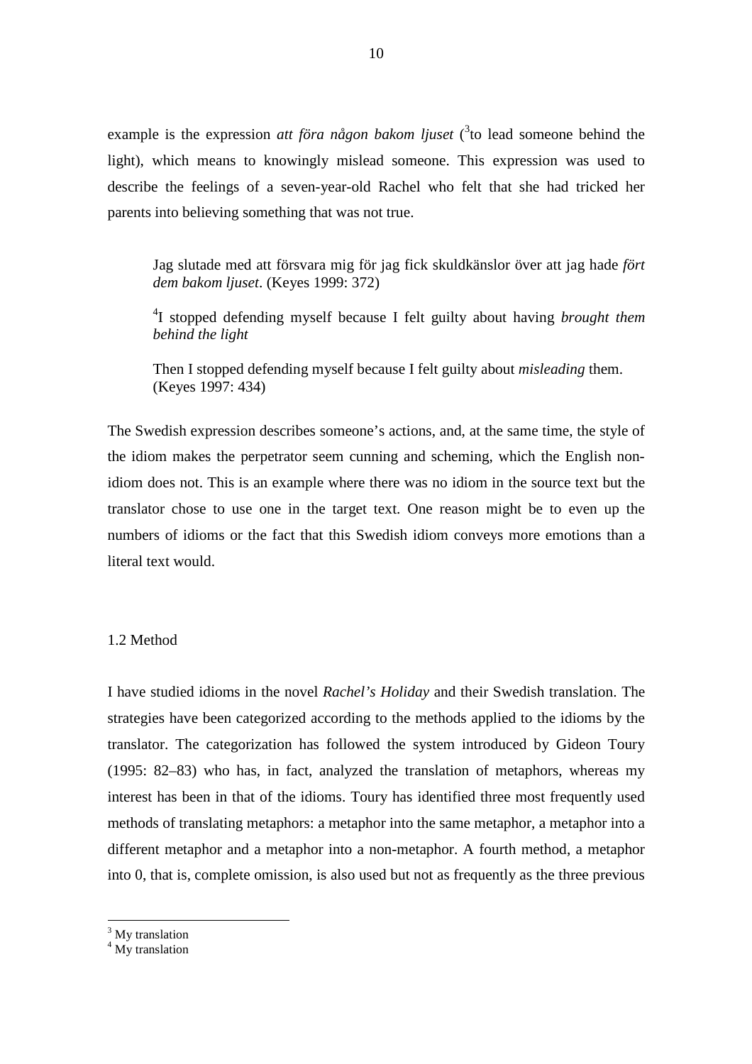example is the expression *att föra någon bakom ljuset* ([3]to lead someone behind the light), which means to knowingly mislead someone. This expression was used to describe the feelings of a seven-year-old Rachel who felt that she had tricked her parents into believing something that was not true.

> Jag slutade med att försvara mig för jag fick skuldkänslor över att jag hade *fört dem bakom ljuset*. (Keyes 1999: 372)
>
> [4]I stopped defending myself because I felt guilty about having *brought them behind the light*
>
> Then I stopped defending myself because I felt guilty about *misleading* them. (Keyes 1997: 434)

The Swedish expression describes someone's actions, and, at the same time, the style of the idiom makes the perpetrator seem cunning and scheming, which the English non-idiom does not. This is an example where there was no idiom in the source text but the translator chose to use one in the target text. One reason might be to even up the numbers of idioms or the fact that this Swedish idiom conveys more emotions than a literal text would.

## 1.2 Method

I have studied idioms in the novel *Rachel's Holiday* and their Swedish translation. The strategies have been categorized according to the methods applied to the idioms by the translator. The categorization has followed the system introduced by Gideon Toury (1995: 82–83) who has, in fact, analyzed the translation of metaphors, whereas my interest has been in that of the idioms. Toury has identified three most frequently used methods of translating metaphors: a metaphor into the same metaphor, a metaphor into a different metaphor and a metaphor into a non-metaphor. A fourth method, a metaphor into 0, that is, complete omission, is also used but not as frequently as the three previous

---

[3] My translation

[4] My translation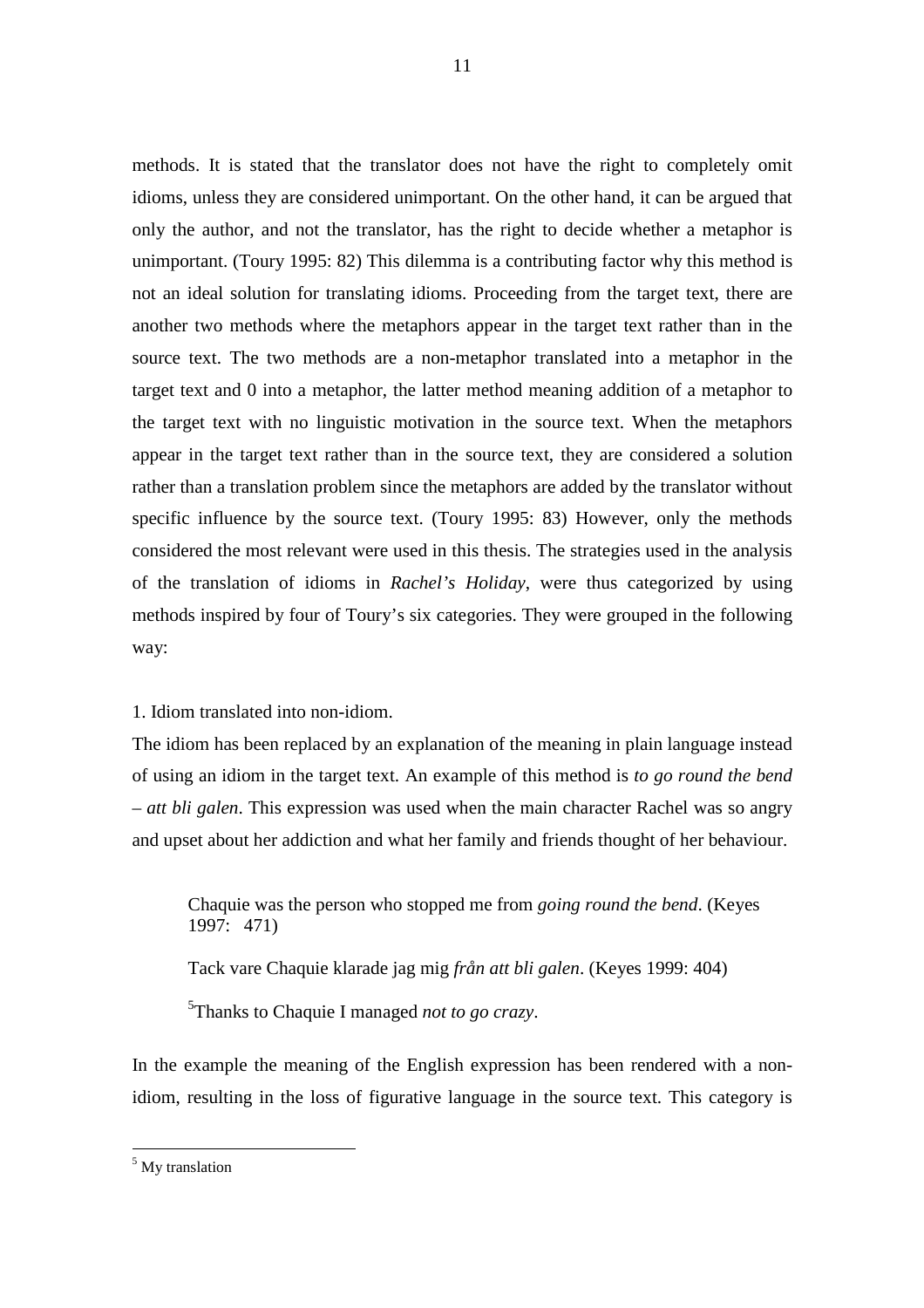methods. It is stated that the translator does not have the right to completely omit idioms, unless they are considered unimportant. On the other hand, it can be argued that only the author, and not the translator, has the right to decide whether a metaphor is unimportant. (Toury 1995: 82) This dilemma is a contributing factor why this method is not an ideal solution for translating idioms. Proceeding from the target text, there are another two methods where the metaphors appear in the target text rather than in the source text. The two methods are a non-metaphor translated into a metaphor in the target text and 0 into a metaphor, the latter method meaning addition of a metaphor to the target text with no linguistic motivation in the source text. When the metaphors appear in the target text rather than in the source text, they are considered a solution rather than a translation problem since the metaphors are added by the translator without specific influence by the source text. (Toury 1995: 83) However, only the methods considered the most relevant were used in this thesis. The strategies used in the analysis of the translation of idioms in *Rachel's Holiday*, were thus categorized by using methods inspired by four of Toury's six categories. They were grouped in the following way:

1. Idiom translated into non-idiom.

The idiom has been replaced by an explanation of the meaning in plain language instead of using an idiom in the target text. An example of this method is *to go round the bend – att bli galen*. This expression was used when the main character Rachel was so angry and upset about her addiction and what her family and friends thought of her behaviour.

> Chaquie was the person who stopped me from *going round the bend*. (Keyes 1997: 471)
>
> Tack vare Chaquie klarade jag mig *från att bli galen*. (Keyes 1999: 404)
>
> [5]Thanks to Chaquie I managed *not to go crazy*.

In the example the meaning of the English expression has been rendered with a non-idiom, resulting in the loss of figurative language in the source text. This category is

---

[5] My translation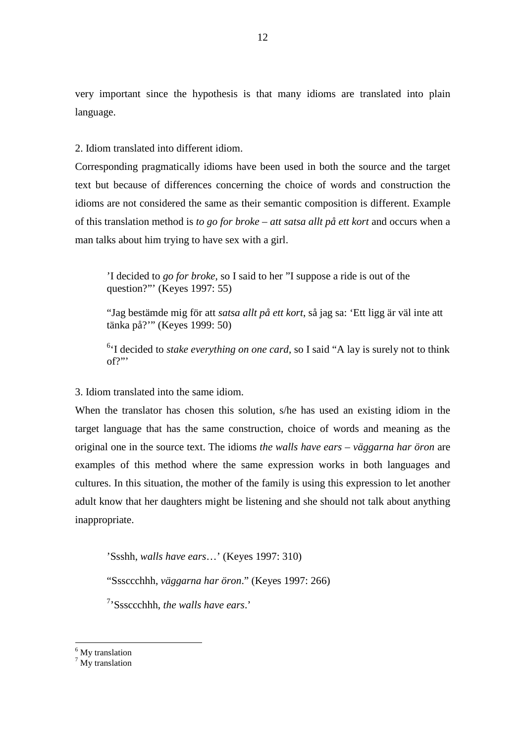very important since the hypothesis is that many idioms are translated into plain language.

2. Idiom translated into different idiom.

Corresponding pragmatically idioms have been used in both the source and the target text but because of differences concerning the choice of words and construction the idioms are not considered the same as their semantic composition is different. Example of this translation method is *to go for broke – att satsa allt på ett kort* and occurs when a man talks about him trying to have sex with a girl.

> ’I decided to *go for broke*, so I said to her ”I suppose a ride is out of the question?”’ (Keyes 1997: 55)
>
> “Jag bestämde mig för att *satsa allt på ett kort*, så jag sa: ‘Ett ligg är väl inte att tänka på?’” (Keyes 1999: 50)
>
> [6]‘I decided to *stake everything on one card*, so I said “A lay is surely not to think of?”’

3. Idiom translated into the same idiom.

When the translator has chosen this solution, s/he has used an existing idiom in the target language that has the same construction, choice of words and meaning as the original one in the source text. The idioms *the walls have ears – väggarna har öron* are examples of this method where the same expression works in both languages and cultures. In this situation, the mother of the family is using this expression to let another adult know that her daughters might be listening and she should not talk about anything inappropriate.

> ’Ssshh, *walls have ears*…’ (Keyes 1997: 310)
>
> “Ssscchhh, *väggarna har öron*.” (Keyes 1997: 266)
>
> [7]’Ssscchhh, *the walls have ears*.’

[6] My translation

[7] My translation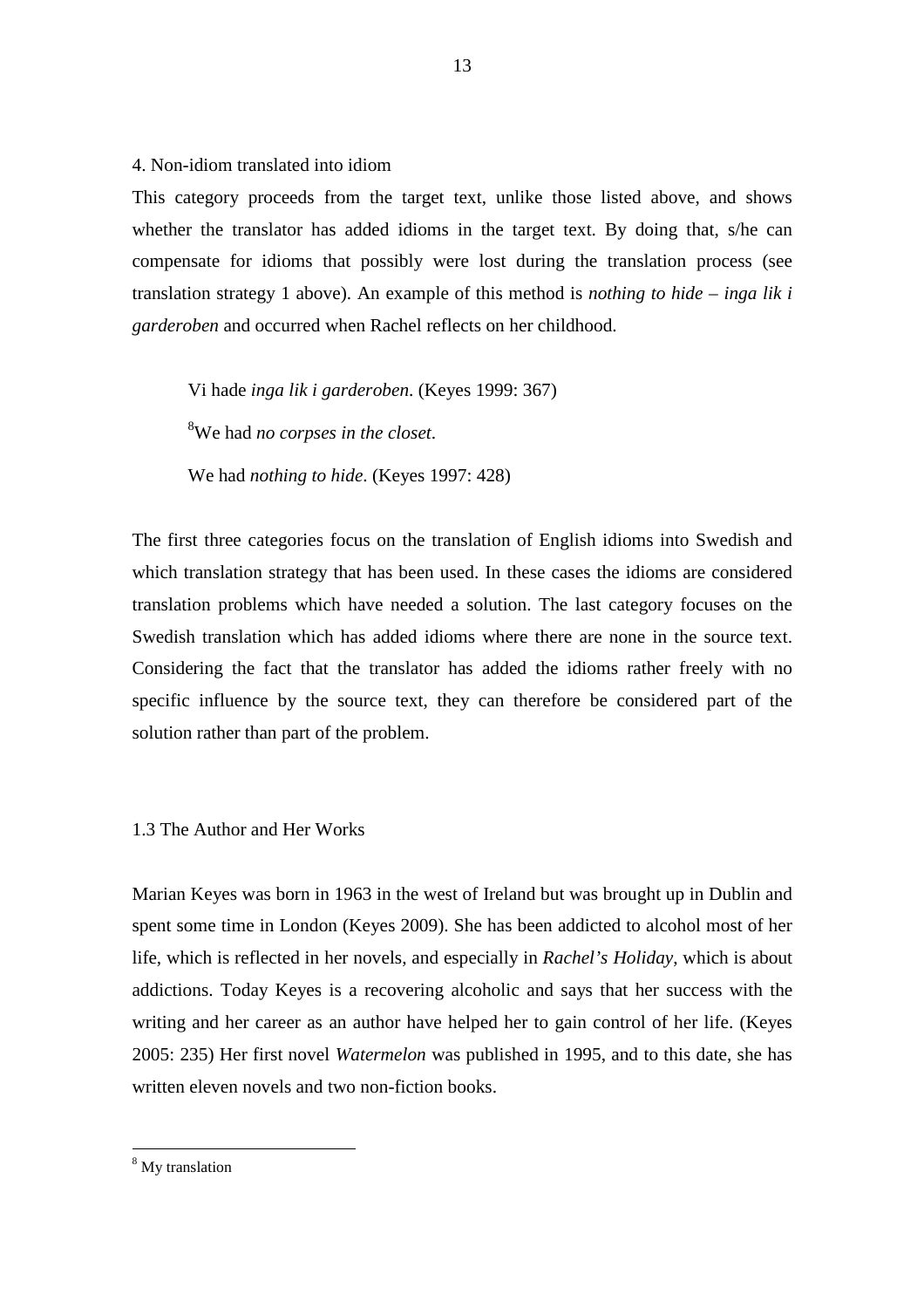4. Non-idiom translated into idiom

This category proceeds from the target text, unlike those listed above, and shows whether the translator has added idioms in the target text. By doing that, s/he can compensate for idioms that possibly were lost during the translation process (see translation strategy 1 above). An example of this method is *nothing to hide – inga lik i garderoben* and occurred when Rachel reflects on her childhood.

> Vi hade *inga lik i garderoben*. (Keyes 1999: 367)
>
> [8]We had *no corpses in the closet*.
>
> We had *nothing to hide*. (Keyes 1997: 428)

The first three categories focus on the translation of English idioms into Swedish and which translation strategy that has been used. In these cases the idioms are considered translation problems which have needed a solution. The last category focuses on the Swedish translation which has added idioms where there are none in the source text. Considering the fact that the translator has added the idioms rather freely with no specific influence by the source text, they can therefore be considered part of the solution rather than part of the problem.

## 1.3 The Author and Her Works

Marian Keyes was born in 1963 in the west of Ireland but was brought up in Dublin and spent some time in London (Keyes 2009). She has been addicted to alcohol most of her life, which is reflected in her novels, and especially in *Rachel's Holiday*, which is about addictions. Today Keyes is a recovering alcoholic and says that her success with the writing and her career as an author have helped her to gain control of her life. (Keyes 2005: 235) Her first novel *Watermelon* was published in 1995, and to this date, she has written eleven novels and two non-fiction books.

---

[8] My translation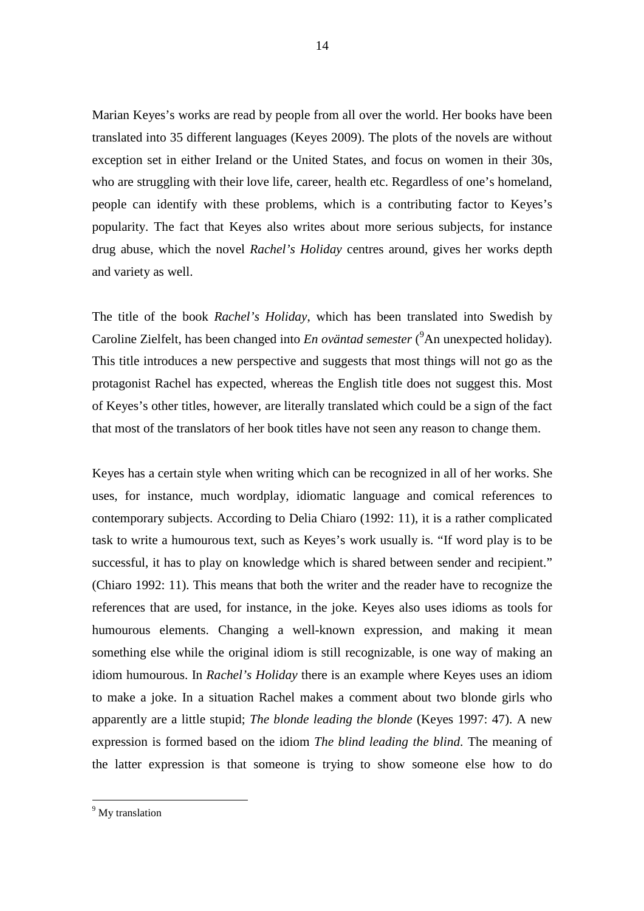Marian Keyes's works are read by people from all over the world. Her books have been translated into 35 different languages (Keyes 2009). The plots of the novels are without exception set in either Ireland or the United States, and focus on women in their 30s, who are struggling with their love life, career, health etc. Regardless of one's homeland, people can identify with these problems, which is a contributing factor to Keyes's popularity. The fact that Keyes also writes about more serious subjects, for instance drug abuse, which the novel *Rachel's Holiday* centres around, gives her works depth and variety as well.

The title of the book *Rachel's Holiday*, which has been translated into Swedish by Caroline Zielfelt, has been changed into *En oväntad semester* ([9]An unexpected holiday). This title introduces a new perspective and suggests that most things will not go as the protagonist Rachel has expected, whereas the English title does not suggest this. Most of Keyes's other titles, however, are literally translated which could be a sign of the fact that most of the translators of her book titles have not seen any reason to change them.

Keyes has a certain style when writing which can be recognized in all of her works. She uses, for instance, much wordplay, idiomatic language and comical references to contemporary subjects. According to Delia Chiaro (1992: 11), it is a rather complicated task to write a humourous text, such as Keyes's work usually is. "If word play is to be successful, it has to play on knowledge which is shared between sender and recipient." (Chiaro 1992: 11). This means that both the writer and the reader have to recognize the references that are used, for instance, in the joke. Keyes also uses idioms as tools for humourous elements. Changing a well-known expression, and making it mean something else while the original idiom is still recognizable, is one way of making an idiom humourous. In *Rachel's Holiday* there is an example where Keyes uses an idiom to make a joke. In a situation Rachel makes a comment about two blonde girls who apparently are a little stupid; *The blonde leading the blonde* (Keyes 1997: 47). A new expression is formed based on the idiom *The blind leading the blind*. The meaning of the latter expression is that someone is trying to show someone else how to do

[9] My translation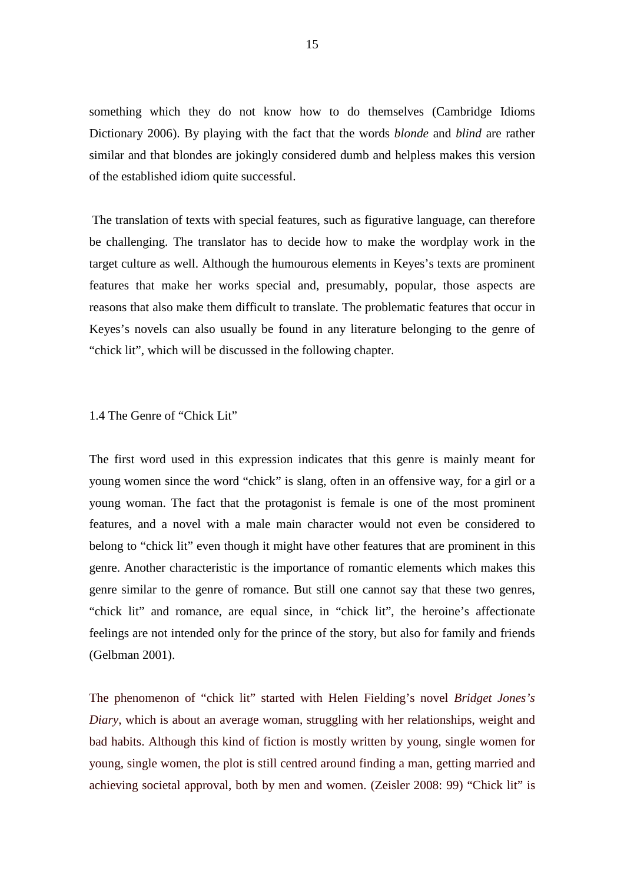something which they do not know how to do themselves (Cambridge Idioms Dictionary 2006). By playing with the fact that the words *blonde* and *blind* are rather similar and that blondes are jokingly considered dumb and helpless makes this version of the established idiom quite successful.

The translation of texts with special features, such as figurative language, can therefore be challenging. The translator has to decide how to make the wordplay work in the target culture as well. Although the humourous elements in Keyes's texts are prominent features that make her works special and, presumably, popular, those aspects are reasons that also make them difficult to translate. The problematic features that occur in Keyes's novels can also usually be found in any literature belonging to the genre of "chick lit", which will be discussed in the following chapter.

## 1.4 The Genre of "Chick Lit"

The first word used in this expression indicates that this genre is mainly meant for young women since the word "chick" is slang, often in an offensive way, for a girl or a young woman. The fact that the protagonist is female is one of the most prominent features, and a novel with a male main character would not even be considered to belong to "chick lit" even though it might have other features that are prominent in this genre. Another characteristic is the importance of romantic elements which makes this genre similar to the genre of romance. But still one cannot say that these two genres, "chick lit" and romance, are equal since, in "chick lit", the heroine's affectionate feelings are not intended only for the prince of the story, but also for family and friends (Gelbman 2001).

The phenomenon of "chick lit" started with Helen Fielding's novel *Bridget Jones's Diary*, which is about an average woman, struggling with her relationships, weight and bad habits. Although this kind of fiction is mostly written by young, single women for young, single women, the plot is still centred around finding a man, getting married and achieving societal approval, both by men and women. (Zeisler 2008: 99) "Chick lit" is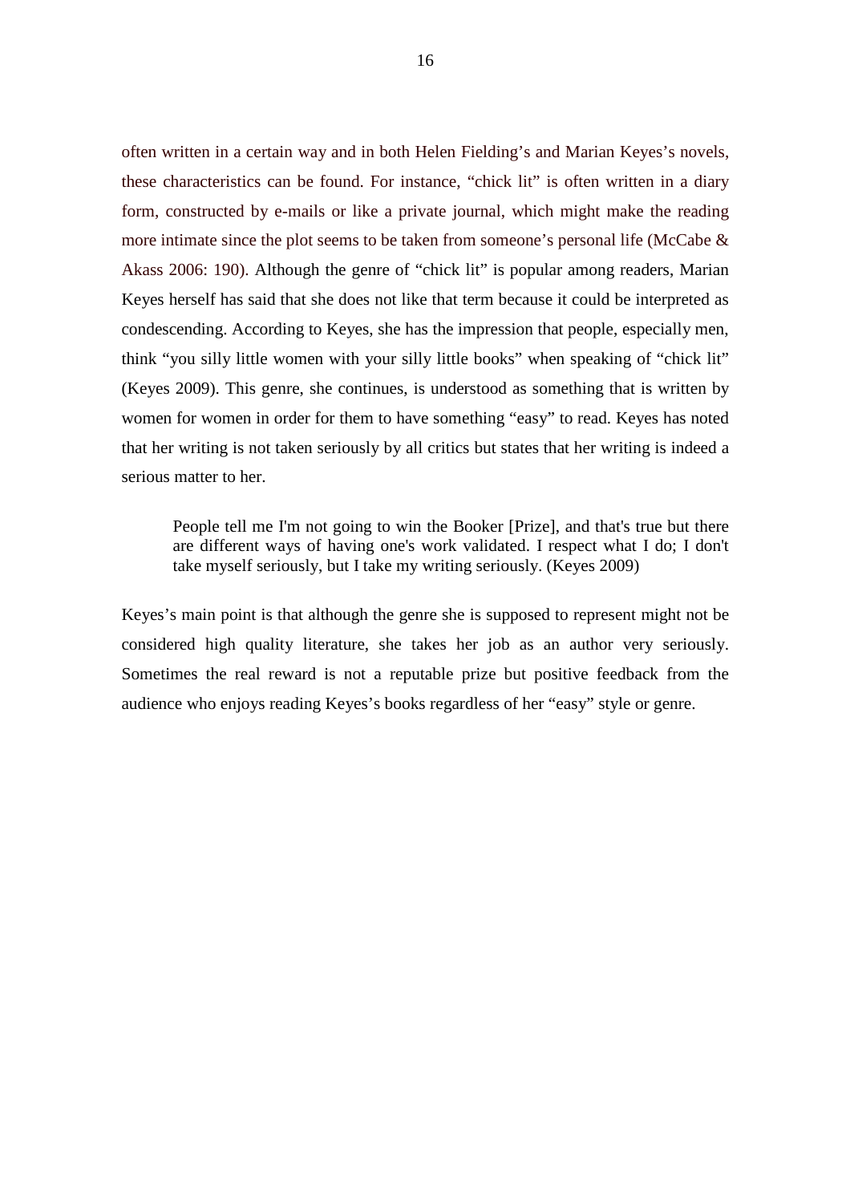often written in a certain way and in both Helen Fielding's and Marian Keyes's novels, these characteristics can be found. For instance, "chick lit" is often written in a diary form, constructed by e-mails or like a private journal, which might make the reading more intimate since the plot seems to be taken from someone's personal life (McCabe & Akass 2006: 190). Although the genre of "chick lit" is popular among readers, Marian Keyes herself has said that she does not like that term because it could be interpreted as condescending. According to Keyes, she has the impression that people, especially men, think "you silly little women with your silly little books" when speaking of "chick lit" (Keyes 2009). This genre, she continues, is understood as something that is written by women for women in order for them to have something "easy" to read. Keyes has noted that her writing is not taken seriously by all critics but states that her writing is indeed a serious matter to her.

> People tell me I'm not going to win the Booker [Prize], and that's true but there are different ways of having one's work validated. I respect what I do; I don't take myself seriously, but I take my writing seriously. (Keyes 2009)

Keyes's main point is that although the genre she is supposed to represent might not be considered high quality literature, she takes her job as an author very seriously. Sometimes the real reward is not a reputable prize but positive feedback from the audience who enjoys reading Keyes's books regardless of her "easy" style or genre.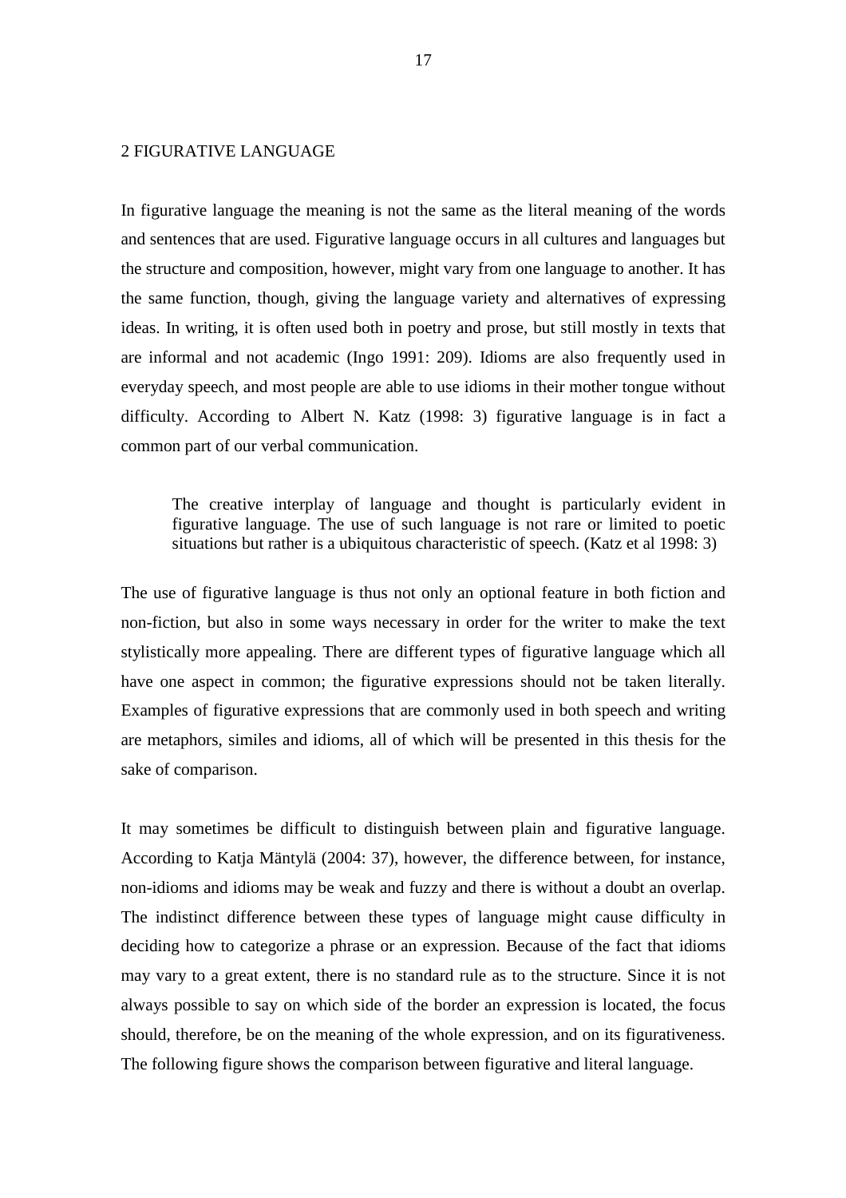## 2 FIGURATIVE LANGUAGE

In figurative language the meaning is not the same as the literal meaning of the words and sentences that are used. Figurative language occurs in all cultures and languages but the structure and composition, however, might vary from one language to another. It has the same function, though, giving the language variety and alternatives of expressing ideas. In writing, it is often used both in poetry and prose, but still mostly in texts that are informal and not academic (Ingo 1991: 209). Idioms are also frequently used in everyday speech, and most people are able to use idioms in their mother tongue without difficulty. According to Albert N. Katz (1998: 3) figurative language is in fact a common part of our verbal communication.

> The creative interplay of language and thought is particularly evident in figurative language. The use of such language is not rare or limited to poetic situations but rather is a ubiquitous characteristic of speech. (Katz et al 1998: 3)

The use of figurative language is thus not only an optional feature in both fiction and non-fiction, but also in some ways necessary in order for the writer to make the text stylistically more appealing. There are different types of figurative language which all have one aspect in common; the figurative expressions should not be taken literally. Examples of figurative expressions that are commonly used in both speech and writing are metaphors, similes and idioms, all of which will be presented in this thesis for the sake of comparison.

It may sometimes be difficult to distinguish between plain and figurative language. According to Katja Mäntylä (2004: 37), however, the difference between, for instance, non-idioms and idioms may be weak and fuzzy and there is without a doubt an overlap. The indistinct difference between these types of language might cause difficulty in deciding how to categorize a phrase or an expression. Because of the fact that idioms may vary to a great extent, there is no standard rule as to the structure. Since it is not always possible to say on which side of the border an expression is located, the focus should, therefore, be on the meaning of the whole expression, and on its figurativeness. The following figure shows the comparison between figurative and literal language.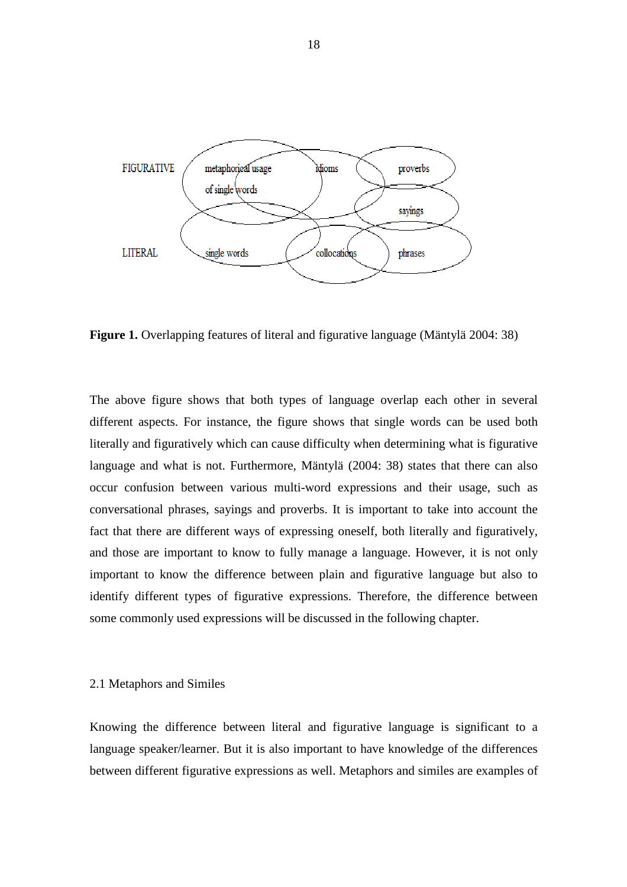**Figure 1.** Overlapping features of literal and figurative language (Mäntylä 2004: 38)

The above figure shows that both types of language overlap each other in several different aspects. For instance, the figure shows that single words can be used both literally and figuratively which can cause difficulty when determining what is figurative language and what is not. Furthermore, Mäntylä (2004: 38) states that there can also occur confusion between various multi-word expressions and their usage, such as conversational phrases, sayings and proverbs. It is important to take into account the fact that there are different ways of expressing oneself, both literally and figuratively, and those are important to know to fully manage a language. However, it is not only important to know the difference between plain and figurative language but also to identify different types of figurative expressions. Therefore, the difference between some commonly used expressions will be discussed in the following chapter.

## 2.1 Metaphors and Similes

Knowing the difference between literal and figurative language is significant to a language speaker/learner. But it is also important to have knowledge of the differences between different figurative expressions as well. Metaphors and similes are examples of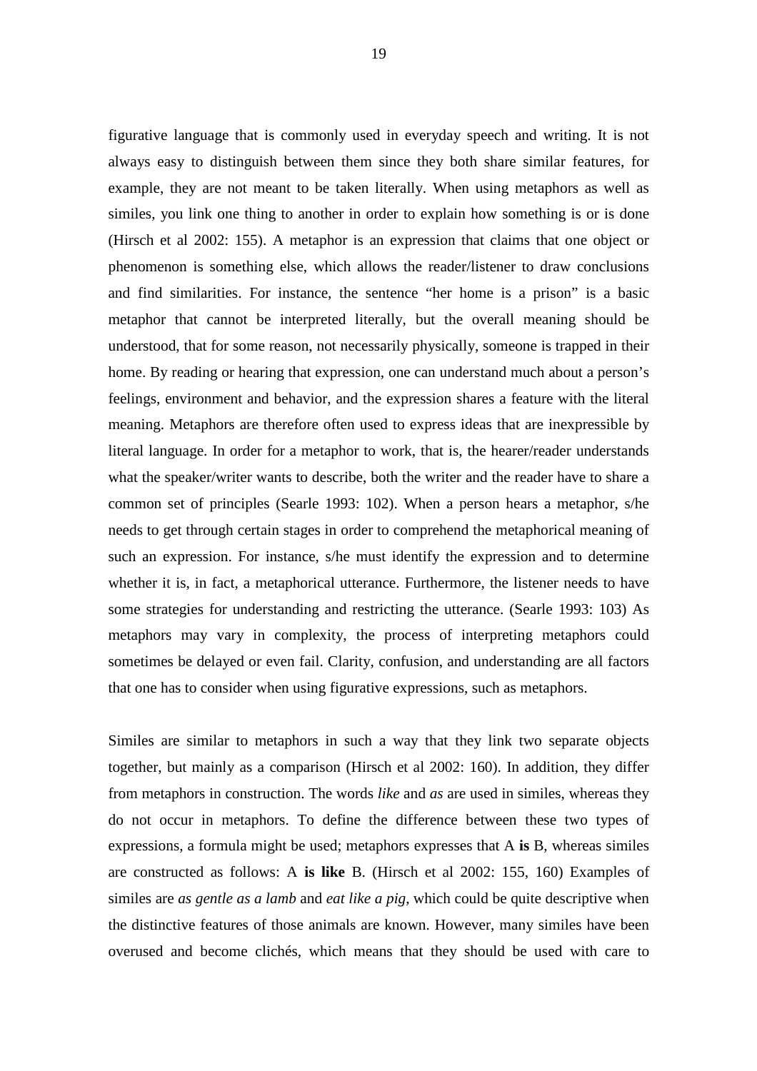figurative language that is commonly used in everyday speech and writing. It is not always easy to distinguish between them since they both share similar features, for example, they are not meant to be taken literally. When using metaphors as well as similes, you link one thing to another in order to explain how something is or is done (Hirsch et al 2002: 155). A metaphor is an expression that claims that one object or phenomenon is something else, which allows the reader/listener to draw conclusions and find similarities. For instance, the sentence "her home is a prison" is a basic metaphor that cannot be interpreted literally, but the overall meaning should be understood, that for some reason, not necessarily physically, someone is trapped in their home. By reading or hearing that expression, one can understand much about a person's feelings, environment and behavior, and the expression shares a feature with the literal meaning. Metaphors are therefore often used to express ideas that are inexpressible by literal language. In order for a metaphor to work, that is, the hearer/reader understands what the speaker/writer wants to describe, both the writer and the reader have to share a common set of principles (Searle 1993: 102). When a person hears a metaphor, s/he needs to get through certain stages in order to comprehend the metaphorical meaning of such an expression. For instance, s/he must identify the expression and to determine whether it is, in fact, a metaphorical utterance. Furthermore, the listener needs to have some strategies for understanding and restricting the utterance. (Searle 1993: 103) As metaphors may vary in complexity, the process of interpreting metaphors could sometimes be delayed or even fail. Clarity, confusion, and understanding are all factors that one has to consider when using figurative expressions, such as metaphors.

Similes are similar to metaphors in such a way that they link two separate objects together, but mainly as a comparison (Hirsch et al 2002: 160). In addition, they differ from metaphors in construction. The words *like* and *as* are used in similes, whereas they do not occur in metaphors. To define the difference between these two types of expressions, a formula might be used; metaphors expresses that A **is** B, whereas similes are constructed as follows: A **is like** B. (Hirsch et al 2002: 155, 160) Examples of similes are *as gentle as a lamb* and *eat like a pig*, which could be quite descriptive when the distinctive features of those animals are known. However, many similes have been overused and become clichés, which means that they should be used with care to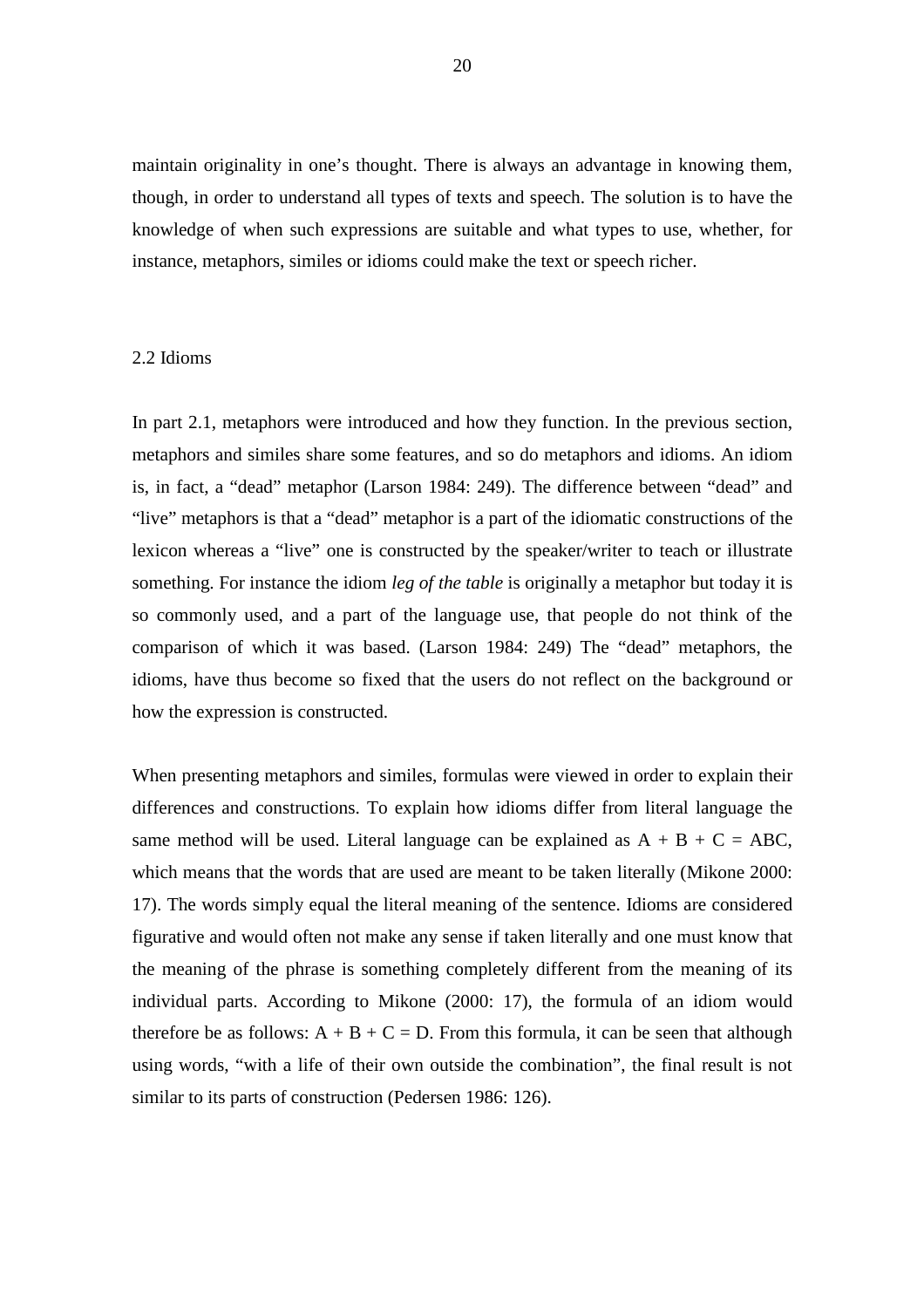maintain originality in one's thought. There is always an advantage in knowing them, though, in order to understand all types of texts and speech. The solution is to have the knowledge of when such expressions are suitable and what types to use, whether, for instance, metaphors, similes or idioms could make the text or speech richer.

## 2.2 Idioms

In part 2.1, metaphors were introduced and how they function. In the previous section, metaphors and similes share some features, and so do metaphors and idioms. An idiom is, in fact, a "dead" metaphor (Larson 1984: 249). The difference between "dead" and "live" metaphors is that a "dead" metaphor is a part of the idiomatic constructions of the lexicon whereas a "live" one is constructed by the speaker/writer to teach or illustrate something. For instance the idiom *leg of the table* is originally a metaphor but today it is so commonly used, and a part of the language use, that people do not think of the comparison of which it was based. (Larson 1984: 249) The "dead" metaphors, the idioms, have thus become so fixed that the users do not reflect on the background or how the expression is constructed.

When presenting metaphors and similes, formulas were viewed in order to explain their differences and constructions. To explain how idioms differ from literal language the same method will be used. Literal language can be explained as A + B + C = ABC, which means that the words that are used are meant to be taken literally (Mikone 2000: 17). The words simply equal the literal meaning of the sentence. Idioms are considered figurative and would often not make any sense if taken literally and one must know that the meaning of the phrase is something completely different from the meaning of its individual parts. According to Mikone (2000: 17), the formula of an idiom would therefore be as follows: A + B + C = D. From this formula, it can be seen that although using words, "with a life of their own outside the combination", the final result is not similar to its parts of construction (Pedersen 1986: 126).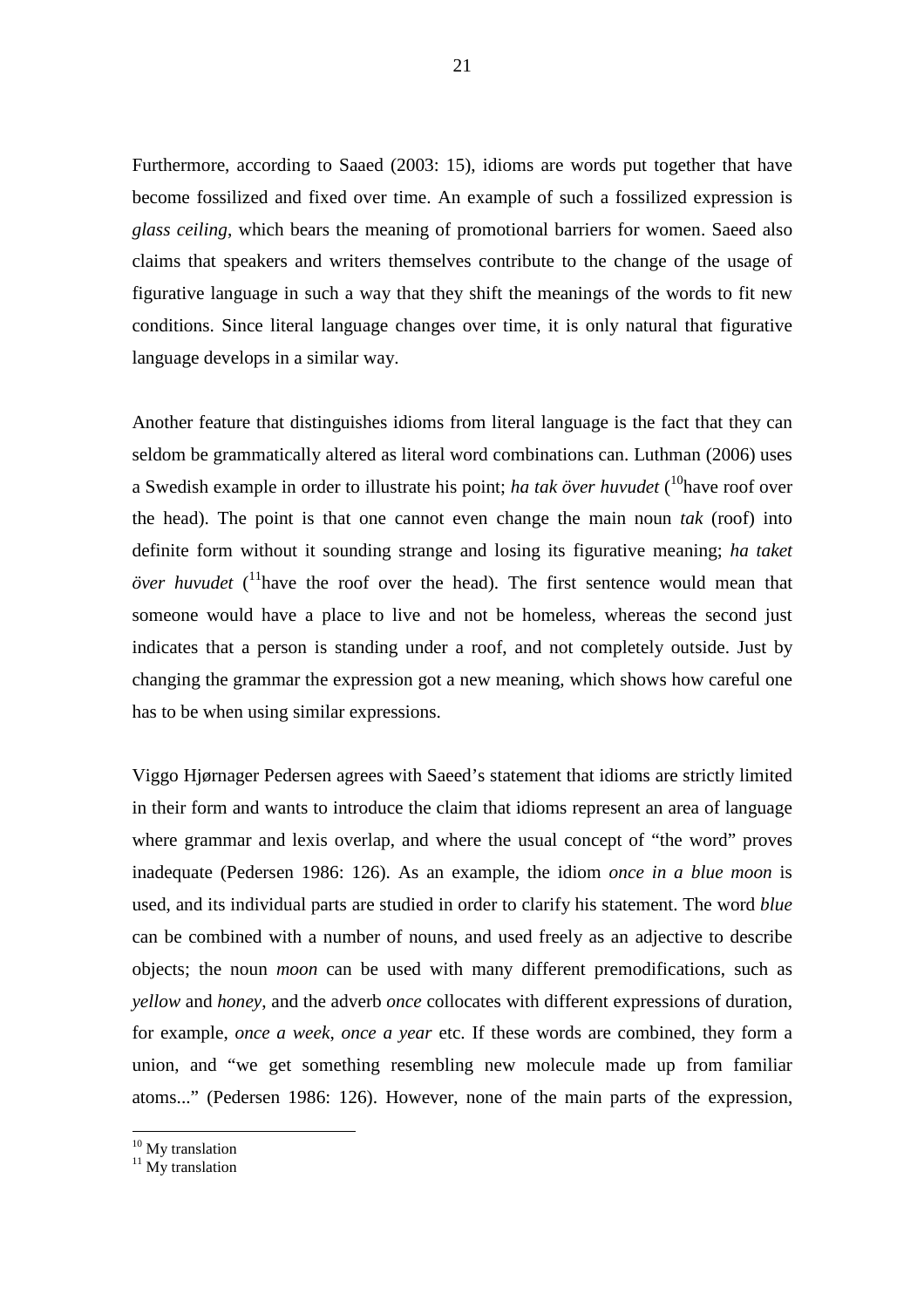Furthermore, according to Saaed (2003: 15), idioms are words put together that have become fossilized and fixed over time. An example of such a fossilized expression is *glass ceiling*, which bears the meaning of promotional barriers for women. Saeed also claims that speakers and writers themselves contribute to the change of the usage of figurative language in such a way that they shift the meanings of the words to fit new conditions. Since literal language changes over time, it is only natural that figurative language develops in a similar way.

Another feature that distinguishes idioms from literal language is the fact that they can seldom be grammatically altered as literal word combinations can. Luthman (2006) uses a Swedish example in order to illustrate his point; *ha tak över huvudet* ([10]have roof over the head). The point is that one cannot even change the main noun *tak* (roof) into definite form without it sounding strange and losing its figurative meaning; *ha taket över huvudet* ([11]have the roof over the head). The first sentence would mean that someone would have a place to live and not be homeless, whereas the second just indicates that a person is standing under a roof, and not completely outside. Just by changing the grammar the expression got a new meaning, which shows how careful one has to be when using similar expressions.

Viggo Hjørnager Pedersen agrees with Saeed's statement that idioms are strictly limited in their form and wants to introduce the claim that idioms represent an area of language where grammar and lexis overlap, and where the usual concept of "the word" proves inadequate (Pedersen 1986: 126). As an example, the idiom *once in a blue moon* is used, and its individual parts are studied in order to clarify his statement. The word *blue* can be combined with a number of nouns, and used freely as an adjective to describe objects; the noun *moon* can be used with many different premodifications, such as *yellow* and *honey*, and the adverb *once* collocates with different expressions of duration, for example, *once a week*, *once a year* etc. If these words are combined, they form a union, and "we get something resembling new molecule made up from familiar atoms..." (Pedersen 1986: 126). However, none of the main parts of the expression,

[10] My translation
[11] My translation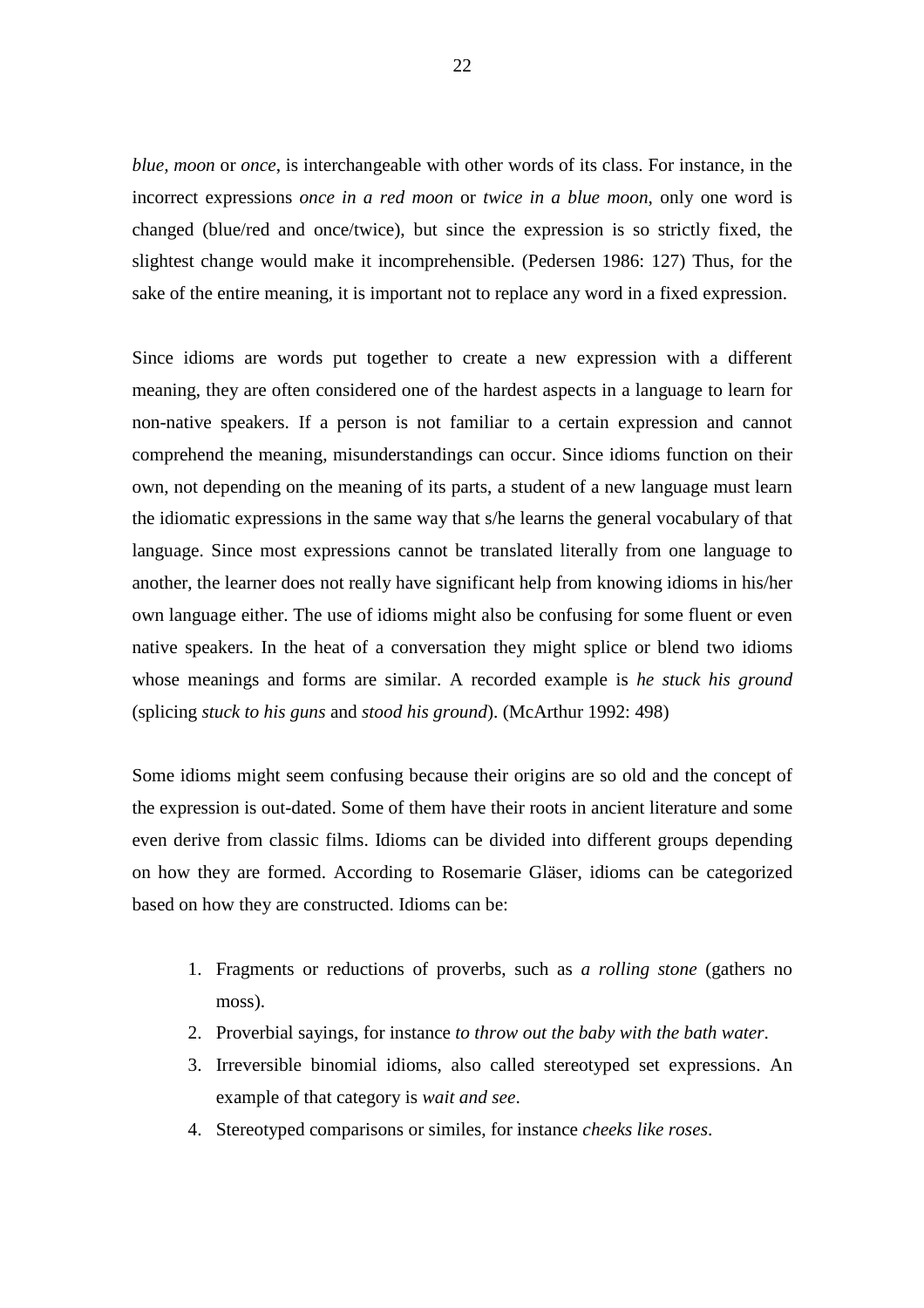*blue, moon* or *once*, is interchangeable with other words of its class. For instance, in the incorrect expressions *once in a red moon* or *twice in a blue moon*, only one word is changed (blue/red and once/twice), but since the expression is so strictly fixed, the slightest change would make it incomprehensible. (Pedersen 1986: 127) Thus, for the sake of the entire meaning, it is important not to replace any word in a fixed expression.

Since idioms are words put together to create a new expression with a different meaning, they are often considered one of the hardest aspects in a language to learn for non-native speakers. If a person is not familiar to a certain expression and cannot comprehend the meaning, misunderstandings can occur. Since idioms function on their own, not depending on the meaning of its parts, a student of a new language must learn the idiomatic expressions in the same way that s/he learns the general vocabulary of that language. Since most expressions cannot be translated literally from one language to another, the learner does not really have significant help from knowing idioms in his/her own language either. The use of idioms might also be confusing for some fluent or even native speakers. In the heat of a conversation they might splice or blend two idioms whose meanings and forms are similar. A recorded example is *he stuck his ground* (splicing *stuck to his guns* and *stood his ground*). (McArthur 1992: 498)

Some idioms might seem confusing because their origins are so old and the concept of the expression is out-dated. Some of them have their roots in ancient literature and some even derive from classic films. Idioms can be divided into different groups depending on how they are formed. According to Rosemarie Gläser, idioms can be categorized based on how they are constructed. Idioms can be:

1. Fragments or reductions of proverbs, such as *a rolling stone* (gathers no moss).
2. Proverbial sayings, for instance *to throw out the baby with the bath water*.
3. Irreversible binomial idioms, also called stereotyped set expressions. An example of that category is *wait and see*.
4. Stereotyped comparisons or similes, for instance *cheeks like roses*.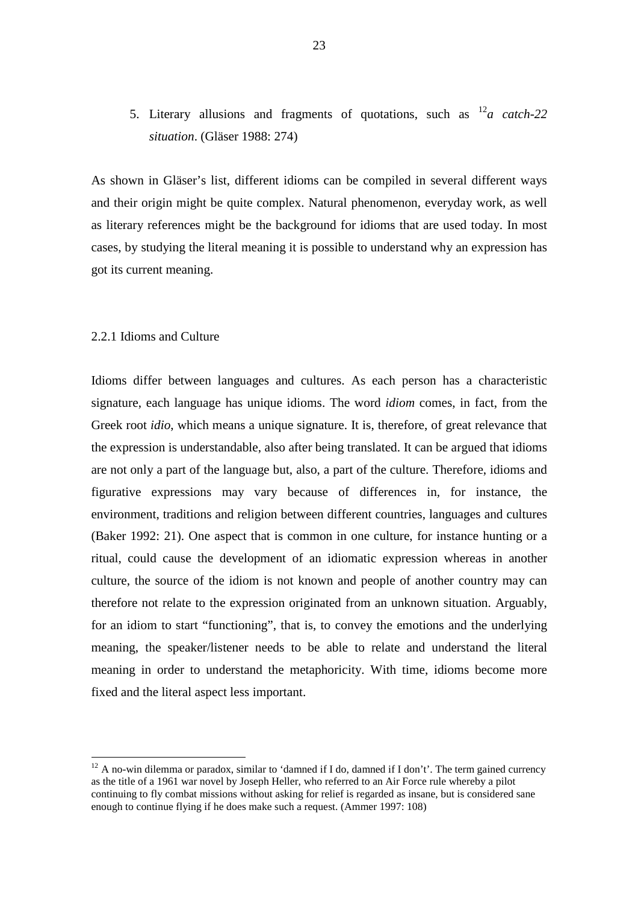5. Literary allusions and fragments of quotations, such as [12]*a catch-22 situation*. (Gläser 1988: 274)

As shown in Gläser's list, different idioms can be compiled in several different ways and their origin might be quite complex. Natural phenomenon, everyday work, as well as literary references might be the background for idioms that are used today. In most cases, by studying the literal meaning it is possible to understand why an expression has got its current meaning.

### 2.2.1 Idioms and Culture

Idioms differ between languages and cultures. As each person has a characteristic signature, each language has unique idioms. The word *idiom* comes, in fact, from the Greek root *idio*, which means a unique signature. It is, therefore, of great relevance that the expression is understandable, also after being translated. It can be argued that idioms are not only a part of the language but, also, a part of the culture. Therefore, idioms and figurative expressions may vary because of differences in, for instance, the environment, traditions and religion between different countries, languages and cultures (Baker 1992: 21). One aspect that is common in one culture, for instance hunting or a ritual, could cause the development of an idiomatic expression whereas in another culture, the source of the idiom is not known and people of another country may can therefore not relate to the expression originated from an unknown situation. Arguably, for an idiom to start "functioning", that is, to convey the emotions and the underlying meaning, the speaker/listener needs to be able to relate and understand the literal meaning in order to understand the metaphoricity. With time, idioms become more fixed and the literal aspect less important.

---

[12] A no-win dilemma or paradox, similar to 'damned if I do, damned if I don't'. The term gained currency as the title of a 1961 war novel by Joseph Heller, who referred to an Air Force rule whereby a pilot continuing to fly combat missions without asking for relief is regarded as insane, but is considered sane enough to continue flying if he does make such a request. (Ammer 1997: 108)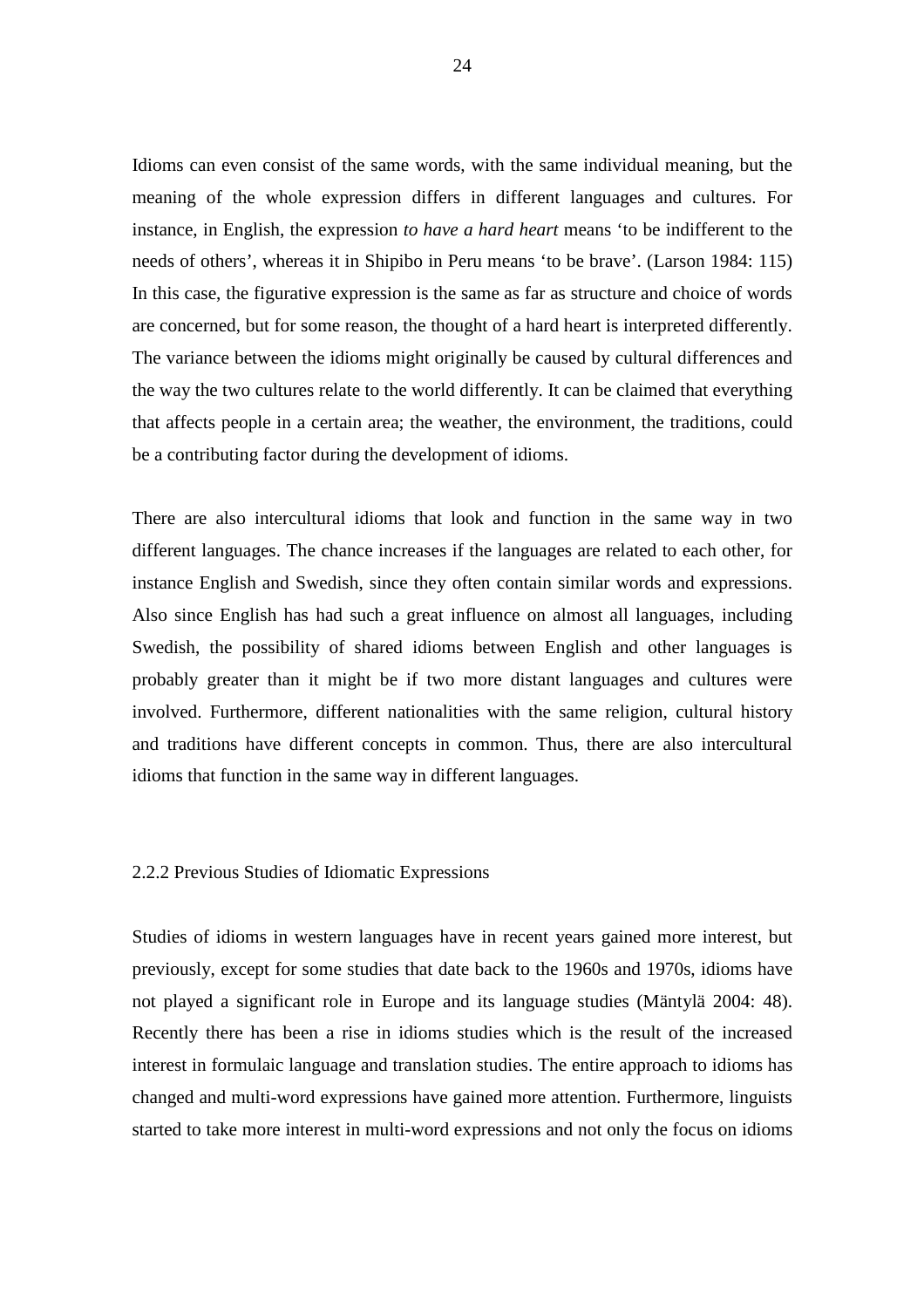Idioms can even consist of the same words, with the same individual meaning, but the meaning of the whole expression differs in different languages and cultures. For instance, in English, the expression *to have a hard heart* means ‘to be indifferent to the needs of others’, whereas it in Shipibo in Peru means ‘to be brave’. (Larson 1984: 115) In this case, the figurative expression is the same as far as structure and choice of words are concerned, but for some reason, the thought of a hard heart is interpreted differently. The variance between the idioms might originally be caused by cultural differences and the way the two cultures relate to the world differently. It can be claimed that everything that affects people in a certain area; the weather, the environment, the traditions, could be a contributing factor during the development of idioms.

There are also intercultural idioms that look and function in the same way in two different languages. The chance increases if the languages are related to each other, for instance English and Swedish, since they often contain similar words and expressions. Also since English has had such a great influence on almost all languages, including Swedish, the possibility of shared idioms between English and other languages is probably greater than it might be if two more distant languages and cultures were involved. Furthermore, different nationalities with the same religion, cultural history and traditions have different concepts in common. Thus, there are also intercultural idioms that function in the same way in different languages.

### 2.2.2 Previous Studies of Idiomatic Expressions

Studies of idioms in western languages have in recent years gained more interest, but previously, except for some studies that date back to the 1960s and 1970s, idioms have not played a significant role in Europe and its language studies (Mäntylä 2004: 48). Recently there has been a rise in idioms studies which is the result of the increased interest in formulaic language and translation studies. The entire approach to idioms has changed and multi-word expressions have gained more attention. Furthermore, linguists started to take more interest in multi-word expressions and not only the focus on idioms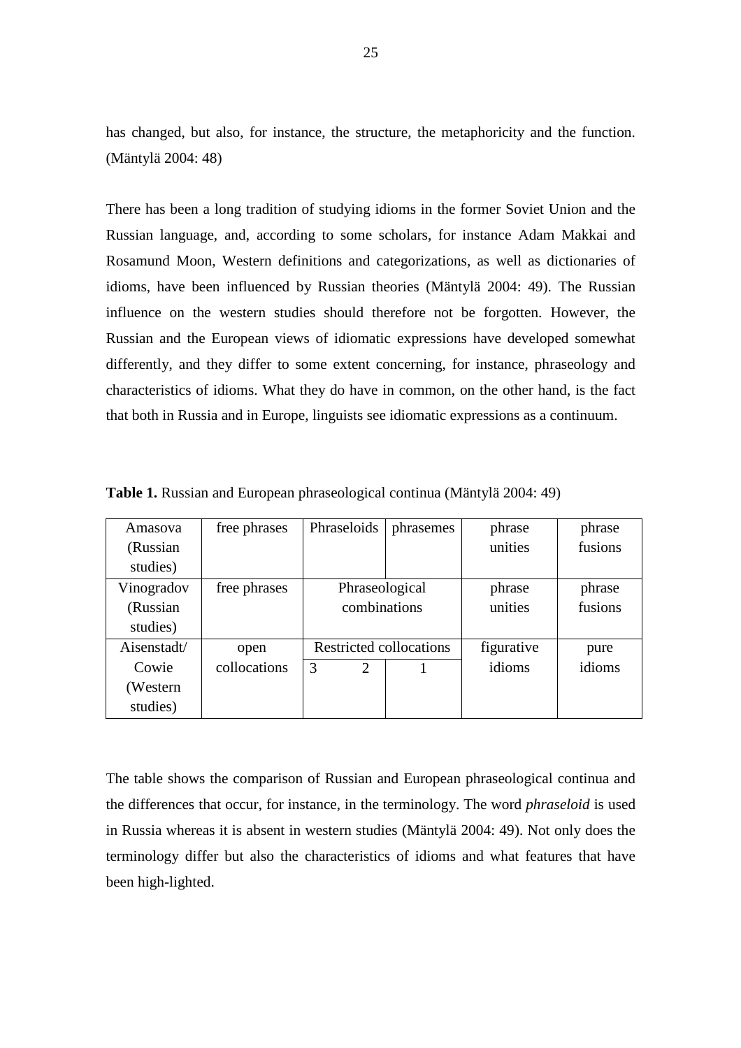has changed, but also, for instance, the structure, the metaphoricity and the function. (Mäntylä 2004: 48)

There has been a long tradition of studying idioms in the former Soviet Union and the Russian language, and, according to some scholars, for instance Adam Makkai and Rosamund Moon, Western definitions and categorizations, as well as dictionaries of idioms, have been influenced by Russian theories (Mäntylä 2004: 49). The Russian influence on the western studies should therefore not be forgotten. However, the Russian and the European views of idiomatic expressions have developed somewhat differently, and they differ to some extent concerning, for instance, phraseology and characteristics of idioms. What they do have in common, on the other hand, is the fact that both in Russia and in Europe, linguists see idiomatic expressions as a continuum.

**Table 1.** Russian and European phraseological continua (Mäntylä 2004: 49)

| | | | | | | |
|---|---|---|---|---|---|---|
| Amasova (Russian studies) | free phrases | Phraseloids | | phrasemes | phrase unities | phrase fusions |
| Vinogradov (Russian studies) | free phrases | Phraseological combinations | | | phrase unities | phrase fusions |
| Aisenstadt/ Cowie (Western studies) | open collocations | Restricted collocations | | | figurative idioms | pure idioms |
| | | 3 | 2 | 1 | | |

The table shows the comparison of Russian and European phraseological continua and the differences that occur, for instance, in the terminology. The word *phraseloid* is used in Russia whereas it is absent in western studies (Mäntylä 2004: 49). Not only does the terminology differ but also the characteristics of idioms and what features that have been high-lighted.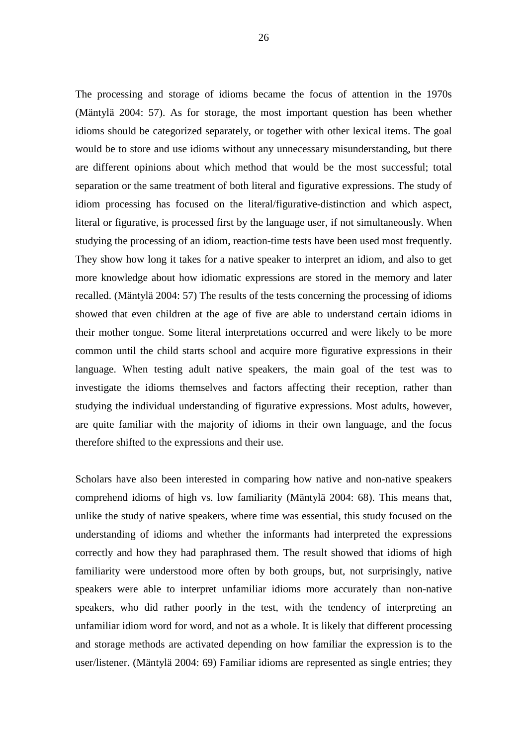The processing and storage of idioms became the focus of attention in the 1970s (Mäntylä 2004: 57). As for storage, the most important question has been whether idioms should be categorized separately, or together with other lexical items. The goal would be to store and use idioms without any unnecessary misunderstanding, but there are different opinions about which method that would be the most successful; total separation or the same treatment of both literal and figurative expressions. The study of idiom processing has focused on the literal/figurative-distinction and which aspect, literal or figurative, is processed first by the language user, if not simultaneously. When studying the processing of an idiom, reaction-time tests have been used most frequently. They show how long it takes for a native speaker to interpret an idiom, and also to get more knowledge about how idiomatic expressions are stored in the memory and later recalled. (Mäntylä 2004: 57) The results of the tests concerning the processing of idioms showed that even children at the age of five are able to understand certain idioms in their mother tongue. Some literal interpretations occurred and were likely to be more common until the child starts school and acquire more figurative expressions in their language. When testing adult native speakers, the main goal of the test was to investigate the idioms themselves and factors affecting their reception, rather than studying the individual understanding of figurative expressions. Most adults, however, are quite familiar with the majority of idioms in their own language, and the focus therefore shifted to the expressions and their use.

Scholars have also been interested in comparing how native and non-native speakers comprehend idioms of high vs. low familiarity (Mäntylä 2004: 68). This means that, unlike the study of native speakers, where time was essential, this study focused on the understanding of idioms and whether the informants had interpreted the expressions correctly and how they had paraphrased them. The result showed that idioms of high familiarity were understood more often by both groups, but, not surprisingly, native speakers were able to interpret unfamiliar idioms more accurately than non-native speakers, who did rather poorly in the test, with the tendency of interpreting an unfamiliar idiom word for word, and not as a whole. It is likely that different processing and storage methods are activated depending on how familiar the expression is to the user/listener. (Mäntylä 2004: 69) Familiar idioms are represented as single entries; they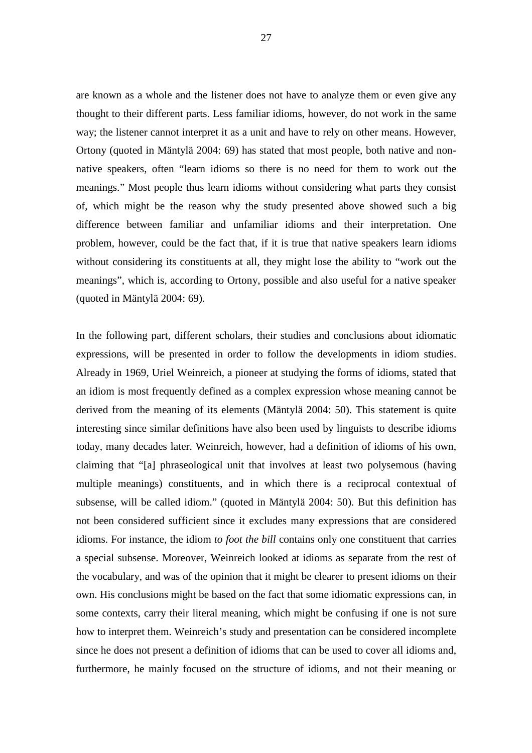are known as a whole and the listener does not have to analyze them or even give any thought to their different parts. Less familiar idioms, however, do not work in the same way; the listener cannot interpret it as a unit and have to rely on other means. However, Ortony (quoted in Mäntylä 2004: 69) has stated that most people, both native and non-native speakers, often "learn idioms so there is no need for them to work out the meanings." Most people thus learn idioms without considering what parts they consist of, which might be the reason why the study presented above showed such a big difference between familiar and unfamiliar idioms and their interpretation. One problem, however, could be the fact that, if it is true that native speakers learn idioms without considering its constituents at all, they might lose the ability to "work out the meanings", which is, according to Ortony, possible and also useful for a native speaker (quoted in Mäntylä 2004: 69).

In the following part, different scholars, their studies and conclusions about idiomatic expressions, will be presented in order to follow the developments in idiom studies. Already in 1969, Uriel Weinreich, a pioneer at studying the forms of idioms, stated that an idiom is most frequently defined as a complex expression whose meaning cannot be derived from the meaning of its elements (Mäntylä 2004: 50). This statement is quite interesting since similar definitions have also been used by linguists to describe idioms today, many decades later. Weinreich, however, had a definition of idioms of his own, claiming that "[a] phraseological unit that involves at least two polysemous (having multiple meanings) constituents, and in which there is a reciprocal contextual of subsense, will be called idiom." (quoted in Mäntylä 2004: 50). But this definition has not been considered sufficient since it excludes many expressions that are considered idioms. For instance, the idiom *to foot the bill* contains only one constituent that carries a special subsense. Moreover, Weinreich looked at idioms as separate from the rest of the vocabulary, and was of the opinion that it might be clearer to present idioms on their own. His conclusions might be based on the fact that some idiomatic expressions can, in some contexts, carry their literal meaning, which might be confusing if one is not sure how to interpret them. Weinreich's study and presentation can be considered incomplete since he does not present a definition of idioms that can be used to cover all idioms and, furthermore, he mainly focused on the structure of idioms, and not their meaning or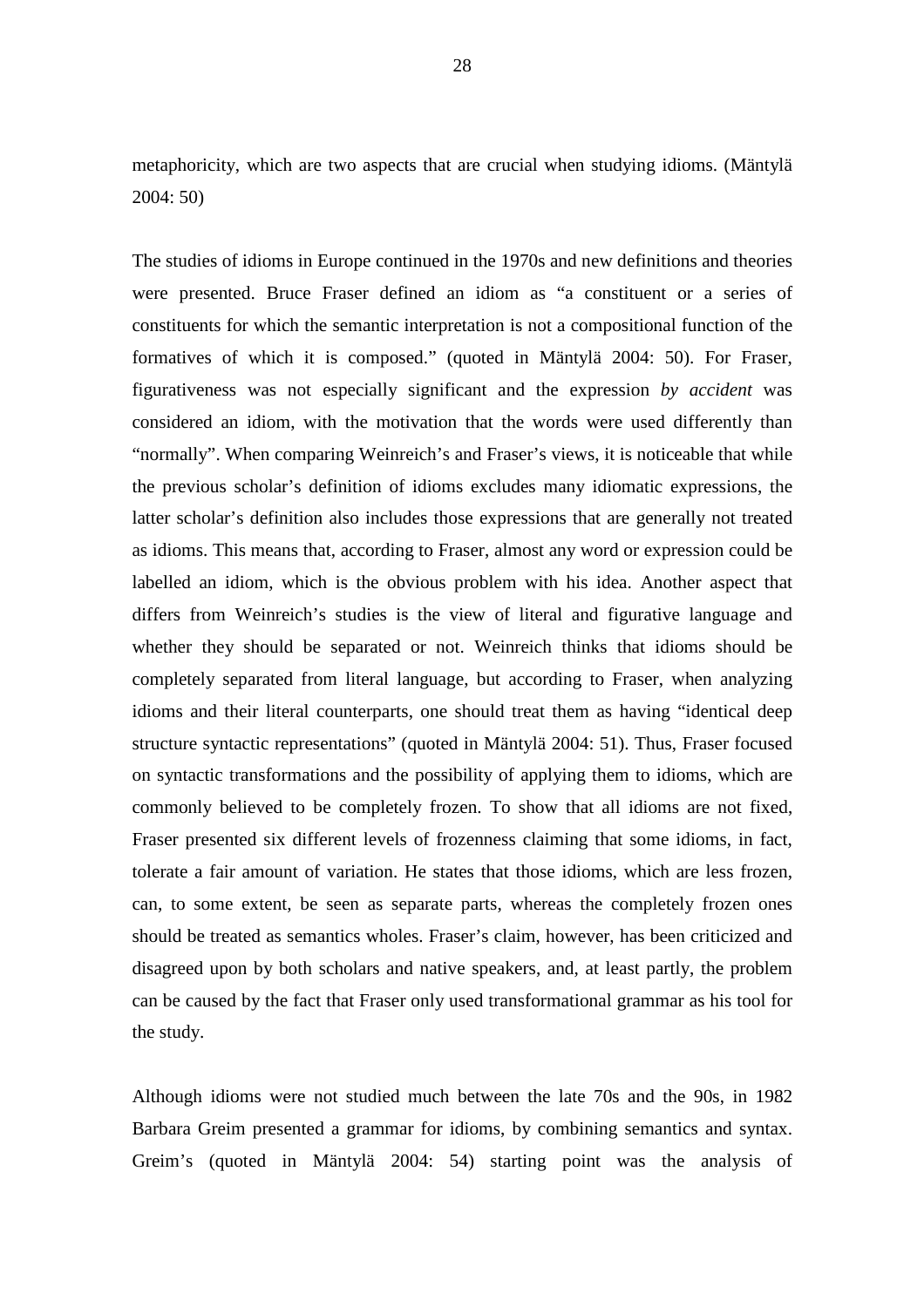metaphoricity, which are two aspects that are crucial when studying idioms. (Mäntylä 2004: 50)

The studies of idioms in Europe continued in the 1970s and new definitions and theories were presented. Bruce Fraser defined an idiom as "a constituent or a series of constituents for which the semantic interpretation is not a compositional function of the formatives of which it is composed." (quoted in Mäntylä 2004: 50). For Fraser, figurativeness was not especially significant and the expression *by accident* was considered an idiom, with the motivation that the words were used differently than "normally". When comparing Weinreich's and Fraser's views, it is noticeable that while the previous scholar's definition of idioms excludes many idiomatic expressions, the latter scholar's definition also includes those expressions that are generally not treated as idioms. This means that, according to Fraser, almost any word or expression could be labelled an idiom, which is the obvious problem with his idea. Another aspect that differs from Weinreich's studies is the view of literal and figurative language and whether they should be separated or not. Weinreich thinks that idioms should be completely separated from literal language, but according to Fraser, when analyzing idioms and their literal counterparts, one should treat them as having "identical deep structure syntactic representations" (quoted in Mäntylä 2004: 51). Thus, Fraser focused on syntactic transformations and the possibility of applying them to idioms, which are commonly believed to be completely frozen. To show that all idioms are not fixed, Fraser presented six different levels of frozenness claiming that some idioms, in fact, tolerate a fair amount of variation. He states that those idioms, which are less frozen, can, to some extent, be seen as separate parts, whereas the completely frozen ones should be treated as semantics wholes. Fraser's claim, however, has been criticized and disagreed upon by both scholars and native speakers, and, at least partly, the problem can be caused by the fact that Fraser only used transformational grammar as his tool for the study.

Although idioms were not studied much between the late 70s and the 90s, in 1982 Barbara Greim presented a grammar for idioms, by combining semantics and syntax. Greim's (quoted in Mäntylä 2004: 54) starting point was the analysis of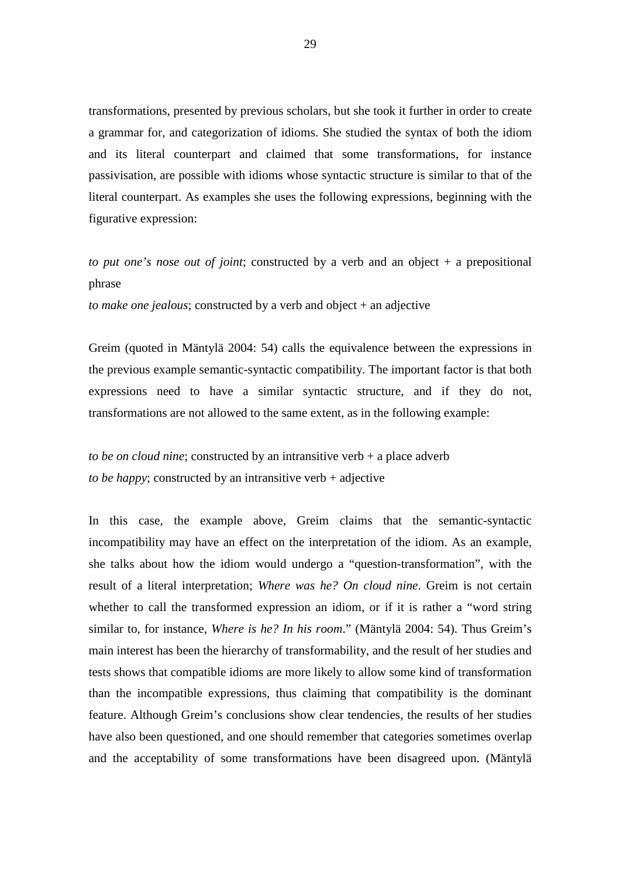transformations, presented by previous scholars, but she took it further in order to create a grammar for, and categorization of idioms. She studied the syntax of both the idiom and its literal counterpart and claimed that some transformations, for instance passivisation, are possible with idioms whose syntactic structure is similar to that of the literal counterpart. As examples she uses the following expressions, beginning with the figurative expression:

*to put one's nose out of joint*; constructed by a verb and an object + a prepositional phrase
*to make one jealous*; constructed by a verb and object + an adjective

Greim (quoted in Mäntylä 2004: 54) calls the equivalence between the expressions in the previous example semantic-syntactic compatibility. The important factor is that both expressions need to have a similar syntactic structure, and if they do not, transformations are not allowed to the same extent, as in the following example:

*to be on cloud nine*; constructed by an intransitive verb + a place adverb
*to be happy*; constructed by an intransitive verb + adjective

In this case, the example above, Greim claims that the semantic-syntactic incompatibility may have an effect on the interpretation of the idiom. As an example, she talks about how the idiom would undergo a "question-transformation", with the result of a literal interpretation; *Where was he? On cloud nine*. Greim is not certain whether to call the transformed expression an idiom, or if it is rather a "word string similar to, for instance, *Where is he? In his room*." (Mäntylä 2004: 54). Thus Greim's main interest has been the hierarchy of transformability, and the result of her studies and tests shows that compatible idioms are more likely to allow some kind of transformation than the incompatible expressions, thus claiming that compatibility is the dominant feature. Although Greim's conclusions show clear tendencies, the results of her studies have also been questioned, and one should remember that categories sometimes overlap and the acceptability of some transformations have been disagreed upon. (Mäntylä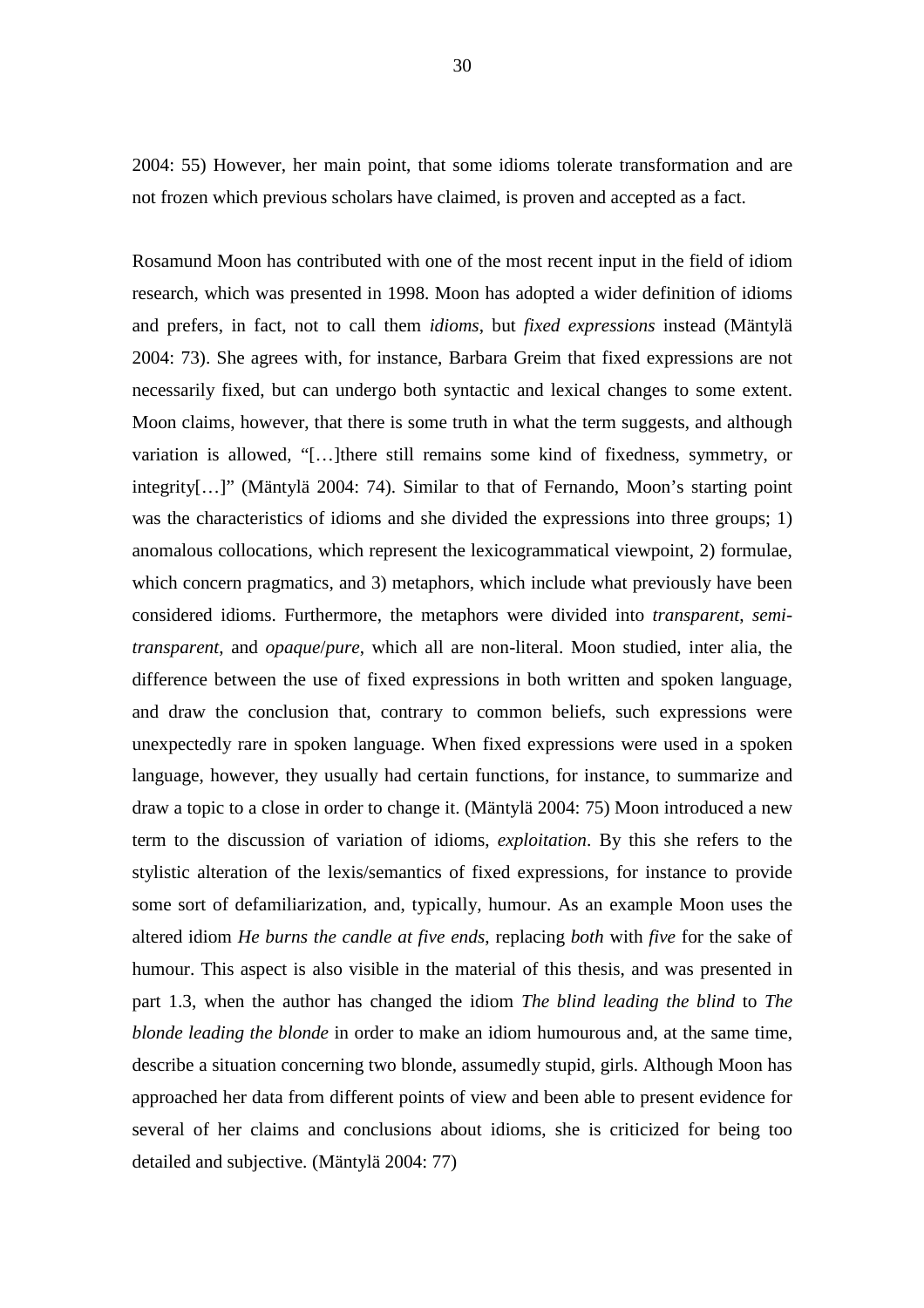2004: 55) However, her main point, that some idioms tolerate transformation and are not frozen which previous scholars have claimed, is proven and accepted as a fact.

Rosamund Moon has contributed with one of the most recent input in the field of idiom research, which was presented in 1998. Moon has adopted a wider definition of idioms and prefers, in fact, not to call them *idioms*, but *fixed expressions* instead (Mäntylä 2004: 73). She agrees with, for instance, Barbara Greim that fixed expressions are not necessarily fixed, but can undergo both syntactic and lexical changes to some extent. Moon claims, however, that there is some truth in what the term suggests, and although variation is allowed, "[…]there still remains some kind of fixedness, symmetry, or integrity[…]" (Mäntylä 2004: 74). Similar to that of Fernando, Moon's starting point was the characteristics of idioms and she divided the expressions into three groups; 1) anomalous collocations, which represent the lexicogrammatical viewpoint, 2) formulae, which concern pragmatics, and 3) metaphors, which include what previously have been considered idioms. Furthermore, the metaphors were divided into *transparent*, *semi-transparent*, and *opaque*/*pure*, which all are non-literal. Moon studied, inter alia, the difference between the use of fixed expressions in both written and spoken language, and draw the conclusion that, contrary to common beliefs, such expressions were unexpectedly rare in spoken language. When fixed expressions were used in a spoken language, however, they usually had certain functions, for instance, to summarize and draw a topic to a close in order to change it. (Mäntylä 2004: 75) Moon introduced a new term to the discussion of variation of idioms, *exploitation*. By this she refers to the stylistic alteration of the lexis/semantics of fixed expressions, for instance to provide some sort of defamiliarization, and, typically, humour. As an example Moon uses the altered idiom *He burns the candle at five ends*, replacing *both* with *five* for the sake of humour. This aspect is also visible in the material of this thesis, and was presented in part 1.3, when the author has changed the idiom *The blind leading the blind* to *The blonde leading the blonde* in order to make an idiom humourous and, at the same time, describe a situation concerning two blonde, assumedly stupid, girls. Although Moon has approached her data from different points of view and been able to present evidence for several of her claims and conclusions about idioms, she is criticized for being too detailed and subjective. (Mäntylä 2004: 77)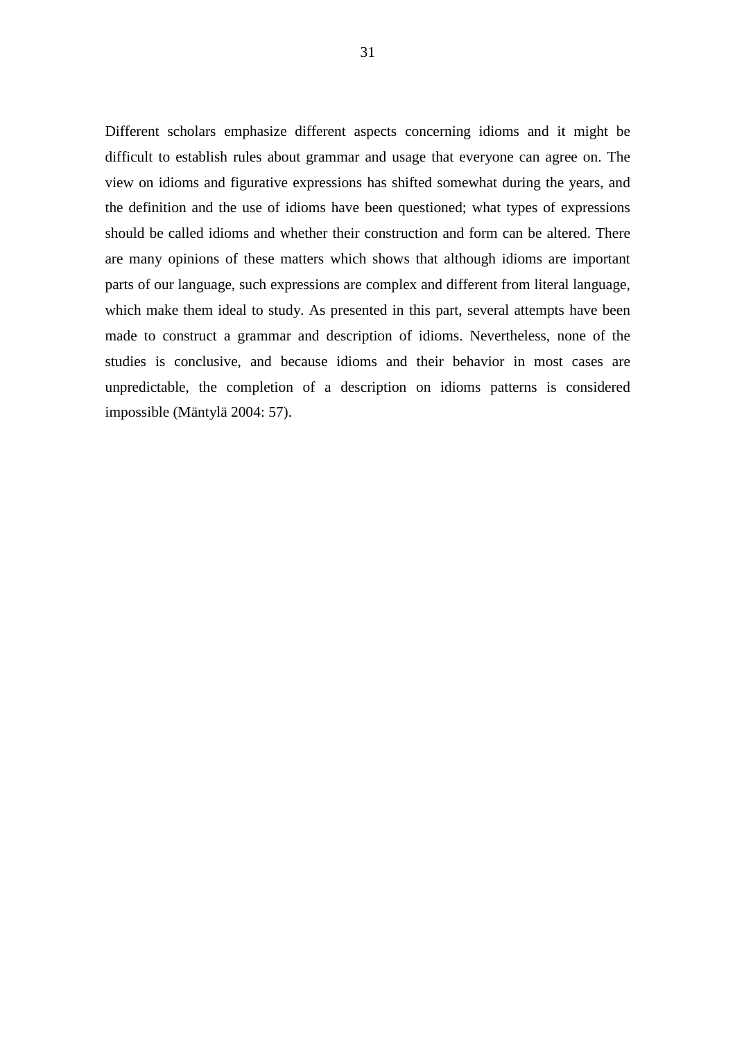Different scholars emphasize different aspects concerning idioms and it might be difficult to establish rules about grammar and usage that everyone can agree on. The view on idioms and figurative expressions has shifted somewhat during the years, and the definition and the use of idioms have been questioned; what types of expressions should be called idioms and whether their construction and form can be altered. There are many opinions of these matters which shows that although idioms are important parts of our language, such expressions are complex and different from literal language, which make them ideal to study. As presented in this part, several attempts have been made to construct a grammar and description of idioms. Nevertheless, none of the studies is conclusive, and because idioms and their behavior in most cases are unpredictable, the completion of a description on idioms patterns is considered impossible (Mäntylä 2004: 57).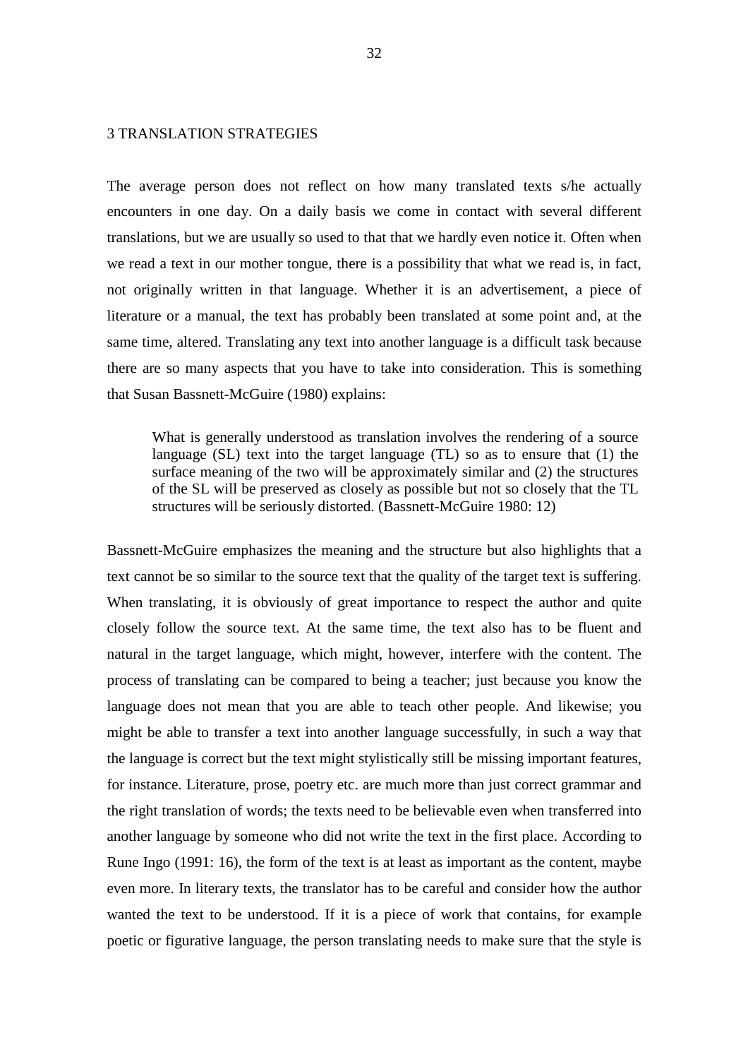# 3 TRANSLATION STRATEGIES

The average person does not reflect on how many translated texts s/he actually encounters in one day. On a daily basis we come in contact with several different translations, but we are usually so used to that that we hardly even notice it. Often when we read a text in our mother tongue, there is a possibility that what we read is, in fact, not originally written in that language. Whether it is an advertisement, a piece of literature or a manual, the text has probably been translated at some point and, at the same time, altered. Translating any text into another language is a difficult task because there are so many aspects that you have to take into consideration. This is something that Susan Bassnett-McGuire (1980) explains:

> What is generally understood as translation involves the rendering of a source language (SL) text into the target language (TL) so as to ensure that (1) the surface meaning of the two will be approximately similar and (2) the structures of the SL will be preserved as closely as possible but not so closely that the TL structures will be seriously distorted. (Bassnett-McGuire 1980: 12)

Bassnett-McGuire emphasizes the meaning and the structure but also highlights that a text cannot be so similar to the source text that the quality of the target text is suffering. When translating, it is obviously of great importance to respect the author and quite closely follow the source text. At the same time, the text also has to be fluent and natural in the target language, which might, however, interfere with the content. The process of translating can be compared to being a teacher; just because you know the language does not mean that you are able to teach other people. And likewise; you might be able to transfer a text into another language successfully, in such a way that the language is correct but the text might stylistically still be missing important features, for instance. Literature, prose, poetry etc. are much more than just correct grammar and the right translation of words; the texts need to be believable even when transferred into another language by someone who did not write the text in the first place. According to Rune Ingo (1991: 16), the form of the text is at least as important as the content, maybe even more. In literary texts, the translator has to be careful and consider how the author wanted the text to be understood. If it is a piece of work that contains, for example poetic or figurative language, the person translating needs to make sure that the style is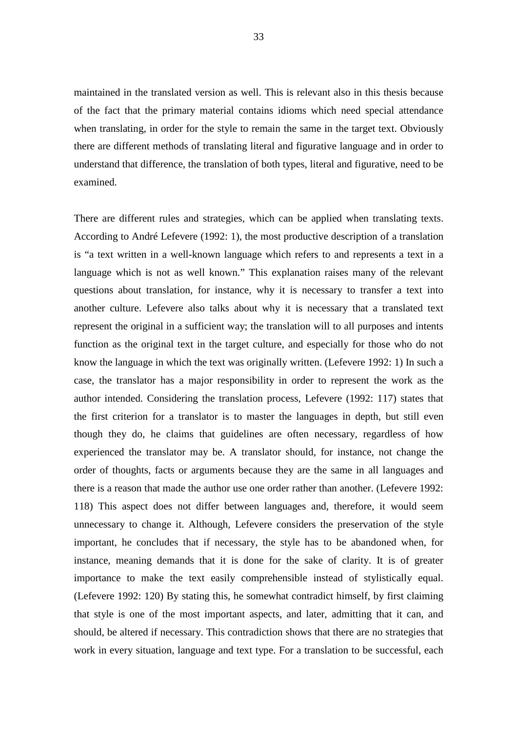maintained in the translated version as well. This is relevant also in this thesis because of the fact that the primary material contains idioms which need special attendance when translating, in order for the style to remain the same in the target text. Obviously there are different methods of translating literal and figurative language and in order to understand that difference, the translation of both types, literal and figurative, need to be examined.

There are different rules and strategies, which can be applied when translating texts. According to André Lefevere (1992: 1), the most productive description of a translation is "a text written in a well-known language which refers to and represents a text in a language which is not as well known." This explanation raises many of the relevant questions about translation, for instance, why it is necessary to transfer a text into another culture. Lefevere also talks about why it is necessary that a translated text represent the original in a sufficient way; the translation will to all purposes and intents function as the original text in the target culture, and especially for those who do not know the language in which the text was originally written. (Lefevere 1992: 1) In such a case, the translator has a major responsibility in order to represent the work as the author intended. Considering the translation process, Lefevere (1992: 117) states that the first criterion for a translator is to master the languages in depth, but still even though they do, he claims that guidelines are often necessary, regardless of how experienced the translator may be. A translator should, for instance, not change the order of thoughts, facts or arguments because they are the same in all languages and there is a reason that made the author use one order rather than another. (Lefevere 1992: 118) This aspect does not differ between languages and, therefore, it would seem unnecessary to change it. Although, Lefevere considers the preservation of the style important, he concludes that if necessary, the style has to be abandoned when, for instance, meaning demands that it is done for the sake of clarity. It is of greater importance to make the text easily comprehensible instead of stylistically equal. (Lefevere 1992: 120) By stating this, he somewhat contradict himself, by first claiming that style is one of the most important aspects, and later, admitting that it can, and should, be altered if necessary. This contradiction shows that there are no strategies that work in every situation, language and text type. For a translation to be successful, each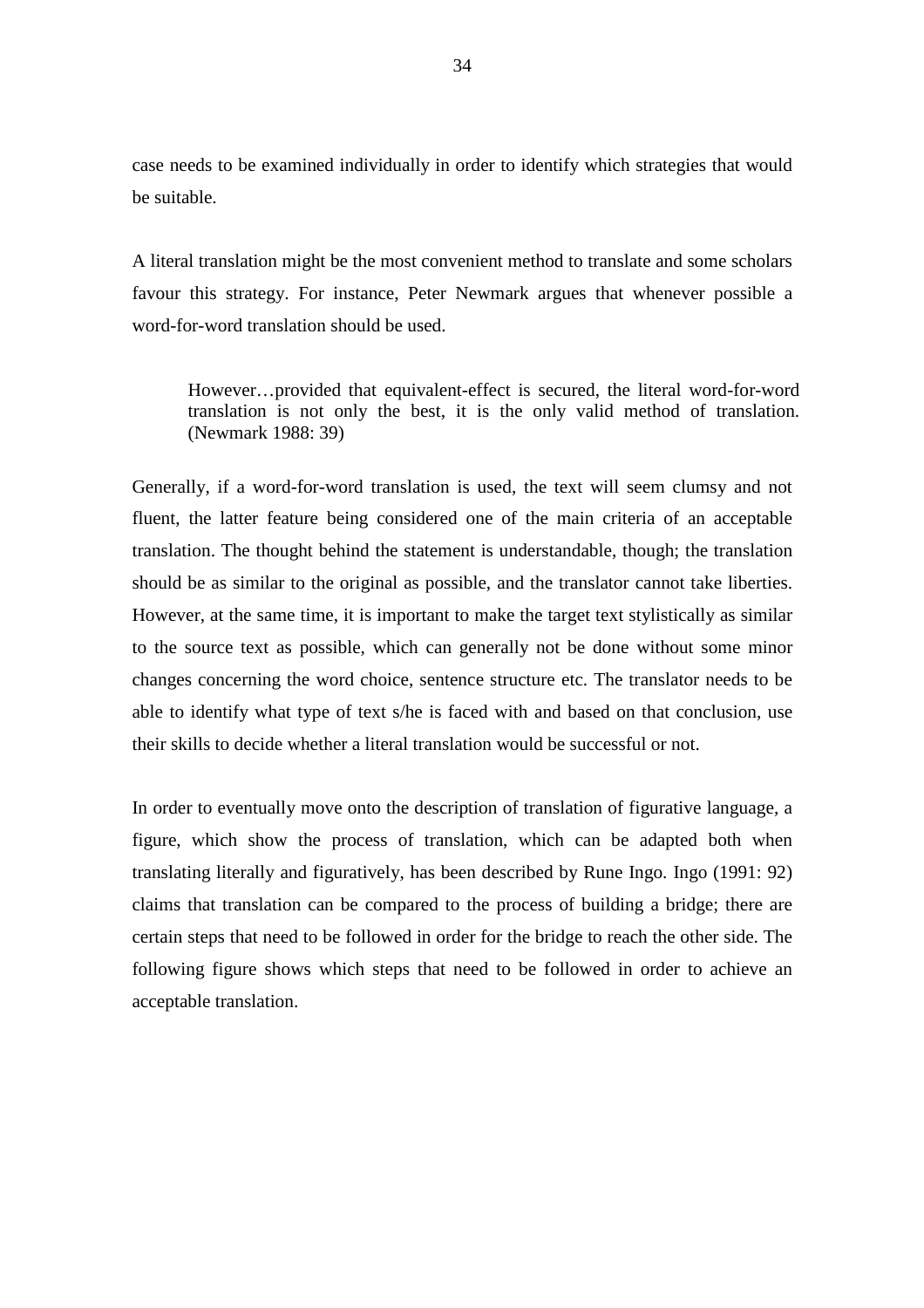case needs to be examined individually in order to identify which strategies that would be suitable.

A literal translation might be the most convenient method to translate and some scholars favour this strategy. For instance, Peter Newmark argues that whenever possible a word-for-word translation should be used.

> However…provided that equivalent-effect is secured, the literal word-for-word translation is not only the best, it is the only valid method of translation. (Newmark 1988: 39)

Generally, if a word-for-word translation is used, the text will seem clumsy and not fluent, the latter feature being considered one of the main criteria of an acceptable translation. The thought behind the statement is understandable, though; the translation should be as similar to the original as possible, and the translator cannot take liberties. However, at the same time, it is important to make the target text stylistically as similar to the source text as possible, which can generally not be done without some minor changes concerning the word choice, sentence structure etc. The translator needs to be able to identify what type of text s/he is faced with and based on that conclusion, use their skills to decide whether a literal translation would be successful or not.

In order to eventually move onto the description of translation of figurative language, a figure, which show the process of translation, which can be adapted both when translating literally and figuratively, has been described by Rune Ingo. Ingo (1991: 92) claims that translation can be compared to the process of building a bridge; there are certain steps that need to be followed in order for the bridge to reach the other side. The following figure shows which steps that need to be followed in order to achieve an acceptable translation.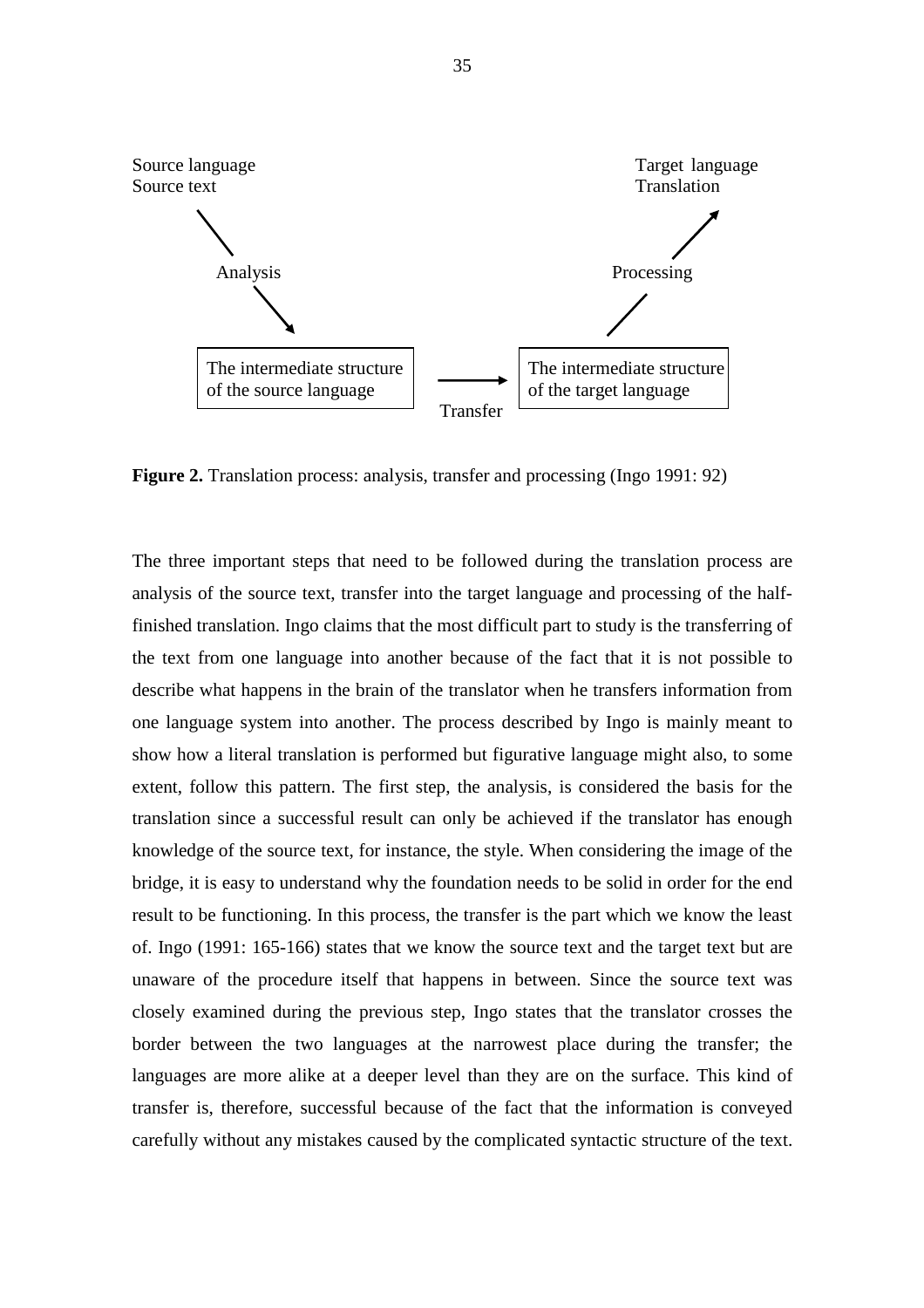Source language
Source text

Analysis

The intermediate structure of the source language

Transfer

The intermediate structure of the target language

Processing

Target language
Translation

**Figure 2.** Translation process: analysis, transfer and processing (Ingo 1991: 92)

The three important steps that need to be followed during the translation process are analysis of the source text, transfer into the target language and processing of the half-finished translation. Ingo claims that the most difficult part to study is the transferring of the text from one language into another because of the fact that it is not possible to describe what happens in the brain of the translator when he transfers information from one language system into another. The process described by Ingo is mainly meant to show how a literal translation is performed but figurative language might also, to some extent, follow this pattern. The first step, the analysis, is considered the basis for the translation since a successful result can only be achieved if the translator has enough knowledge of the source text, for instance, the style. When considering the image of the bridge, it is easy to understand why the foundation needs to be solid in order for the end result to be functioning. In this process, the transfer is the part which we know the least of. Ingo (1991: 165-166) states that we know the source text and the target text but are unaware of the procedure itself that happens in between. Since the source text was closely examined during the previous step, Ingo states that the translator crosses the border between the two languages at the narrowest place during the transfer; the languages are more alike at a deeper level than they are on the surface. This kind of transfer is, therefore, successful because of the fact that the information is conveyed carefully without any mistakes caused by the complicated syntactic structure of the text.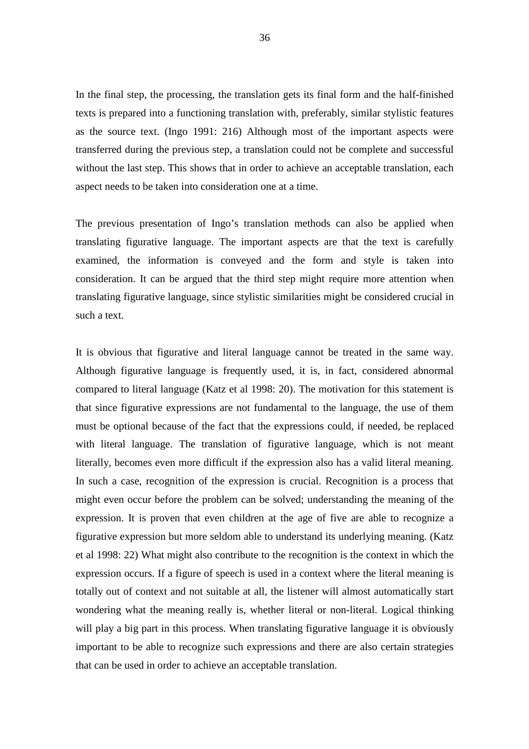In the final step, the processing, the translation gets its final form and the half-finished texts is prepared into a functioning translation with, preferably, similar stylistic features as the source text. (Ingo 1991: 216) Although most of the important aspects were transferred during the previous step, a translation could not be complete and successful without the last step. This shows that in order to achieve an acceptable translation, each aspect needs to be taken into consideration one at a time.

The previous presentation of Ingo's translation methods can also be applied when translating figurative language. The important aspects are that the text is carefully examined, the information is conveyed and the form and style is taken into consideration. It can be argued that the third step might require more attention when translating figurative language, since stylistic similarities might be considered crucial in such a text.

It is obvious that figurative and literal language cannot be treated in the same way. Although figurative language is frequently used, it is, in fact, considered abnormal compared to literal language (Katz et al 1998: 20). The motivation for this statement is that since figurative expressions are not fundamental to the language, the use of them must be optional because of the fact that the expressions could, if needed, be replaced with literal language. The translation of figurative language, which is not meant literally, becomes even more difficult if the expression also has a valid literal meaning. In such a case, recognition of the expression is crucial. Recognition is a process that might even occur before the problem can be solved; understanding the meaning of the expression. It is proven that even children at the age of five are able to recognize a figurative expression but more seldom able to understand its underlying meaning. (Katz et al 1998: 22) What might also contribute to the recognition is the context in which the expression occurs. If a figure of speech is used in a context where the literal meaning is totally out of context and not suitable at all, the listener will almost automatically start wondering what the meaning really is, whether literal or non-literal. Logical thinking will play a big part in this process. When translating figurative language it is obviously important to be able to recognize such expressions and there are also certain strategies that can be used in order to achieve an acceptable translation.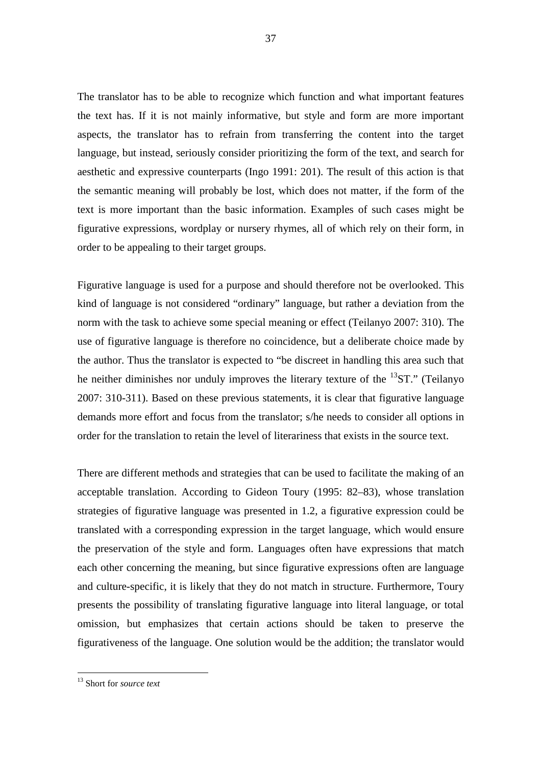The translator has to be able to recognize which function and what important features the text has. If it is not mainly informative, but style and form are more important aspects, the translator has to refrain from transferring the content into the target language, but instead, seriously consider prioritizing the form of the text, and search for aesthetic and expressive counterparts (Ingo 1991: 201). The result of this action is that the semantic meaning will probably be lost, which does not matter, if the form of the text is more important than the basic information. Examples of such cases might be figurative expressions, wordplay or nursery rhymes, all of which rely on their form, in order to be appealing to their target groups.

Figurative language is used for a purpose and should therefore not be overlooked. This kind of language is not considered "ordinary" language, but rather a deviation from the norm with the task to achieve some special meaning or effect (Teilanyo 2007: 310). The use of figurative language is therefore no coincidence, but a deliberate choice made by the author. Thus the translator is expected to "be discreet in handling this area such that he neither diminishes nor unduly improves the literary texture of the [13]ST." (Teilanyo 2007: 310-311). Based on these previous statements, it is clear that figurative language demands more effort and focus from the translator; s/he needs to consider all options in order for the translation to retain the level of literariness that exists in the source text.

There are different methods and strategies that can be used to facilitate the making of an acceptable translation. According to Gideon Toury (1995: 82–83), whose translation strategies of figurative language was presented in 1.2, a figurative expression could be translated with a corresponding expression in the target language, which would ensure the preservation of the style and form. Languages often have expressions that match each other concerning the meaning, but since figurative expressions often are language and culture-specific, it is likely that they do not match in structure. Furthermore, Toury presents the possibility of translating figurative language into literal language, or total omission, but emphasizes that certain actions should be taken to preserve the figurativeness of the language. One solution would be the addition; the translator would

[13] Short for *source text*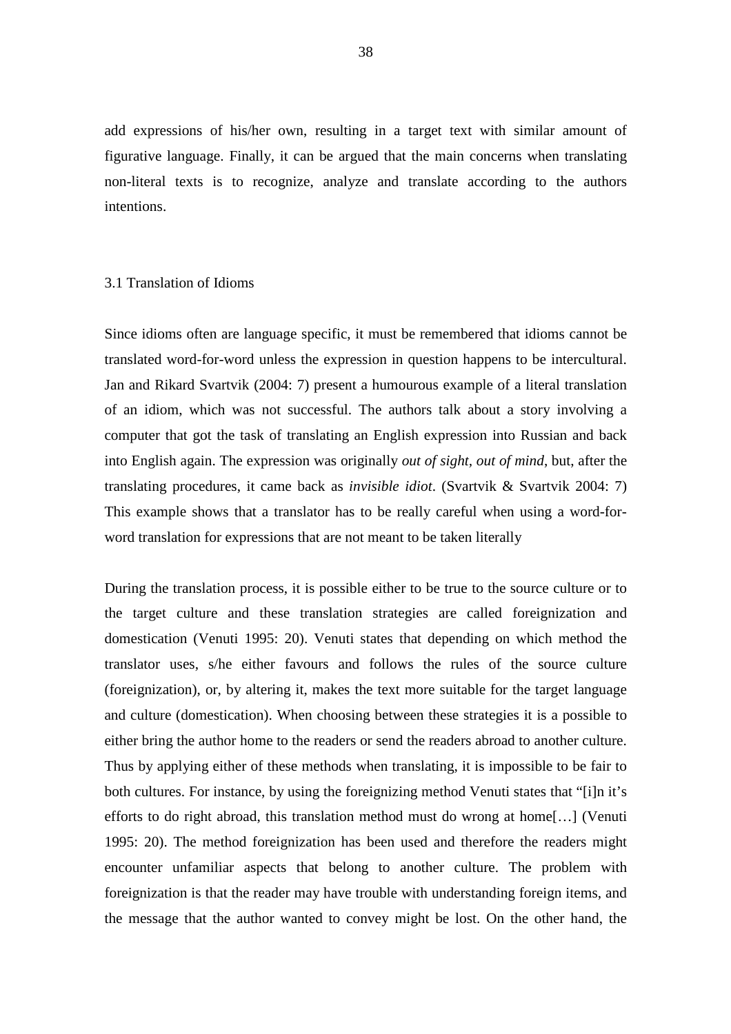add expressions of his/her own, resulting in a target text with similar amount of figurative language. Finally, it can be argued that the main concerns when translating non-literal texts is to recognize, analyze and translate according to the authors intentions.

## 3.1 Translation of Idioms

Since idioms often are language specific, it must be remembered that idioms cannot be translated word-for-word unless the expression in question happens to be intercultural. Jan and Rikard Svartvik (2004: 7) present a humourous example of a literal translation of an idiom, which was not successful. The authors talk about a story involving a computer that got the task of translating an English expression into Russian and back into English again. The expression was originally *out of sight, out of mind*, but, after the translating procedures, it came back as *invisible idiot*. (Svartvik & Svartvik 2004: 7) This example shows that a translator has to be really careful when using a word-for-word translation for expressions that are not meant to be taken literally

During the translation process, it is possible either to be true to the source culture or to the target culture and these translation strategies are called foreignization and domestication (Venuti 1995: 20). Venuti states that depending on which method the translator uses, s/he either favours and follows the rules of the source culture (foreignization), or, by altering it, makes the text more suitable for the target language and culture (domestication). When choosing between these strategies it is a possible to either bring the author home to the readers or send the readers abroad to another culture. Thus by applying either of these methods when translating, it is impossible to be fair to both cultures. For instance, by using the foreignizing method Venuti states that "[i]n it's efforts to do right abroad, this translation method must do wrong at home[…] (Venuti 1995: 20). The method foreignization has been used and therefore the readers might encounter unfamiliar aspects that belong to another culture. The problem with foreignization is that the reader may have trouble with understanding foreign items, and the message that the author wanted to convey might be lost. On the other hand, the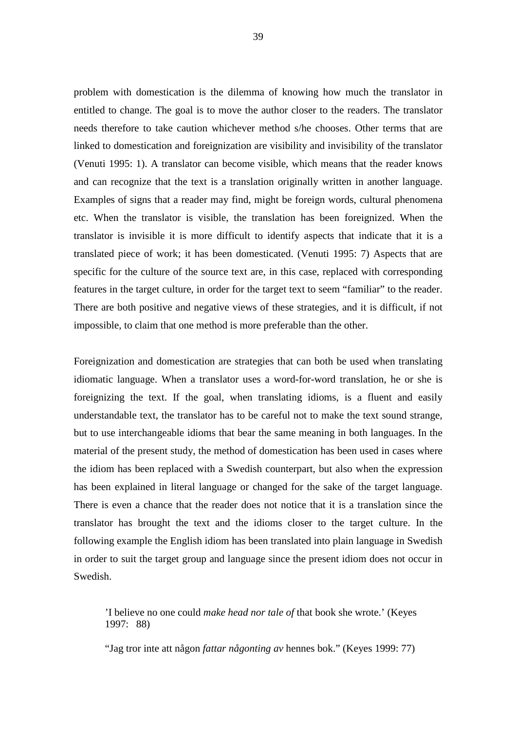problem with domestication is the dilemma of knowing how much the translator in entitled to change. The goal is to move the author closer to the readers. The translator needs therefore to take caution whichever method s/he chooses. Other terms that are linked to domestication and foreignization are visibility and invisibility of the translator (Venuti 1995: 1). A translator can become visible, which means that the reader knows and can recognize that the text is a translation originally written in another language. Examples of signs that a reader may find, might be foreign words, cultural phenomena etc. When the translator is visible, the translation has been foreignized. When the translator is invisible it is more difficult to identify aspects that indicate that it is a translated piece of work; it has been domesticated. (Venuti 1995: 7) Aspects that are specific for the culture of the source text are, in this case, replaced with corresponding features in the target culture, in order for the target text to seem "familiar" to the reader. There are both positive and negative views of these strategies, and it is difficult, if not impossible, to claim that one method is more preferable than the other.

Foreignization and domestication are strategies that can both be used when translating idiomatic language. When a translator uses a word-for-word translation, he or she is foreignizing the text. If the goal, when translating idioms, is a fluent and easily understandable text, the translator has to be careful not to make the text sound strange, but to use interchangeable idioms that bear the same meaning in both languages. In the material of the present study, the method of domestication has been used in cases where the idiom has been replaced with a Swedish counterpart, but also when the expression has been explained in literal language or changed for the sake of the target language. There is even a chance that the reader does not notice that it is a translation since the translator has brought the text and the idioms closer to the target culture. In the following example the English idiom has been translated into plain language in Swedish in order to suit the target group and language since the present idiom does not occur in Swedish.

> 'I believe no one could *make head nor tale of* that book she wrote.' (Keyes 1997: 88)
>
> "Jag tror inte att någon *fattar någonting av* hennes bok." (Keyes 1999: 77)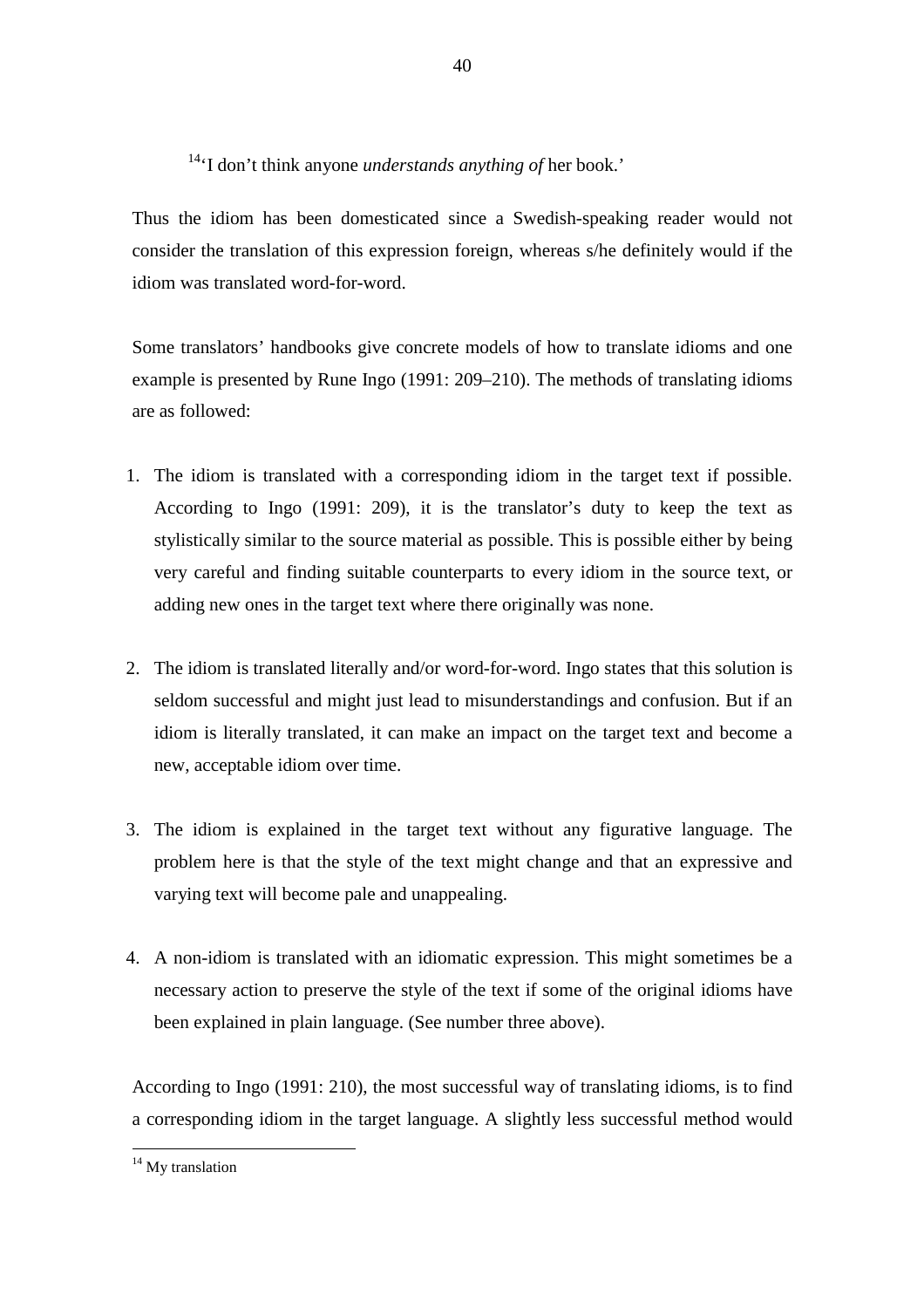[14]'I don't think anyone *understands anything of* her book.'

Thus the idiom has been domesticated since a Swedish-speaking reader would not consider the translation of this expression foreign, whereas s/he definitely would if the idiom was translated word-for-word.

Some translators' handbooks give concrete models of how to translate idioms and one example is presented by Rune Ingo (1991: 209–210). The methods of translating idioms are as followed:

1. The idiom is translated with a corresponding idiom in the target text if possible. According to Ingo (1991: 209), it is the translator's duty to keep the text as stylistically similar to the source material as possible. This is possible either by being very careful and finding suitable counterparts to every idiom in the source text, or adding new ones in the target text where there originally was none.

2. The idiom is translated literally and/or word-for-word. Ingo states that this solution is seldom successful and might just lead to misunderstandings and confusion. But if an idiom is literally translated, it can make an impact on the target text and become a new, acceptable idiom over time.

3. The idiom is explained in the target text without any figurative language. The problem here is that the style of the text might change and that an expressive and varying text will become pale and unappealing.

4. A non-idiom is translated with an idiomatic expression. This might sometimes be a necessary action to preserve the style of the text if some of the original idioms have been explained in plain language. (See number three above).

According to Ingo (1991: 210), the most successful way of translating idioms, is to find a corresponding idiom in the target language. A slightly less successful method would

[14] My translation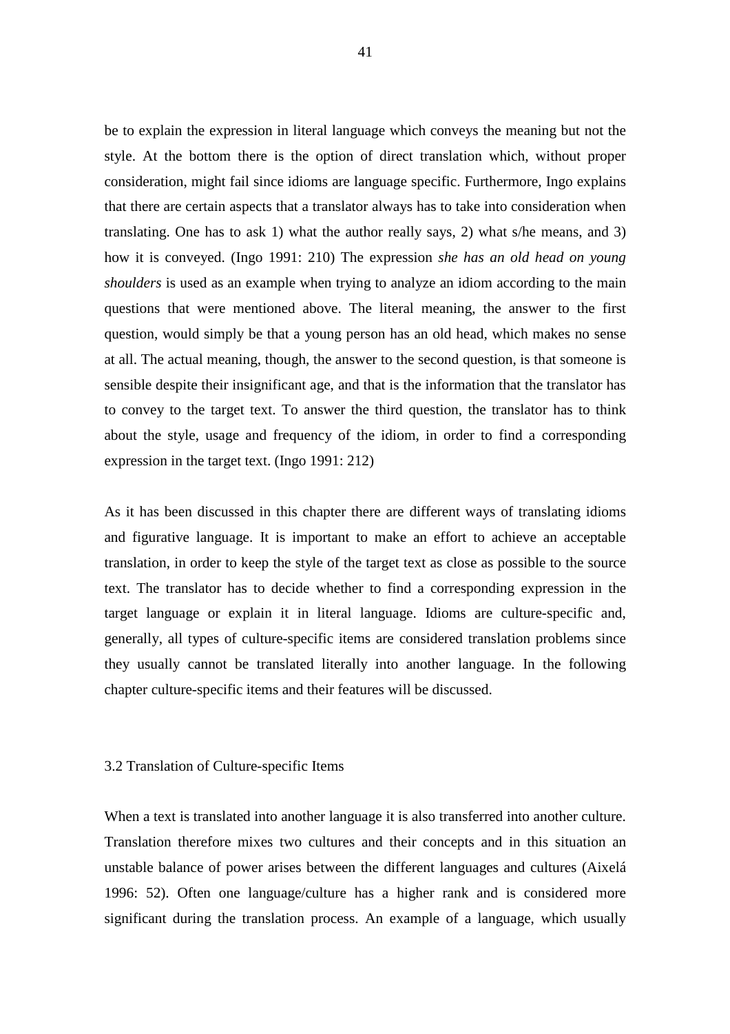be to explain the expression in literal language which conveys the meaning but not the style. At the bottom there is the option of direct translation which, without proper consideration, might fail since idioms are language specific. Furthermore, Ingo explains that there are certain aspects that a translator always has to take into consideration when translating. One has to ask 1) what the author really says, 2) what s/he means, and 3) how it is conveyed. (Ingo 1991: 210) The expression *she has an old head on young shoulders* is used as an example when trying to analyze an idiom according to the main questions that were mentioned above. The literal meaning, the answer to the first question, would simply be that a young person has an old head, which makes no sense at all. The actual meaning, though, the answer to the second question, is that someone is sensible despite their insignificant age, and that is the information that the translator has to convey to the target text. To answer the third question, the translator has to think about the style, usage and frequency of the idiom, in order to find a corresponding expression in the target text. (Ingo 1991: 212)

As it has been discussed in this chapter there are different ways of translating idioms and figurative language. It is important to make an effort to achieve an acceptable translation, in order to keep the style of the target text as close as possible to the source text. The translator has to decide whether to find a corresponding expression in the target language or explain it in literal language. Idioms are culture-specific and, generally, all types of culture-specific items are considered translation problems since they usually cannot be translated literally into another language. In the following chapter culture-specific items and their features will be discussed.

## 3.2 Translation of Culture-specific Items

When a text is translated into another language it is also transferred into another culture. Translation therefore mixes two cultures and their concepts and in this situation an unstable balance of power arises between the different languages and cultures (Aixelá 1996: 52). Often one language/culture has a higher rank and is considered more significant during the translation process. An example of a language, which usually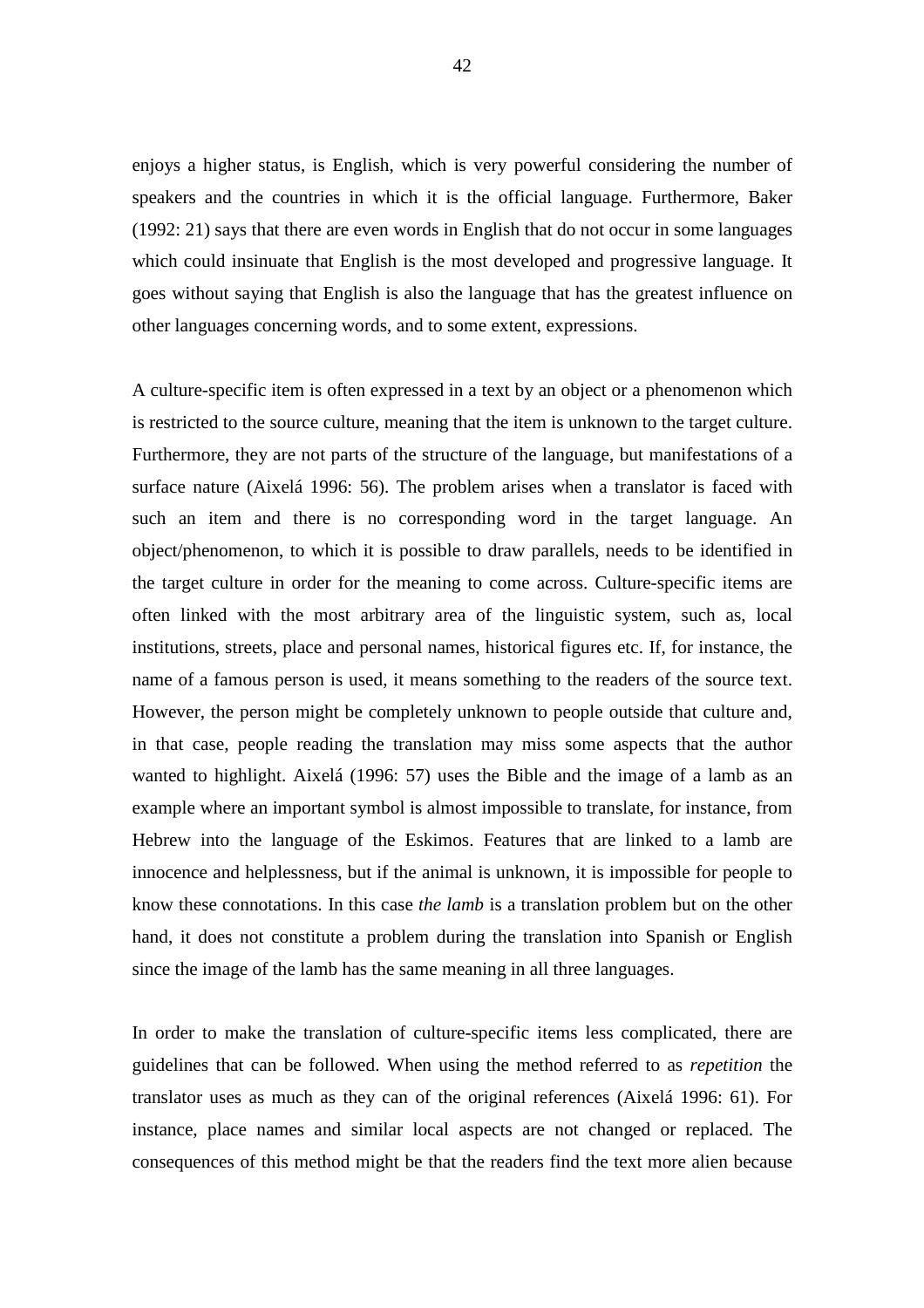enjoys a higher status, is English, which is very powerful considering the number of speakers and the countries in which it is the official language. Furthermore, Baker (1992: 21) says that there are even words in English that do not occur in some languages which could insinuate that English is the most developed and progressive language. It goes without saying that English is also the language that has the greatest influence on other languages concerning words, and to some extent, expressions.

A culture-specific item is often expressed in a text by an object or a phenomenon which is restricted to the source culture, meaning that the item is unknown to the target culture. Furthermore, they are not parts of the structure of the language, but manifestations of a surface nature (Aixelá 1996: 56). The problem arises when a translator is faced with such an item and there is no corresponding word in the target language. An object/phenomenon, to which it is possible to draw parallels, needs to be identified in the target culture in order for the meaning to come across. Culture-specific items are often linked with the most arbitrary area of the linguistic system, such as, local institutions, streets, place and personal names, historical figures etc. If, for instance, the name of a famous person is used, it means something to the readers of the source text. However, the person might be completely unknown to people outside that culture and, in that case, people reading the translation may miss some aspects that the author wanted to highlight. Aixelá (1996: 57) uses the Bible and the image of a lamb as an example where an important symbol is almost impossible to translate, for instance, from Hebrew into the language of the Eskimos. Features that are linked to a lamb are innocence and helplessness, but if the animal is unknown, it is impossible for people to know these connotations. In this case *the lamb* is a translation problem but on the other hand, it does not constitute a problem during the translation into Spanish or English since the image of the lamb has the same meaning in all three languages.

In order to make the translation of culture-specific items less complicated, there are guidelines that can be followed. When using the method referred to as *repetition* the translator uses as much as they can of the original references (Aixelá 1996: 61). For instance, place names and similar local aspects are not changed or replaced. The consequences of this method might be that the readers find the text more alien because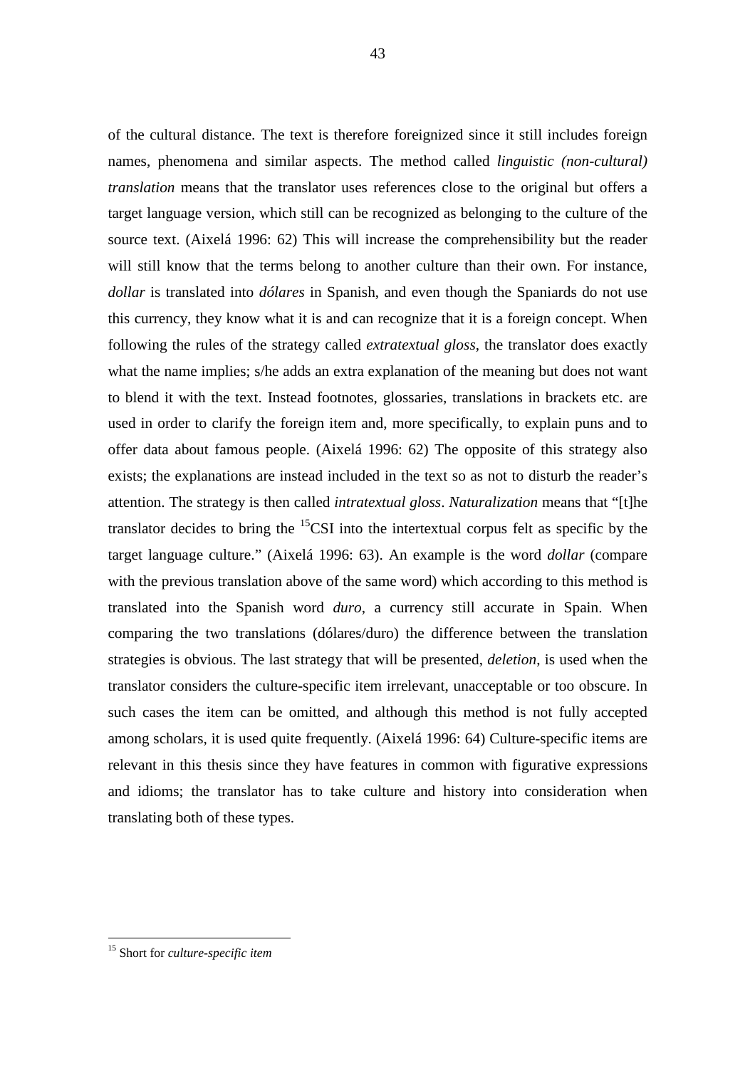of the cultural distance. The text is therefore foreignized since it still includes foreign names, phenomena and similar aspects. The method called *linguistic (non-cultural) translation* means that the translator uses references close to the original but offers a target language version, which still can be recognized as belonging to the culture of the source text. (Aixelá 1996: 62) This will increase the comprehensibility but the reader will still know that the terms belong to another culture than their own. For instance, *dollar* is translated into *dólares* in Spanish, and even though the Spaniards do not use this currency, they know what it is and can recognize that it is a foreign concept. When following the rules of the strategy called *extratextual gloss*, the translator does exactly what the name implies; s/he adds an extra explanation of the meaning but does not want to blend it with the text. Instead footnotes, glossaries, translations in brackets etc. are used in order to clarify the foreign item and, more specifically, to explain puns and to offer data about famous people. (Aixelá 1996: 62) The opposite of this strategy also exists; the explanations are instead included in the text so as not to disturb the reader's attention. The strategy is then called *intratextual gloss*. *Naturalization* means that "[t]he translator decides to bring the [15]CSI into the intertextual corpus felt as specific by the target language culture." (Aixelá 1996: 63). An example is the word *dollar* (compare with the previous translation above of the same word) which according to this method is translated into the Spanish word *duro*, a currency still accurate in Spain. When comparing the two translations (dólares/duro) the difference between the translation strategies is obvious. The last strategy that will be presented, *deletion*, is used when the translator considers the culture-specific item irrelevant, unacceptable or too obscure. In such cases the item can be omitted, and although this method is not fully accepted among scholars, it is used quite frequently. (Aixelá 1996: 64) Culture-specific items are relevant in this thesis since they have features in common with figurative expressions and idioms; the translator has to take culture and history into consideration when translating both of these types.

---

[15] Short for *culture-specific item*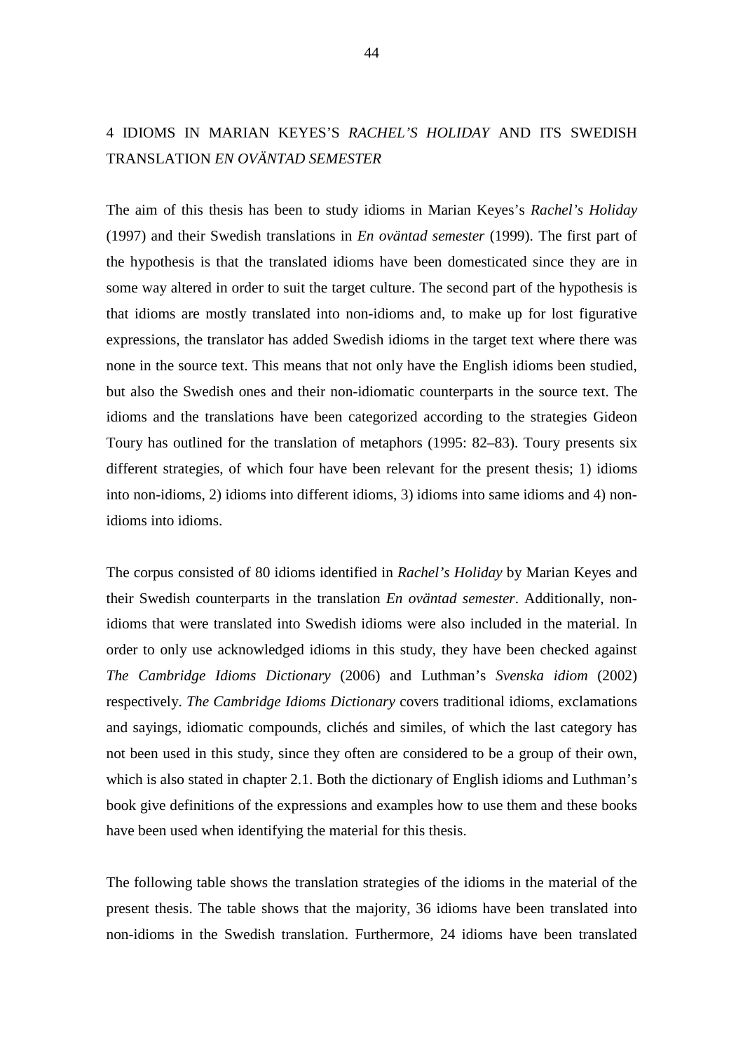# 4 IDIOMS IN MARIAN KEYES'S *RACHEL'S HOLIDAY* AND ITS SWEDISH TRANSLATION *EN OVÄNTAD SEMESTER*

The aim of this thesis has been to study idioms in Marian Keyes's *Rachel's Holiday* (1997) and their Swedish translations in *En oväntad semester* (1999). The first part of the hypothesis is that the translated idioms have been domesticated since they are in some way altered in order to suit the target culture. The second part of the hypothesis is that idioms are mostly translated into non-idioms and, to make up for lost figurative expressions, the translator has added Swedish idioms in the target text where there was none in the source text. This means that not only have the English idioms been studied, but also the Swedish ones and their non-idiomatic counterparts in the source text. The idioms and the translations have been categorized according to the strategies Gideon Toury has outlined for the translation of metaphors (1995: 82–83). Toury presents six different strategies, of which four have been relevant for the present thesis; 1) idioms into non-idioms, 2) idioms into different idioms, 3) idioms into same idioms and 4) non-idioms into idioms.

The corpus consisted of 80 idioms identified in *Rachel's Holiday* by Marian Keyes and their Swedish counterparts in the translation *En oväntad semester*. Additionally, non-idioms that were translated into Swedish idioms were also included in the material. In order to only use acknowledged idioms in this study, they have been checked against *The Cambridge Idioms Dictionary* (2006) and Luthman's *Svenska idiom* (2002) respectively. *The Cambridge Idioms Dictionary* covers traditional idioms, exclamations and sayings, idiomatic compounds, clichés and similes, of which the last category has not been used in this study, since they often are considered to be a group of their own, which is also stated in chapter 2.1. Both the dictionary of English idioms and Luthman's book give definitions of the expressions and examples how to use them and these books have been used when identifying the material for this thesis.

The following table shows the translation strategies of the idioms in the material of the present thesis. The table shows that the majority, 36 idioms have been translated into non-idioms in the Swedish translation. Furthermore, 24 idioms have been translated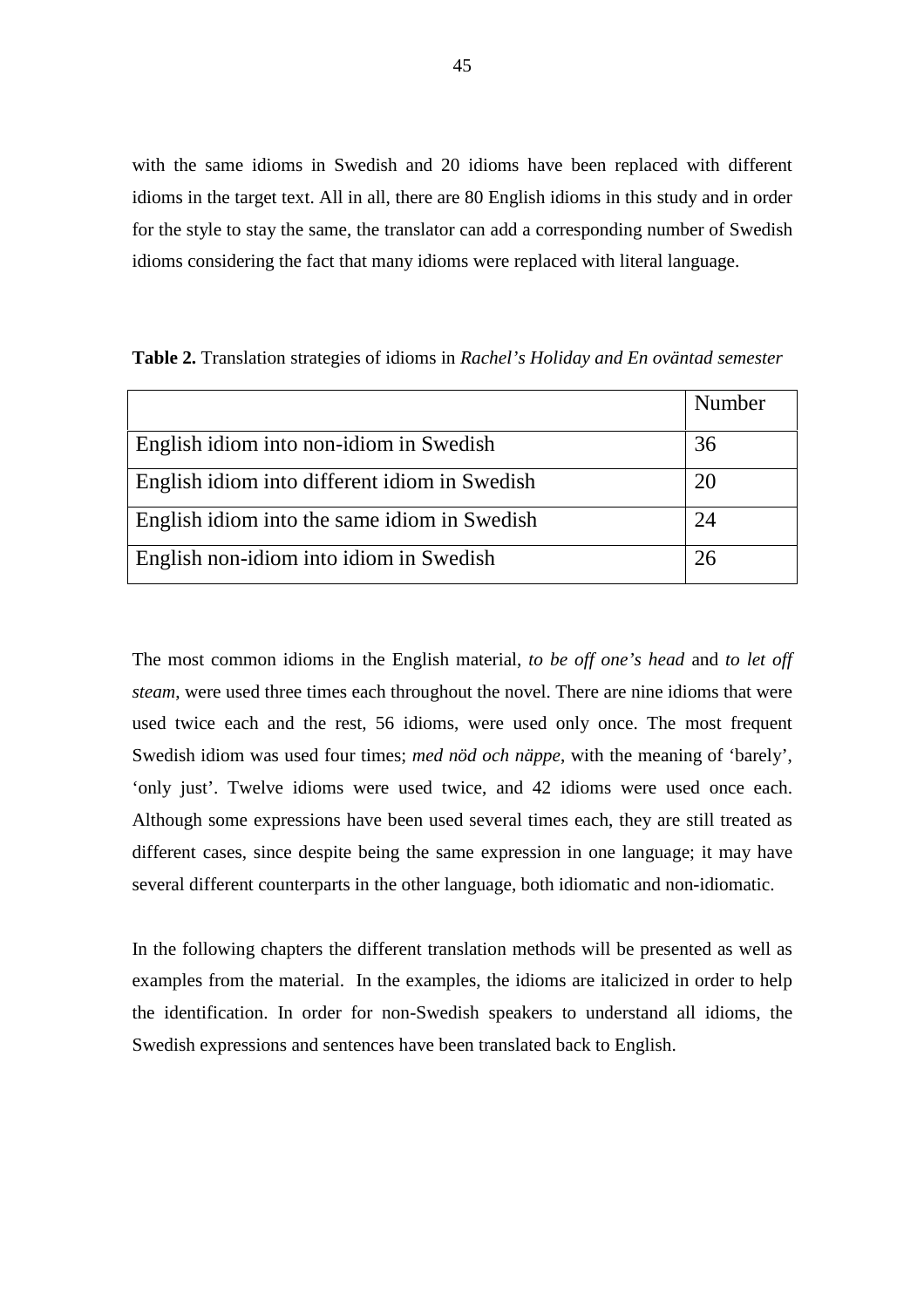with the same idioms in Swedish and 20 idioms have been replaced with different idioms in the target text. All in all, there are 80 English idioms in this study and in order for the style to stay the same, the translator can add a corresponding number of Swedish idioms considering the fact that many idioms were replaced with literal language.

**Table 2.** Translation strategies of idioms in *Rachel's Holiday and En oväntad semester*

| | Number |
|---|---|
| English idiom into non-idiom in Swedish | 36 |
| English idiom into different idiom in Swedish | 20 |
| English idiom into the same idiom in Swedish | 24 |
| English non-idiom into idiom in Swedish | 26 |

The most common idioms in the English material, *to be off one's head* and *to let off steam*, were used three times each throughout the novel. There are nine idioms that were used twice each and the rest, 56 idioms, were used only once. The most frequent Swedish idiom was used four times; *med nöd och näppe*, with the meaning of 'barely', 'only just'. Twelve idioms were used twice, and 42 idioms were used once each. Although some expressions have been used several times each, they are still treated as different cases, since despite being the same expression in one language; it may have several different counterparts in the other language, both idiomatic and non-idiomatic.

In the following chapters the different translation methods will be presented as well as examples from the material. In the examples, the idioms are italicized in order to help the identification. In order for non-Swedish speakers to understand all idioms, the Swedish expressions and sentences have been translated back to English.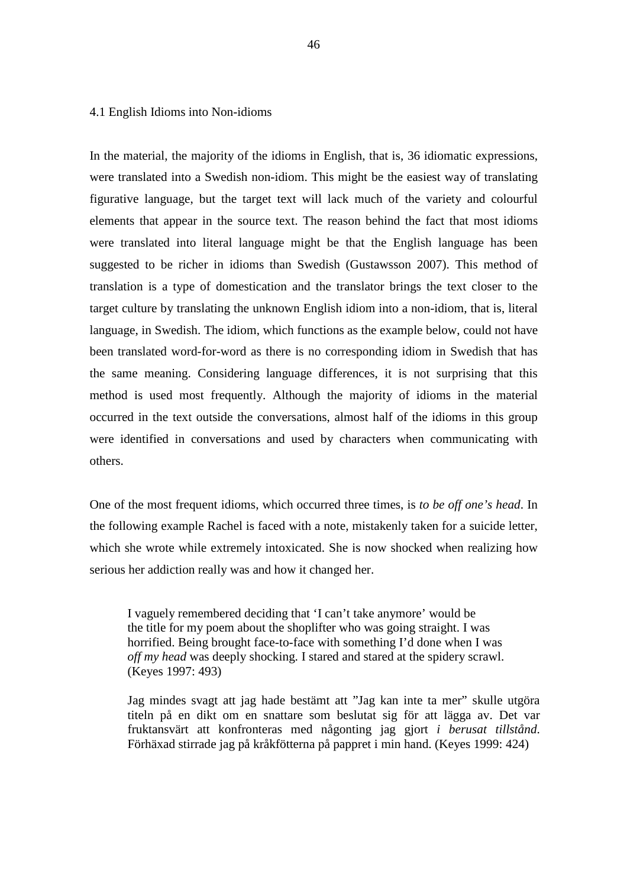## 4.1 English Idioms into Non-idioms

In the material, the majority of the idioms in English, that is, 36 idiomatic expressions, were translated into a Swedish non-idiom. This might be the easiest way of translating figurative language, but the target text will lack much of the variety and colourful elements that appear in the source text. The reason behind the fact that most idioms were translated into literal language might be that the English language has been suggested to be richer in idioms than Swedish (Gustawsson 2007). This method of translation is a type of domestication and the translator brings the text closer to the target culture by translating the unknown English idiom into a non-idiom, that is, literal language, in Swedish. The idiom, which functions as the example below, could not have been translated word-for-word as there is no corresponding idiom in Swedish that has the same meaning. Considering language differences, it is not surprising that this method is used most frequently. Although the majority of idioms in the material occurred in the text outside the conversations, almost half of the idioms in this group were identified in conversations and used by characters when communicating with others.

One of the most frequent idioms, which occurred three times, is *to be off one's head*. In the following example Rachel is faced with a note, mistakenly taken for a suicide letter, which she wrote while extremely intoxicated. She is now shocked when realizing how serious her addiction really was and how it changed her.

> I vaguely remembered deciding that 'I can't take anymore' would be the title for my poem about the shoplifter who was going straight. I was horrified. Being brought face-to-face with something I'd done when I was *off my head* was deeply shocking. I stared and stared at the spidery scrawl. (Keyes 1997: 493)

> Jag mindes svagt att jag hade bestämt att ”Jag kan inte ta mer” skulle utgöra titeln på en dikt om en snattare som beslutat sig för att lägga av. Det var fruktansvärt att konfronteras med någonting jag gjort *i berusat tillstånd*. Förhäxad stirrade jag på kråkfötterna på pappret i min hand. (Keyes 1999: 424)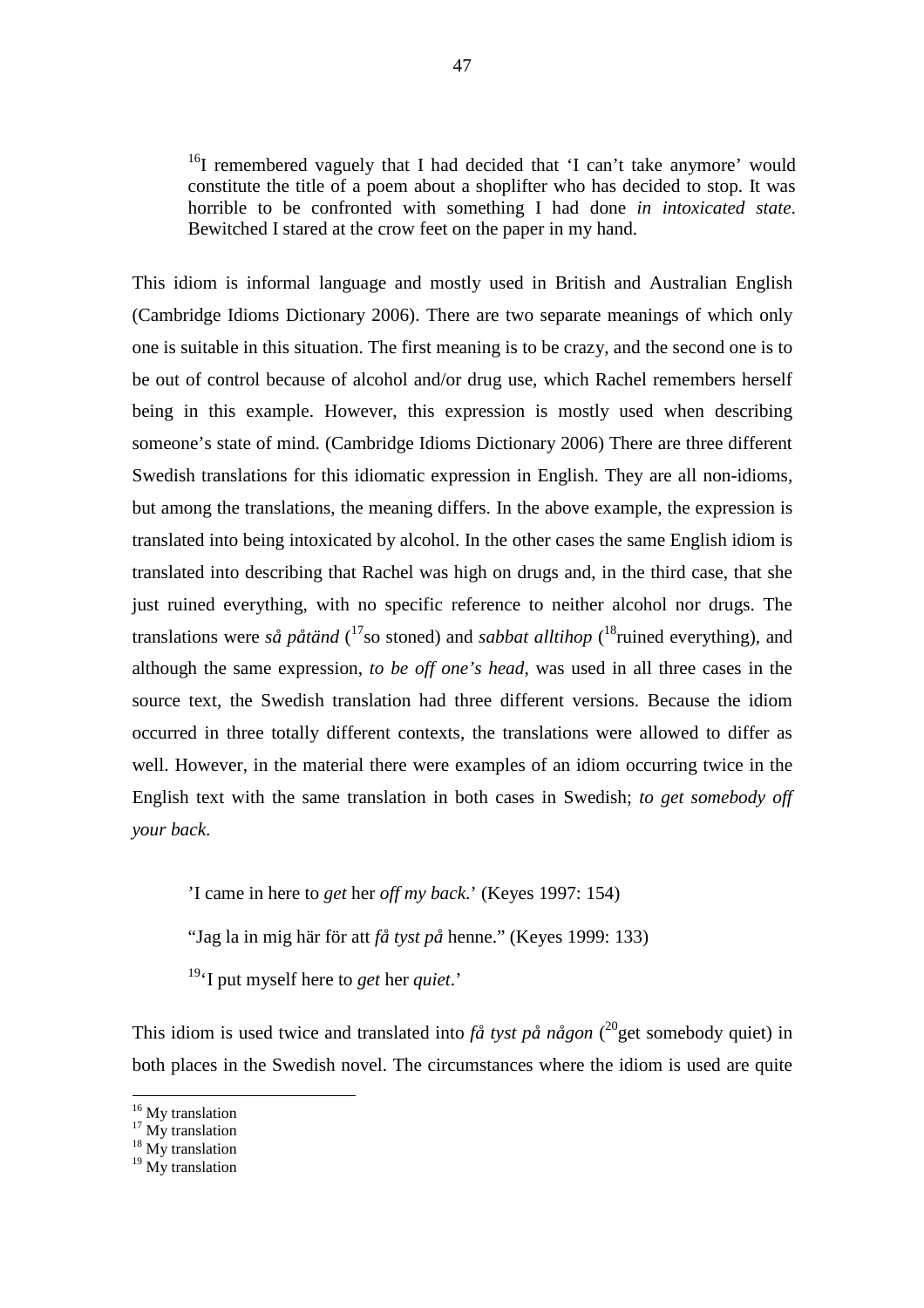[16]I remembered vaguely that I had decided that 'I can't take anymore' would constitute the title of a poem about a shoplifter who has decided to stop. It was horrible to be confronted with something I had done *in intoxicated state*. Bewitched I stared at the crow feet on the paper in my hand.

This idiom is informal language and mostly used in British and Australian English (Cambridge Idioms Dictionary 2006). There are two separate meanings of which only one is suitable in this situation. The first meaning is to be crazy, and the second one is to be out of control because of alcohol and/or drug use, which Rachel remembers herself being in this example. However, this expression is mostly used when describing someone's state of mind. (Cambridge Idioms Dictionary 2006) There are three different Swedish translations for this idiomatic expression in English. They are all non-idioms, but among the translations, the meaning differs. In the above example, the expression is translated into being intoxicated by alcohol. In the other cases the same English idiom is translated into describing that Rachel was high on drugs and, in the third case, that she just ruined everything, with no specific reference to neither alcohol nor drugs. The translations were *så påtänd* ([17]so stoned) and *sabbat alltihop* ([18]ruined everything), and although the same expression, *to be off one's head*, was used in all three cases in the source text, the Swedish translation had three different versions. Because the idiom occurred in three totally different contexts, the translations were allowed to differ as well. However, in the material there were examples of an idiom occurring twice in the English text with the same translation in both cases in Swedish; *to get somebody off your back*.

'I came in here to *get* her *off my back*.' (Keyes 1997: 154)

"Jag la in mig här för att *få tyst på* henne." (Keyes 1999: 133)

[19]'I put myself here to *get* her *quiet*.'

This idiom is used twice and translated into *få tyst på någon* ([20]get somebody quiet) in both places in the Swedish novel. The circumstances where the idiom is used are quite

---

[16] My translation
[17] My translation
[18] My translation
[19] My translation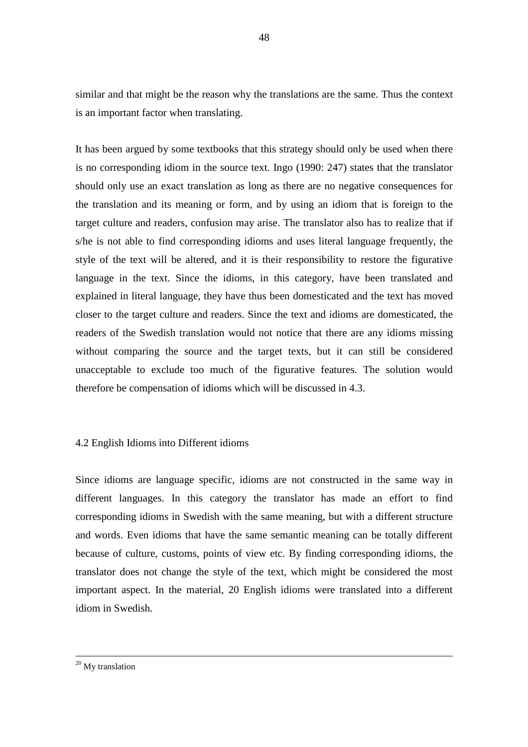similar and that might be the reason why the translations are the same. Thus the context is an important factor when translating.

It has been argued by some textbooks that this strategy should only be used when there is no corresponding idiom in the source text. Ingo (1990: 247) states that the translator should only use an exact translation as long as there are no negative consequences for the translation and its meaning or form, and by using an idiom that is foreign to the target culture and readers, confusion may arise. The translator also has to realize that if s/he is not able to find corresponding idioms and uses literal language frequently, the style of the text will be altered, and it is their responsibility to restore the figurative language in the text. Since the idioms, in this category, have been translated and explained in literal language, they have thus been domesticated and the text has moved closer to the target culture and readers. Since the text and idioms are domesticated, the readers of the Swedish translation would not notice that there are any idioms missing without comparing the source and the target texts, but it can still be considered unacceptable to exclude too much of the figurative features. The solution would therefore be compensation of idioms which will be discussed in 4.3.

## 4.2 English Idioms into Different idioms

Since idioms are language specific, idioms are not constructed in the same way in different languages. In this category the translator has made an effort to find corresponding idioms in Swedish with the same meaning, but with a different structure and words. Even idioms that have the same semantic meaning can be totally different because of culture, customs, points of view etc. By finding corresponding idioms, the translator does not change the style of the text, which might be considered the most important aspect. In the material, 20 English idioms were translated into a different idiom in Swedish.

---

[20] My translation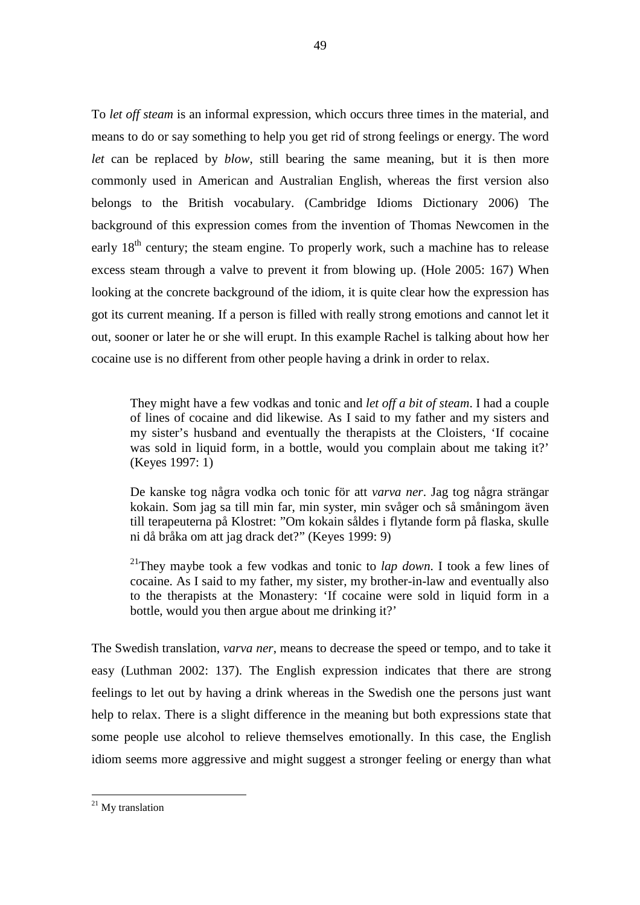To *let off steam* is an informal expression, which occurs three times in the material, and means to do or say something to help you get rid of strong feelings or energy. The word *let* can be replaced by *blow*, still bearing the same meaning, but it is then more commonly used in American and Australian English, whereas the first version also belongs to the British vocabulary. (Cambridge Idioms Dictionary 2006) The background of this expression comes from the invention of Thomas Newcomen in the early 18th century; the steam engine. To properly work, such a machine has to release excess steam through a valve to prevent it from blowing up. (Hole 2005: 167) When looking at the concrete background of the idiom, it is quite clear how the expression has got its current meaning. If a person is filled with really strong emotions and cannot let it out, sooner or later he or she will erupt. In this example Rachel is talking about how her cocaine use is no different from other people having a drink in order to relax.

> They might have a few vodkas and tonic and *let off a bit of steam*. I had a couple of lines of cocaine and did likewise. As I said to my father and my sisters and my sister's husband and eventually the therapists at the Cloisters, 'If cocaine was sold in liquid form, in a bottle, would you complain about me taking it?' (Keyes 1997: 1)
>
> De kanske tog några vodka och tonic för att *varva ner*. Jag tog några strängar kokain. Som jag sa till min far, min syster, min svåger och så småningom även till terapeuterna på Klostret: "Om kokain såldes i flytande form på flaska, skulle ni då bråka om att jag drack det?" (Keyes 1999: 9)
>
> [21]They maybe took a few vodkas and tonic to *lap down*. I took a few lines of cocaine. As I said to my father, my sister, my brother-in-law and eventually also to the therapists at the Monastery: 'If cocaine were sold in liquid form in a bottle, would you then argue about me drinking it?'

The Swedish translation, *varva ner*, means to decrease the speed or tempo, and to take it easy (Luthman 2002: 137). The English expression indicates that there are strong feelings to let out by having a drink whereas in the Swedish one the persons just want help to relax. There is a slight difference in the meaning but both expressions state that some people use alcohol to relieve themselves emotionally. In this case, the English idiom seems more aggressive and might suggest a stronger feeling or energy than what

---

[21] My translation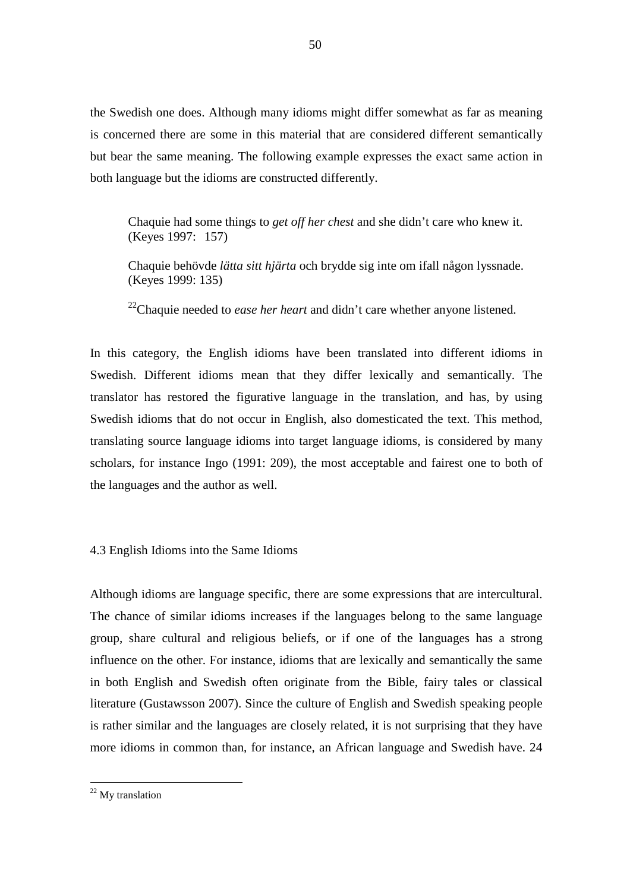the Swedish one does. Although many idioms might differ somewhat as far as meaning is concerned there are some in this material that are considered different semantically but bear the same meaning. The following example expresses the exact same action in both language but the idioms are constructed differently.

> Chaquie had some things to *get off her chest* and she didn't care who knew it. (Keyes 1997: 157)
>
> Chaquie behövde *lätta sitt hjärta* och brydde sig inte om ifall någon lyssnade. (Keyes 1999: 135)
>
> [22]Chaquie needed to *ease her heart* and didn't care whether anyone listened.

In this category, the English idioms have been translated into different idioms in Swedish. Different idioms mean that they differ lexically and semantically. The translator has restored the figurative language in the translation, and has, by using Swedish idioms that do not occur in English, also domesticated the text. This method, translating source language idioms into target language idioms, is considered by many scholars, for instance Ingo (1991: 209), the most acceptable and fairest one to both of the languages and the author as well.

### 4.3 English Idioms into the Same Idioms

Although idioms are language specific, there are some expressions that are intercultural. The chance of similar idioms increases if the languages belong to the same language group, share cultural and religious beliefs, or if one of the languages has a strong influence on the other. For instance, idioms that are lexically and semantically the same in both English and Swedish often originate from the Bible, fairy tales or classical literature (Gustawsson 2007). Since the culture of English and Swedish speaking people is rather similar and the languages are closely related, it is not surprising that they have more idioms in common than, for instance, an African language and Swedish have. 24

[22] My translation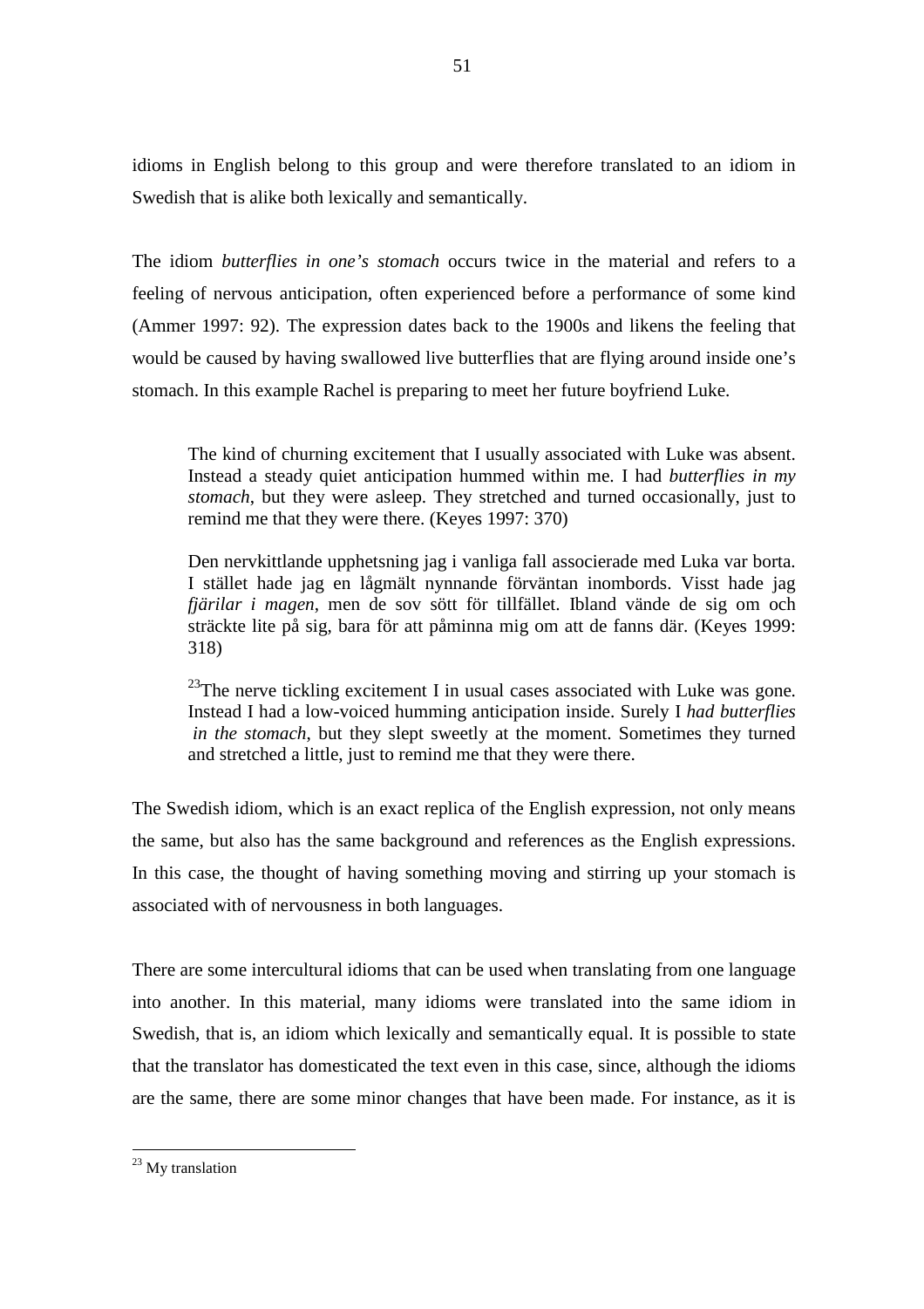idioms in English belong to this group and were therefore translated to an idiom in Swedish that is alike both lexically and semantically.

The idiom *butterflies in one's stomach* occurs twice in the material and refers to a feeling of nervous anticipation, often experienced before a performance of some kind (Ammer 1997: 92). The expression dates back to the 1900s and likens the feeling that would be caused by having swallowed live butterflies that are flying around inside one's stomach. In this example Rachel is preparing to meet her future boyfriend Luke.

> The kind of churning excitement that I usually associated with Luke was absent. Instead a steady quiet anticipation hummed within me. I had *butterflies in my stomach*, but they were asleep. They stretched and turned occasionally, just to remind me that they were there. (Keyes 1997: 370)
>
> Den nervkittlande upphetsning jag i vanliga fall associerade med Luka var borta. I stället hade jag en lågmält nynnande förväntan inombords. Visst hade jag *fjärilar i magen*, men de sov sött för tillfället. Ibland vände de sig om och sträckte lite på sig, bara för att påminna mig om att de fanns där. (Keyes 1999: 318)
>
> [23]The nerve tickling excitement I in usual cases associated with Luke was gone. Instead I had a low-voiced humming anticipation inside. Surely I *had butterflies in the stomach*, but they slept sweetly at the moment. Sometimes they turned and stretched a little, just to remind me that they were there.

The Swedish idiom, which is an exact replica of the English expression, not only means the same, but also has the same background and references as the English expressions. In this case, the thought of having something moving and stirring up your stomach is associated with of nervousness in both languages.

There are some intercultural idioms that can be used when translating from one language into another. In this material, many idioms were translated into the same idiom in Swedish, that is, an idiom which lexically and semantically equal. It is possible to state that the translator has domesticated the text even in this case, since, although the idioms are the same, there are some minor changes that have been made. For instance, as it is

[23] My translation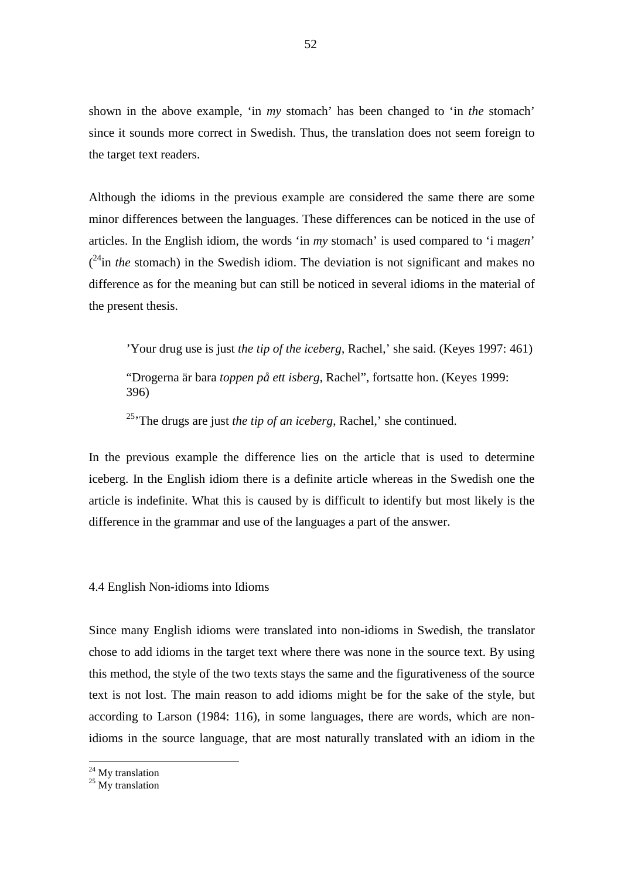shown in the above example, ‘in *my* stomach’ has been changed to ‘in *the* stomach’ since it sounds more correct in Swedish. Thus, the translation does not seem foreign to the target text readers.

Although the idioms in the previous example are considered the same there are some minor differences between the languages. These differences can be noticed in the use of articles. In the English idiom, the words ‘in *my* stomach’ is used compared to ‘i mag*en*’ ([24]in *the* stomach) in the Swedish idiom. The deviation is not significant and makes no difference as for the meaning but can still be noticed in several idioms in the material of the present thesis.

> ’Your drug use is just *the tip of the iceberg*, Rachel,’ she said. (Keyes 1997: 461)
>
> “Drogerna är bara *toppen på ett isberg*, Rachel”, fortsatte hon. (Keyes 1999: 396)
>
> [25]’The drugs are just *the tip of an iceberg*, Rachel,’ she continued.

In the previous example the difference lies on the article that is used to determine iceberg. In the English idiom there is a definite article whereas in the Swedish one the article is indefinite. What this is caused by is difficult to identify but most likely is the difference in the grammar and use of the languages a part of the answer.

## 4.4 English Non-idioms into Idioms

Since many English idioms were translated into non-idioms in Swedish, the translator chose to add idioms in the target text where there was none in the source text. By using this method, the style of the two texts stays the same and the figurativeness of the source text is not lost. The main reason to add idioms might be for the sake of the style, but according to Larson (1984: 116), in some languages, there are words, which are non-idioms in the source language, that are most naturally translated with an idiom in the

[24] My translation
[25] My translation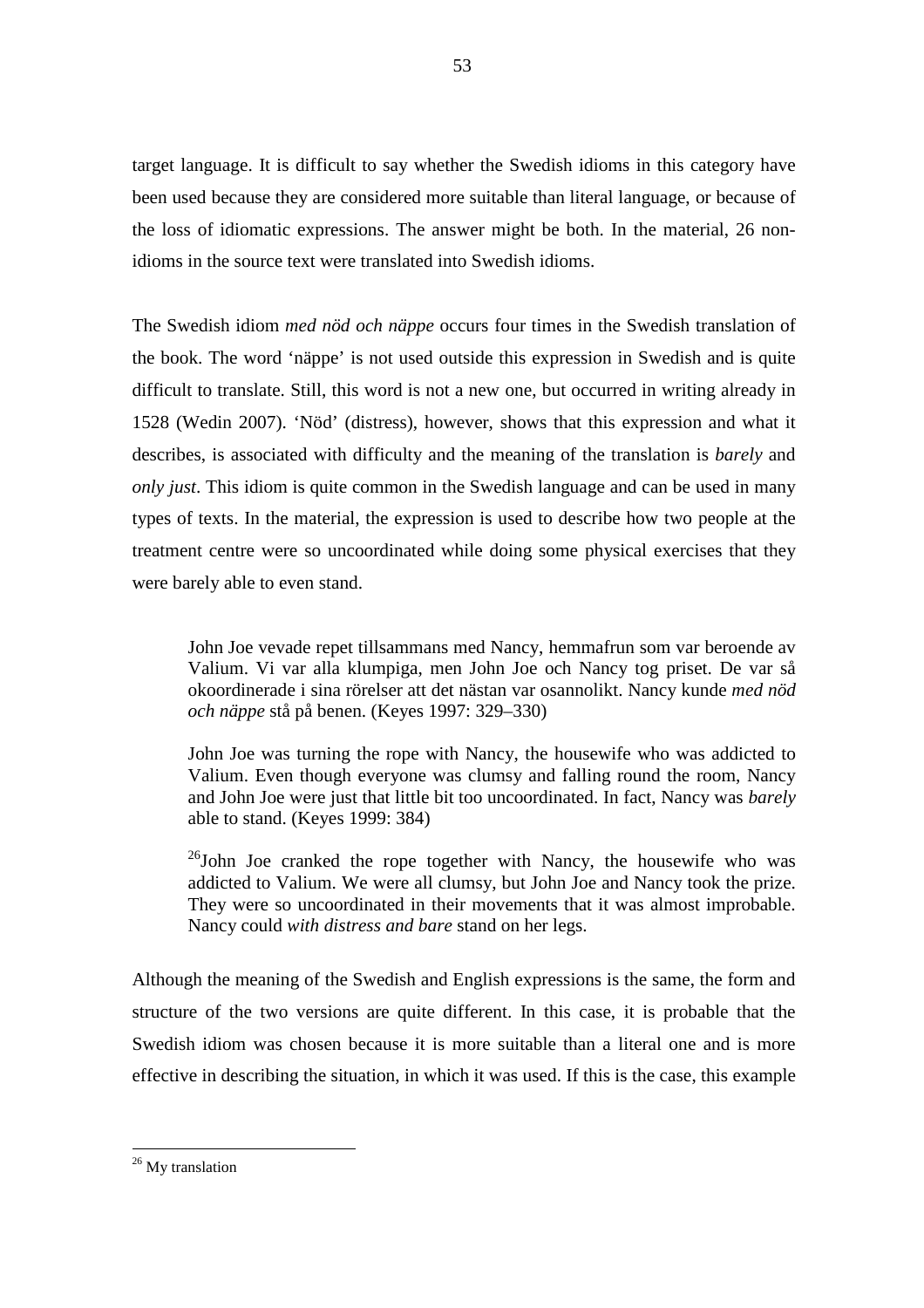target language. It is difficult to say whether the Swedish idioms in this category have been used because they are considered more suitable than literal language, or because of the loss of idiomatic expressions. The answer might be both. In the material, 26 non-idioms in the source text were translated into Swedish idioms.

The Swedish idiom *med nöd och näppe* occurs four times in the Swedish translation of the book. The word 'näppe' is not used outside this expression in Swedish and is quite difficult to translate. Still, this word is not a new one, but occurred in writing already in 1528 (Wedin 2007). 'Nöd' (distress), however, shows that this expression and what it describes, is associated with difficulty and the meaning of the translation is *barely* and *only just*. This idiom is quite common in the Swedish language and can be used in many types of texts. In the material, the expression is used to describe how two people at the treatment centre were so uncoordinated while doing some physical exercises that they were barely able to even stand.

> John Joe vevade repet tillsammans med Nancy, hemmafrun som var beroende av Valium. Vi var alla klumpiga, men John Joe och Nancy tog priset. De var så okoordinerade i sina rörelser att det nästan var osannolikt. Nancy kunde *med nöd och näppe* stå på benen. (Keyes 1997: 329–330)
>
> John Joe was turning the rope with Nancy, the housewife who was addicted to Valium. Even though everyone was clumsy and falling round the room, Nancy and John Joe were just that little bit too uncoordinated. In fact, Nancy was *barely* able to stand. (Keyes 1999: 384)
>
> [26]John Joe cranked the rope together with Nancy, the housewife who was addicted to Valium. We were all clumsy, but John Joe and Nancy took the prize. They were so uncoordinated in their movements that it was almost improbable. Nancy could *with distress and bare* stand on her legs.

Although the meaning of the Swedish and English expressions is the same, the form and structure of the two versions are quite different. In this case, it is probable that the Swedish idiom was chosen because it is more suitable than a literal one and is more effective in describing the situation, in which it was used. If this is the case, this example

---

[26] My translation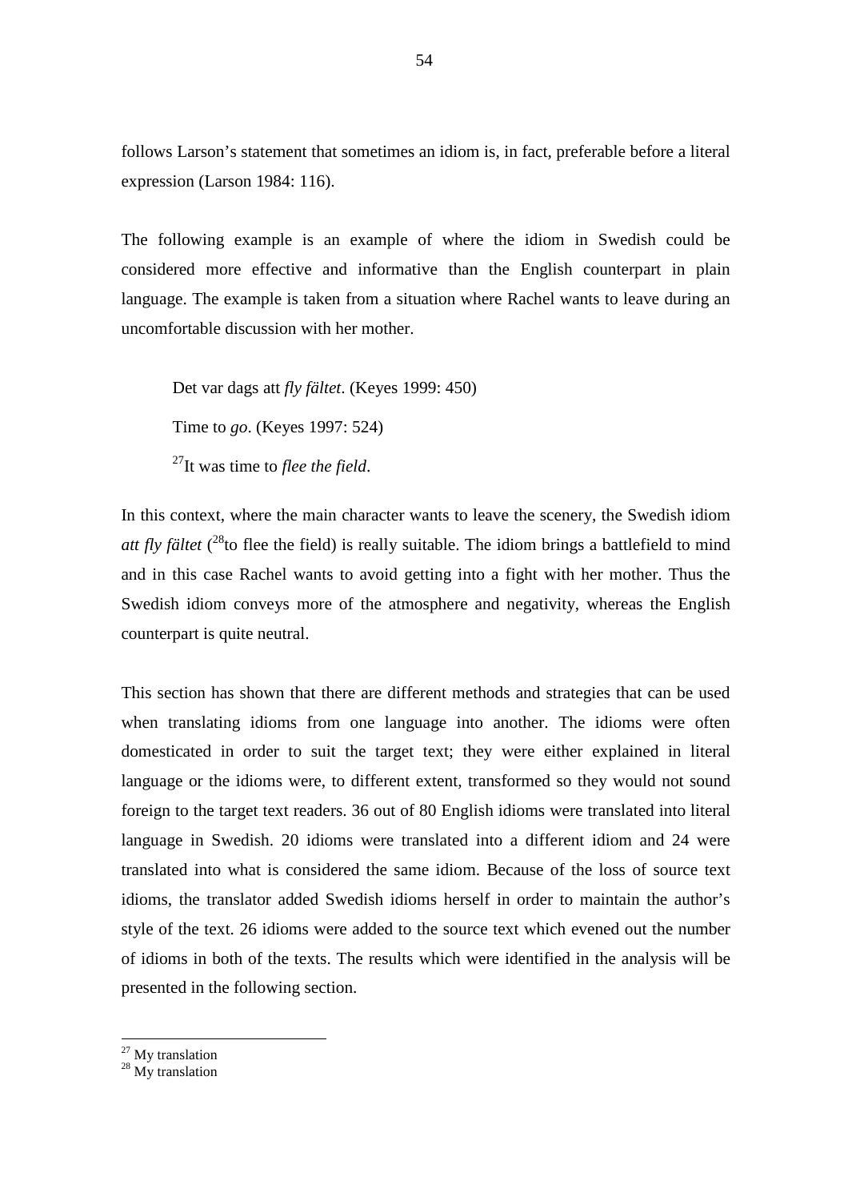follows Larson's statement that sometimes an idiom is, in fact, preferable before a literal expression (Larson 1984: 116).

The following example is an example of where the idiom in Swedish could be considered more effective and informative than the English counterpart in plain language. The example is taken from a situation where Rachel wants to leave during an uncomfortable discussion with her mother.

> Det var dags att *fly fältet*. (Keyes 1999: 450)
>
> Time to *go*. (Keyes 1997: 524)
>
> [27]It was time to *flee the field*.

In this context, where the main character wants to leave the scenery, the Swedish idiom *att fly fältet* ([28]to flee the field) is really suitable. The idiom brings a battlefield to mind and in this case Rachel wants to avoid getting into a fight with her mother. Thus the Swedish idiom conveys more of the atmosphere and negativity, whereas the English counterpart is quite neutral.

This section has shown that there are different methods and strategies that can be used when translating idioms from one language into another. The idioms were often domesticated in order to suit the target text; they were either explained in literal language or the idioms were, to different extent, transformed so they would not sound foreign to the target text readers. 36 out of 80 English idioms were translated into literal language in Swedish. 20 idioms were translated into a different idiom and 24 were translated into what is considered the same idiom. Because of the loss of source text idioms, the translator added Swedish idioms herself in order to maintain the author's style of the text. 26 idioms were added to the source text which evened out the number of idioms in both of the texts. The results which were identified in the analysis will be presented in the following section.

---

[27] My translation

[28] My translation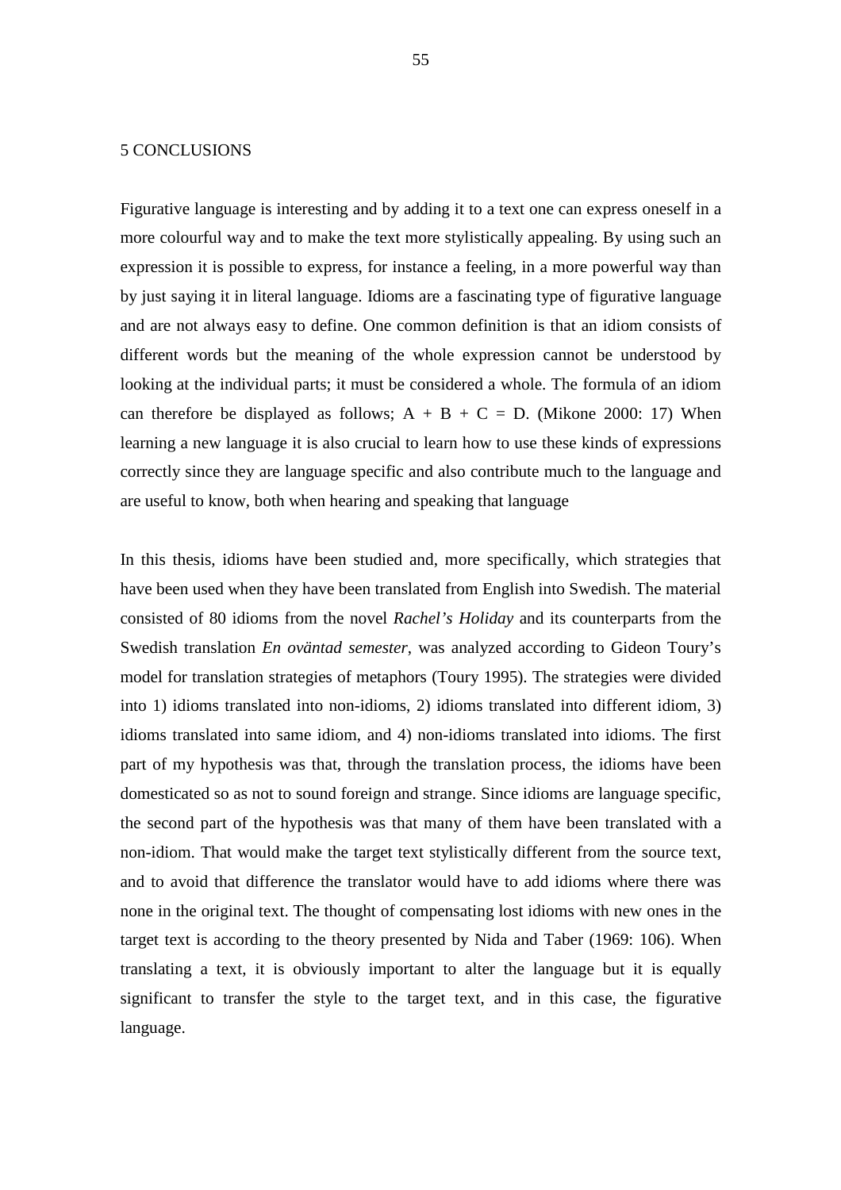# 5 CONCLUSIONS

Figurative language is interesting and by adding it to a text one can express oneself in a more colourful way and to make the text more stylistically appealing. By using such an expression it is possible to express, for instance a feeling, in a more powerful way than by just saying it in literal language. Idioms are a fascinating type of figurative language and are not always easy to define. One common definition is that an idiom consists of different words but the meaning of the whole expression cannot be understood by looking at the individual parts; it must be considered a whole. The formula of an idiom can therefore be displayed as follows; A + B + C = D. (Mikone 2000: 17) When learning a new language it is also crucial to learn how to use these kinds of expressions correctly since they are language specific and also contribute much to the language and are useful to know, both when hearing and speaking that language

In this thesis, idioms have been studied and, more specifically, which strategies that have been used when they have been translated from English into Swedish. The material consisted of 80 idioms from the novel *Rachel's Holiday* and its counterparts from the Swedish translation *En oväntad semester*, was analyzed according to Gideon Toury's model for translation strategies of metaphors (Toury 1995). The strategies were divided into 1) idioms translated into non-idioms, 2) idioms translated into different idiom, 3) idioms translated into same idiom, and 4) non-idioms translated into idioms. The first part of my hypothesis was that, through the translation process, the idioms have been domesticated so as not to sound foreign and strange. Since idioms are language specific, the second part of the hypothesis was that many of them have been translated with a non-idiom. That would make the target text stylistically different from the source text, and to avoid that difference the translator would have to add idioms where there was none in the original text. The thought of compensating lost idioms with new ones in the target text is according to the theory presented by Nida and Taber (1969: 106). When translating a text, it is obviously important to alter the language but it is equally significant to transfer the style to the target text, and in this case, the figurative language.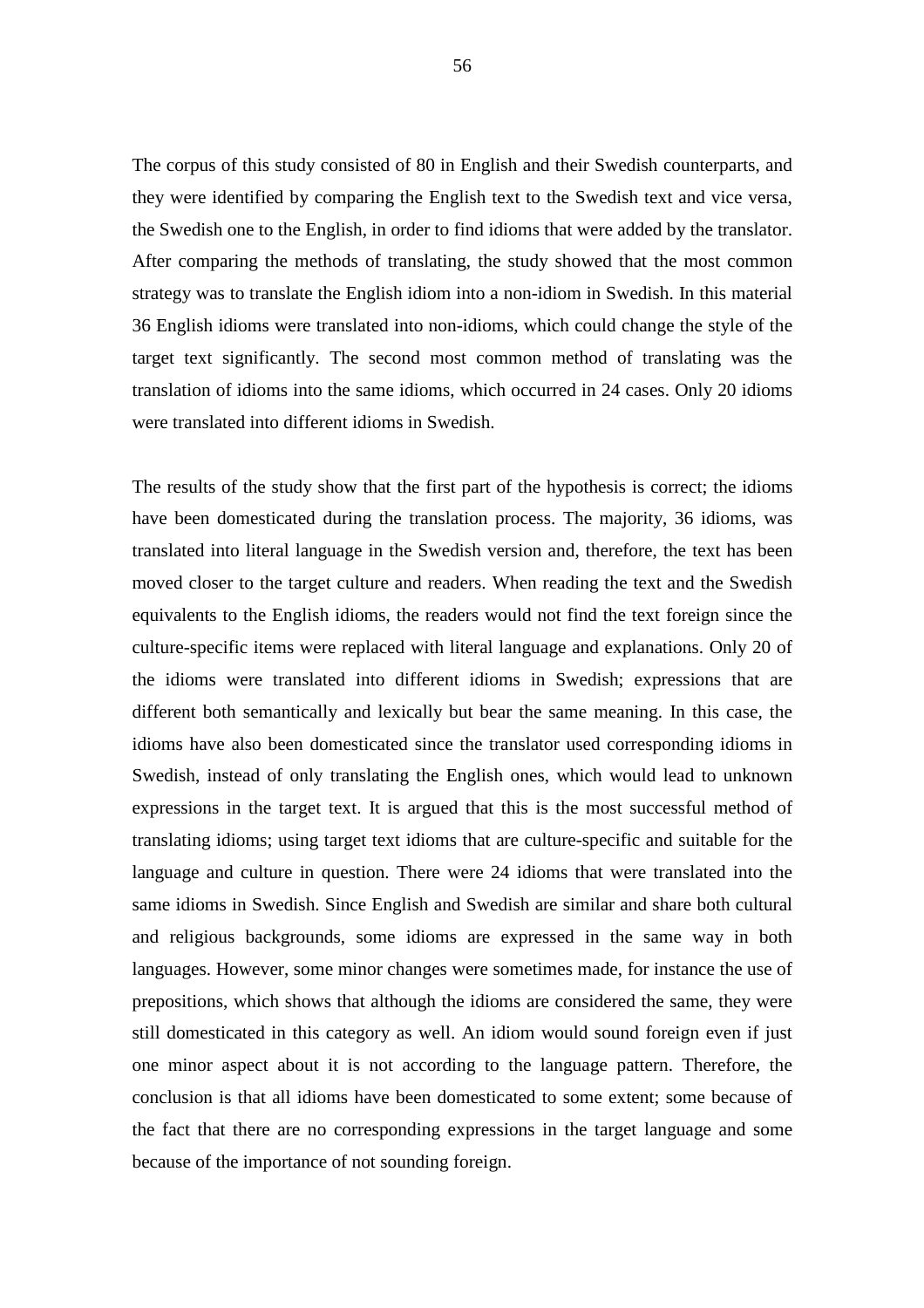The corpus of this study consisted of 80 in English and their Swedish counterparts, and they were identified by comparing the English text to the Swedish text and vice versa, the Swedish one to the English, in order to find idioms that were added by the translator. After comparing the methods of translating, the study showed that the most common strategy was to translate the English idiom into a non-idiom in Swedish. In this material 36 English idioms were translated into non-idioms, which could change the style of the target text significantly. The second most common method of translating was the translation of idioms into the same idioms, which occurred in 24 cases. Only 20 idioms were translated into different idioms in Swedish.

The results of the study show that the first part of the hypothesis is correct; the idioms have been domesticated during the translation process. The majority, 36 idioms, was translated into literal language in the Swedish version and, therefore, the text has been moved closer to the target culture and readers. When reading the text and the Swedish equivalents to the English idioms, the readers would not find the text foreign since the culture-specific items were replaced with literal language and explanations. Only 20 of the idioms were translated into different idioms in Swedish; expressions that are different both semantically and lexically but bear the same meaning. In this case, the idioms have also been domesticated since the translator used corresponding idioms in Swedish, instead of only translating the English ones, which would lead to unknown expressions in the target text. It is argued that this is the most successful method of translating idioms; using target text idioms that are culture-specific and suitable for the language and culture in question. There were 24 idioms that were translated into the same idioms in Swedish. Since English and Swedish are similar and share both cultural and religious backgrounds, some idioms are expressed in the same way in both languages. However, some minor changes were sometimes made, for instance the use of prepositions, which shows that although the idioms are considered the same, they were still domesticated in this category as well. An idiom would sound foreign even if just one minor aspect about it is not according to the language pattern. Therefore, the conclusion is that all idioms have been domesticated to some extent; some because of the fact that there are no corresponding expressions in the target language and some because of the importance of not sounding foreign.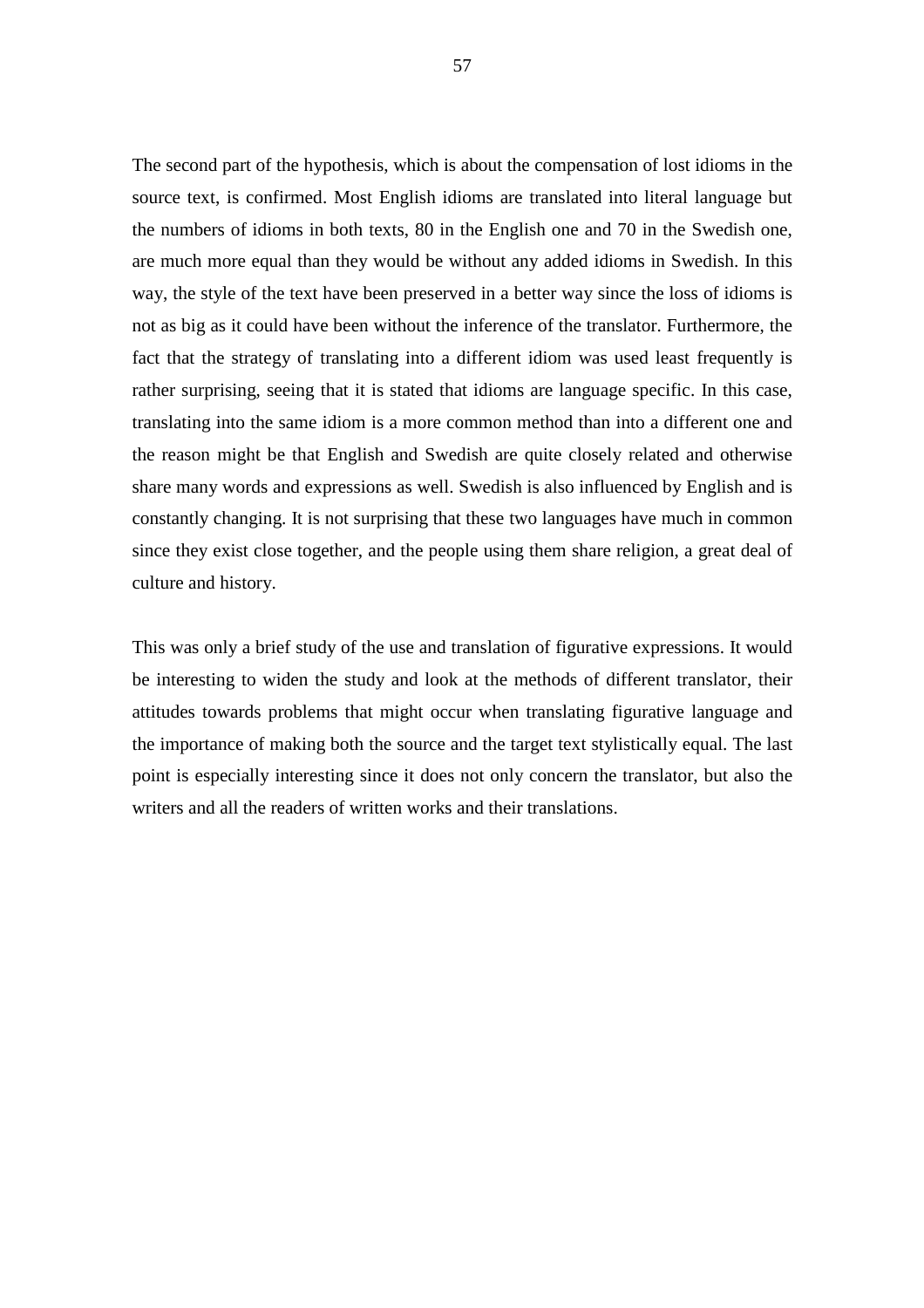The second part of the hypothesis, which is about the compensation of lost idioms in the source text, is confirmed. Most English idioms are translated into literal language but the numbers of idioms in both texts, 80 in the English one and 70 in the Swedish one, are much more equal than they would be without any added idioms in Swedish. In this way, the style of the text have been preserved in a better way since the loss of idioms is not as big as it could have been without the inference of the translator. Furthermore, the fact that the strategy of translating into a different idiom was used least frequently is rather surprising, seeing that it is stated that idioms are language specific. In this case, translating into the same idiom is a more common method than into a different one and the reason might be that English and Swedish are quite closely related and otherwise share many words and expressions as well. Swedish is also influenced by English and is constantly changing. It is not surprising that these two languages have much in common since they exist close together, and the people using them share religion, a great deal of culture and history.

This was only a brief study of the use and translation of figurative expressions. It would be interesting to widen the study and look at the methods of different translator, their attitudes towards problems that might occur when translating figurative language and the importance of making both the source and the target text stylistically equal. The last point is especially interesting since it does not only concern the translator, but also the writers and all the readers of written works and their translations.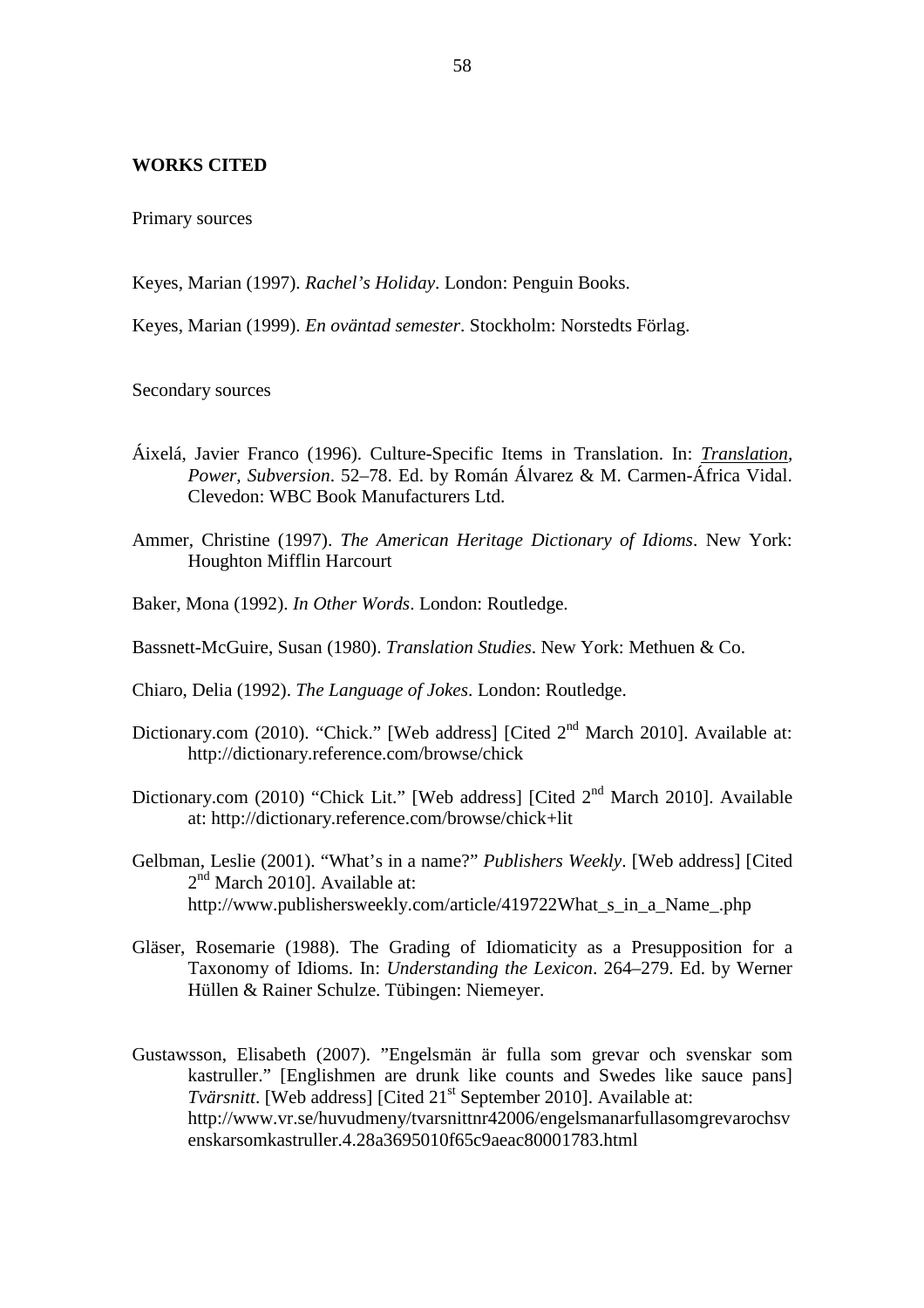## WORKS CITED

Primary sources

Keyes, Marian (1997). *Rachel's Holiday*. London: Penguin Books.

Keyes, Marian (1999). *En oväntad semester*. Stockholm: Norstedts Förlag.

Secondary sources

Áixelá, Javier Franco (1996). Culture-Specific Items in Translation. In: *Translation, Power, Subversion*. 52–78. Ed. by Román Álvarez & M. Carmen-África Vidal. Clevedon: WBC Book Manufacturers Ltd.

Ammer, Christine (1997). *The American Heritage Dictionary of Idioms*. New York: Houghton Mifflin Harcourt

Baker, Mona (1992). *In Other Words*. London: Routledge.

Bassnett-McGuire, Susan (1980). *Translation Studies*. New York: Methuen & Co.

Chiaro, Delia (1992). *The Language of Jokes*. London: Routledge.

Dictionary.com (2010). "Chick." [Web address] [Cited 2nd March 2010]. Available at: http://dictionary.reference.com/browse/chick

Dictionary.com (2010) "Chick Lit." [Web address] [Cited 2nd March 2010]. Available at: http://dictionary.reference.com/browse/chick+lit

Gelbman, Leslie (2001). "What's in a name?" *Publishers Weekly*. [Web address] [Cited 2nd March 2010]. Available at: http://www.publishersweekly.com/article/419722What_s_in_a_Name_.php

Gläser, Rosemarie (1988). The Grading of Idiomaticity as a Presupposition for a Taxonomy of Idioms. In: *Understanding the Lexicon*. 264–279. Ed. by Werner Hüllen & Rainer Schulze. Tübingen: Niemeyer.

Gustawsson, Elisabeth (2007). "Engelsmän är fulla som grevar och svenskar som kastruller." [Englishmen are drunk like counts and Swedes like sauce pans] *Tvärsnitt*. [Web address] [Cited 21st September 2010]. Available at: http://www.vr.se/huvudmeny/tvarsnittnr42006/engelsmanarfullasomgrevarochsvenskarsomkastruller.4.28a3695010f65c9aeac80001783.html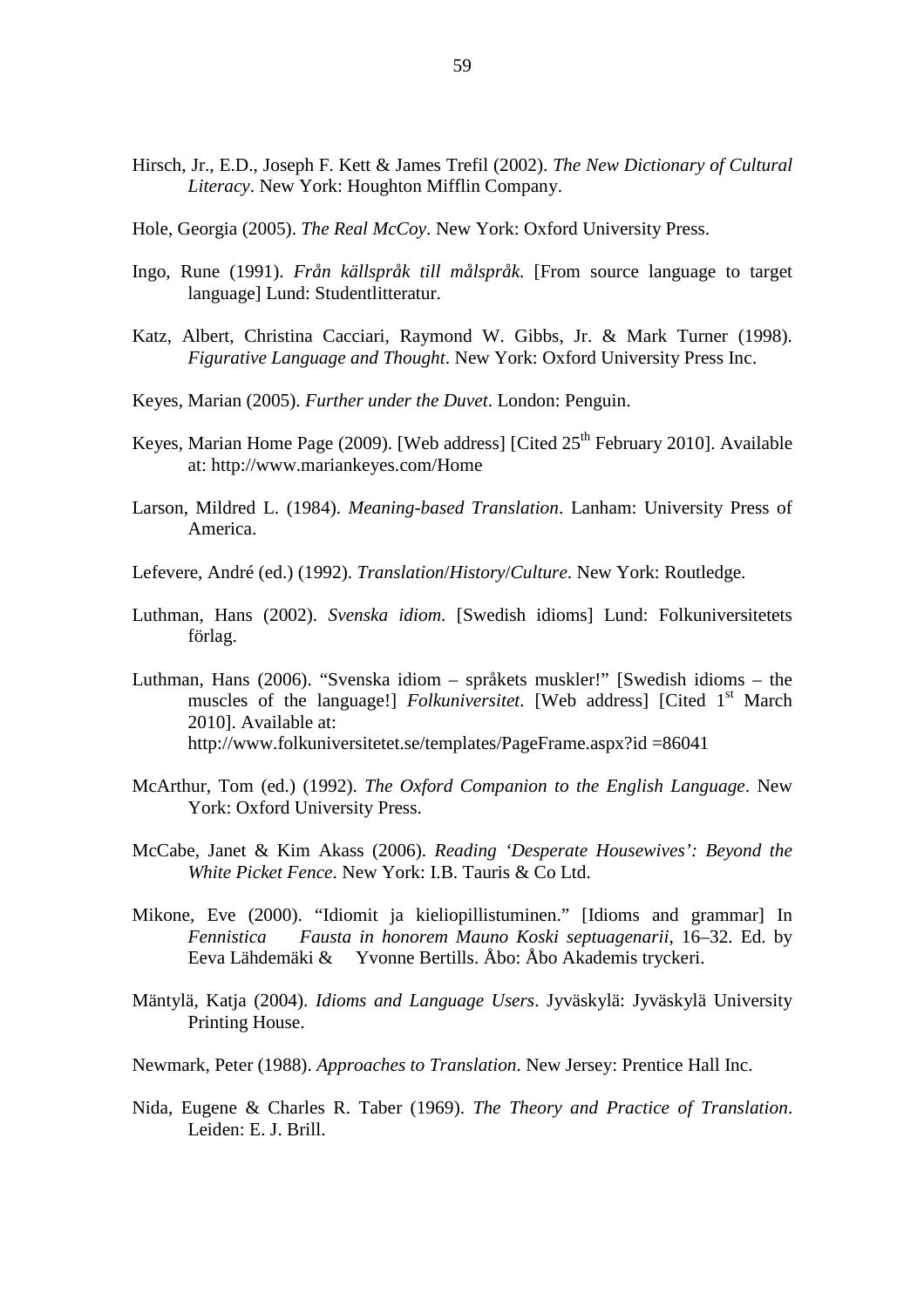Hirsch, Jr., E.D., Joseph F. Kett & James Trefil (2002). *The New Dictionary of Cultural Literacy*. New York: Houghton Mifflin Company.

Hole, Georgia (2005). *The Real McCoy*. New York: Oxford University Press.

Ingo, Rune (1991). *Från källspråk till målspråk*. [From source language to target language] Lund: Studentlitteratur.

Katz, Albert, Christina Cacciari, Raymond W. Gibbs, Jr. & Mark Turner (1998). *Figurative Language and Thought*. New York: Oxford University Press Inc.

Keyes, Marian (2005). *Further under the Duvet*. London: Penguin.

Keyes, Marian Home Page (2009). [Web address] [Cited 25th February 2010]. Available at: http://www.mariankeyes.com/Home

Larson, Mildred L. (1984). *Meaning-based Translation*. Lanham: University Press of America.

Lefevere, André (ed.) (1992). *Translation*/*History*/*Culture*. New York: Routledge.

Luthman, Hans (2002). *Svenska idiom*. [Swedish idioms] Lund: Folkuniversitetets förlag.

Luthman, Hans (2006). "Svenska idiom – språkets muskler!" [Swedish idioms – the muscles of the language!] *Folkuniversitet*. [Web address] [Cited 1st March 2010]. Available at: http://www.folkuniversitetet.se/templates/PageFrame.aspx?id =86041

McArthur, Tom (ed.) (1992). *The Oxford Companion to the English Language*. New York: Oxford University Press.

McCabe, Janet & Kim Akass (2006). *Reading 'Desperate Housewives': Beyond the White Picket Fence*. New York: I.B. Tauris & Co Ltd.

Mikone, Eve (2000). "Idiomit ja kieliopillistuminen." [Idioms and grammar] In *Fennistica Fausta in honorem Mauno Koski septuagenarii*, 16–32. Ed. by Eeva Lähdemäki & Yvonne Bertills. Åbo: Åbo Akademis tryckeri.

Mäntylä, Katja (2004). *Idioms and Language Users*. Jyväskylä: Jyväskylä University Printing House.

Newmark, Peter (1988). *Approaches to Translation*. New Jersey: Prentice Hall Inc.

Nida, Eugene & Charles R. Taber (1969). *The Theory and Practice of Translation*. Leiden: E. J. Brill.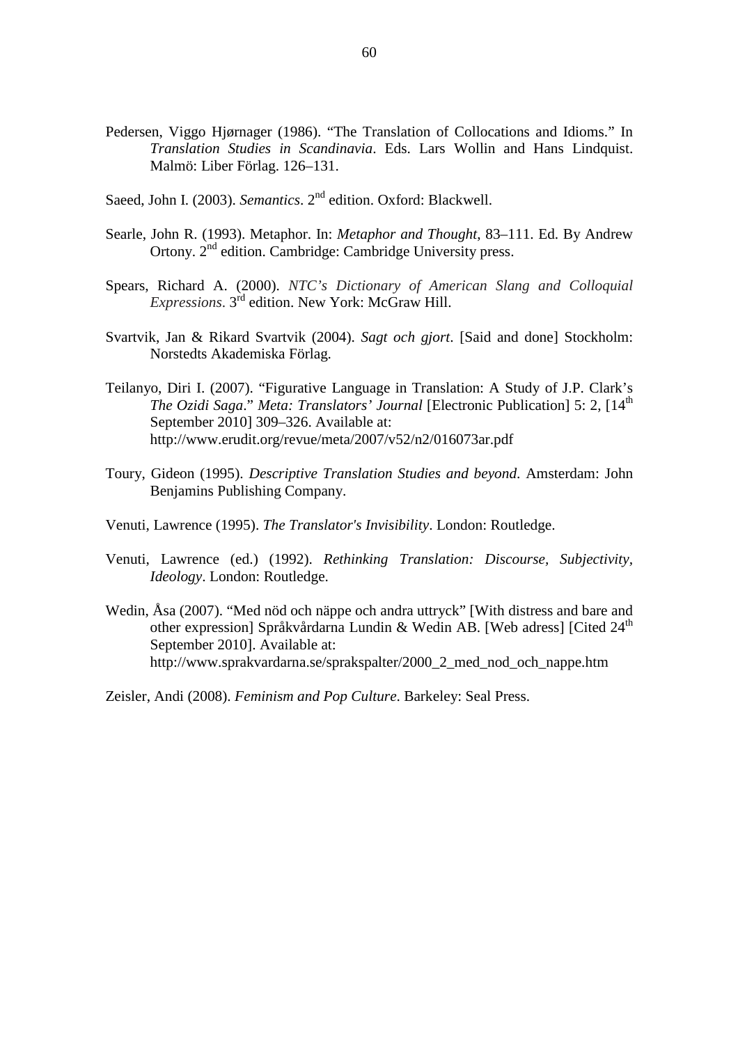Pedersen, Viggo Hjørnager (1986). “The Translation of Collocations and Idioms.” In *Translation Studies in Scandinavia*. Eds. Lars Wollin and Hans Lindquist. Malmö: Liber Förlag. 126–131.

Saeed, John I. (2003). *Semantics*. 2nd edition. Oxford: Blackwell.

Searle, John R. (1993). Metaphor. In: *Metaphor and Thought*, 83–111. Ed. By Andrew Ortony. 2nd edition. Cambridge: Cambridge University press.

Spears, Richard A. (2000). *NTC’s Dictionary of American Slang and Colloquial Expressions*. 3rd edition. New York: McGraw Hill.

Svartvik, Jan & Rikard Svartvik (2004). *Sagt och gjort*. [Said and done] Stockholm: Norstedts Akademiska Förlag.

Teilanyo, Diri I. (2007). “Figurative Language in Translation: A Study of J.P. Clark’s *The Ozidi Saga*.” *Meta: Translators’ Journal* [Electronic Publication] 5: 2, [14th September 2010] 309–326. Available at: http://www.erudit.org/revue/meta/2007/v52/n2/016073ar.pdf

Toury, Gideon (1995). *Descriptive Translation Studies and beyond*. Amsterdam: John Benjamins Publishing Company.

Venuti, Lawrence (1995). *The Translator's Invisibility*. London: Routledge.

Venuti, Lawrence (ed.) (1992). *Rethinking Translation: Discourse, Subjectivity, Ideology*. London: Routledge.

Wedin, Åsa (2007). “Med nöd och näppe och andra uttryck” [With distress and bare and other expression] Språkvårdarna Lundin & Wedin AB. [Web adress] [Cited 24th September 2010]. Available at: http://www.sprakvardarna.se/sprakspalter/2000_2_med_nod_och_nappe.htm

Zeisler, Andi (2008). *Feminism and Pop Culture*. Barkeley: Seal Press.